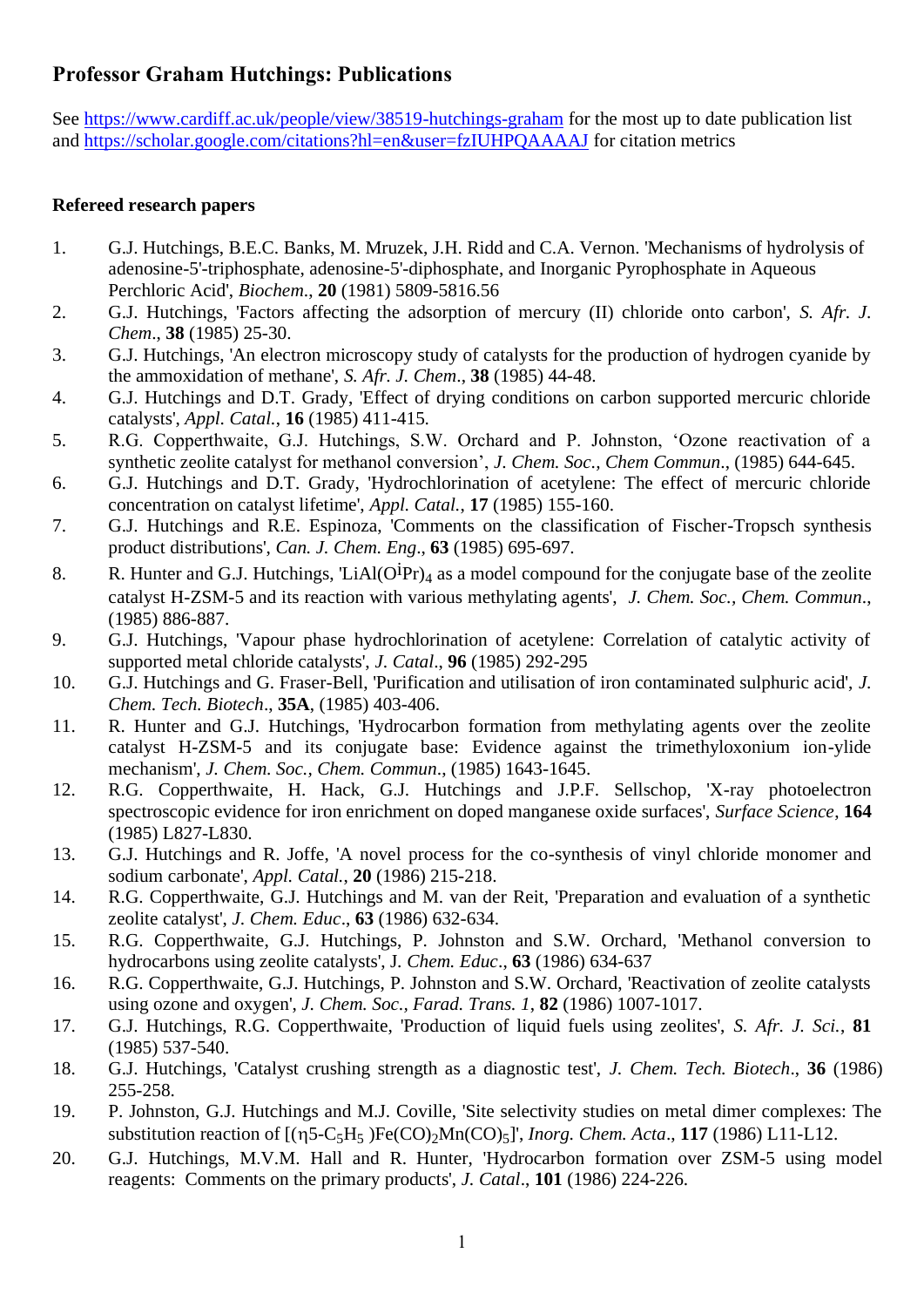# Professor Graham Hutchings: Publications

See https://www.cardiff.ac.uk/people/view/38519-hutchings-graham for the most up to date publication list and https://scholar.google.com/citations?hl=en&user=fzIUHPQAAAAJ for citation metrics

## Refereed research papers

1. G.J. Hutchings, B.E.C. Banks, M. Mruzek, J.H. Ridd and C.A. Vernon. 'Mechanisms of hydrolysis of adenosine-5'-triphosphate, adenosine-5'-diphosphate, and Inorganic Pyrophosphate in Aqueous Perchloric Acid', *Biochem*., **20** (1981) 5809-5816.56
2. G.J. Hutchings, 'Factors affecting the adsorption of mercury (II) chloride onto carbon', *S. Afr. J. Chem*., **38** (1985) 25-30.
3. G.J. Hutchings, 'An electron microscopy study of catalysts for the production of hydrogen cyanide by the ammoxidation of methane', *S. Afr. J. Chem*., **38** (1985) 44-48.
4. G.J. Hutchings and D.T. Grady, 'Effect of drying conditions on carbon supported mercuric chloride catalysts', *Appl. Catal.*, **16** (1985) 411-415.
5. R.G. Copperthwaite, G.J. Hutchings, S.W. Orchard and P. Johnston, 'Ozone reactivation of a synthetic zeolite catalyst for methanol conversion', *J. Chem. Soc., Chem Commun*., (1985) 644-645.
6. G.J. Hutchings and D.T. Grady, 'Hydrochlorination of acetylene: The effect of mercuric chloride concentration on catalyst lifetime', *Appl. Catal.*, **17** (1985) 155-160.
7. G.J. Hutchings and R.E. Espinoza, 'Comments on the classification of Fischer-Tropsch synthesis product distributions', *Can. J. Chem. Eng*., **63** (1985) 695-697.
8. R. Hunter and G.J. Hutchings, '$LiAl(O^iPr)_4$ as a model compound for the conjugate base of the zeolite catalyst H-ZSM-5 and its reaction with various methylating agents', *J. Chem. Soc., Chem. Commun*., (1985) 886-887.
9. G.J. Hutchings, 'Vapour phase hydrochlorination of acetylene: Correlation of catalytic activity of supported metal chloride catalysts', *J. Catal*., **96** (1985) 292-295
10. G.J. Hutchings and G. Fraser-Bell, 'Purification and utilisation of iron contaminated sulphuric acid', *J. Chem. Tech. Biotech*., **35A**, (1985) 403-406.
11. R. Hunter and G.J. Hutchings, 'Hydrocarbon formation from methylating agents over the zeolite catalyst H-ZSM-5 and its conjugate base: Evidence against the trimethyloxonium ion-ylide mechanism', *J. Chem. Soc., Chem. Commun*., (1985) 1643-1645.
12. R.G. Copperthwaite, H. Hack, G.J. Hutchings and J.P.F. Sellschop, 'X-ray photoelectron spectroscopic evidence for iron enrichment on doped manganese oxide surfaces', *Surface Science*, **164** (1985) L827-L830.
13. G.J. Hutchings and R. Joffe, 'A novel process for the co-synthesis of vinyl chloride monomer and sodium carbonate', *Appl. Catal.*, **20** (1986) 215-218.
14. R.G. Copperthwaite, G.J. Hutchings and M. van der Reit, 'Preparation and evaluation of a synthetic zeolite catalyst', *J. Chem. Educ*., **63** (1986) 632-634.
15. R.G. Copperthwaite, G.J. Hutchings, P. Johnston and S.W. Orchard, 'Methanol conversion to hydrocarbons using zeolite catalysts', J. *Chem. Educ*., **63** (1986) 634-637
16. R.G. Copperthwaite, G.J. Hutchings, P. Johnston and S.W. Orchard, 'Reactivation of zeolite catalysts using ozone and oxygen', *J. Chem. Soc., Farad. Trans. 1*, **82** (1986) 1007-1017.
17. G.J. Hutchings, R.G. Copperthwaite, 'Production of liquid fuels using zeolites', *S. Afr. J. Sci.*, **81** (1985) 537-540.
18. G.J. Hutchings, 'Catalyst crushing strength as a diagnostic test', *J. Chem. Tech. Biotech*., **36** (1986) 255-258.
19. P. Johnston, G.J. Hutchings and M.J. Coville, 'Site selectivity studies on metal dimer complexes: The substitution reaction of $[(\eta 5\text{-}C_5H_5)Fe(CO)_2Mn(CO)_5]$', *Inorg. Chem. Acta*., **117** (1986) L11-L12.
20. G.J. Hutchings, M.V.M. Hall and R. Hunter, 'Hydrocarbon formation over ZSM-5 using model reagents: Comments on the primary products', *J. Catal*., **101** (1986) 224-226.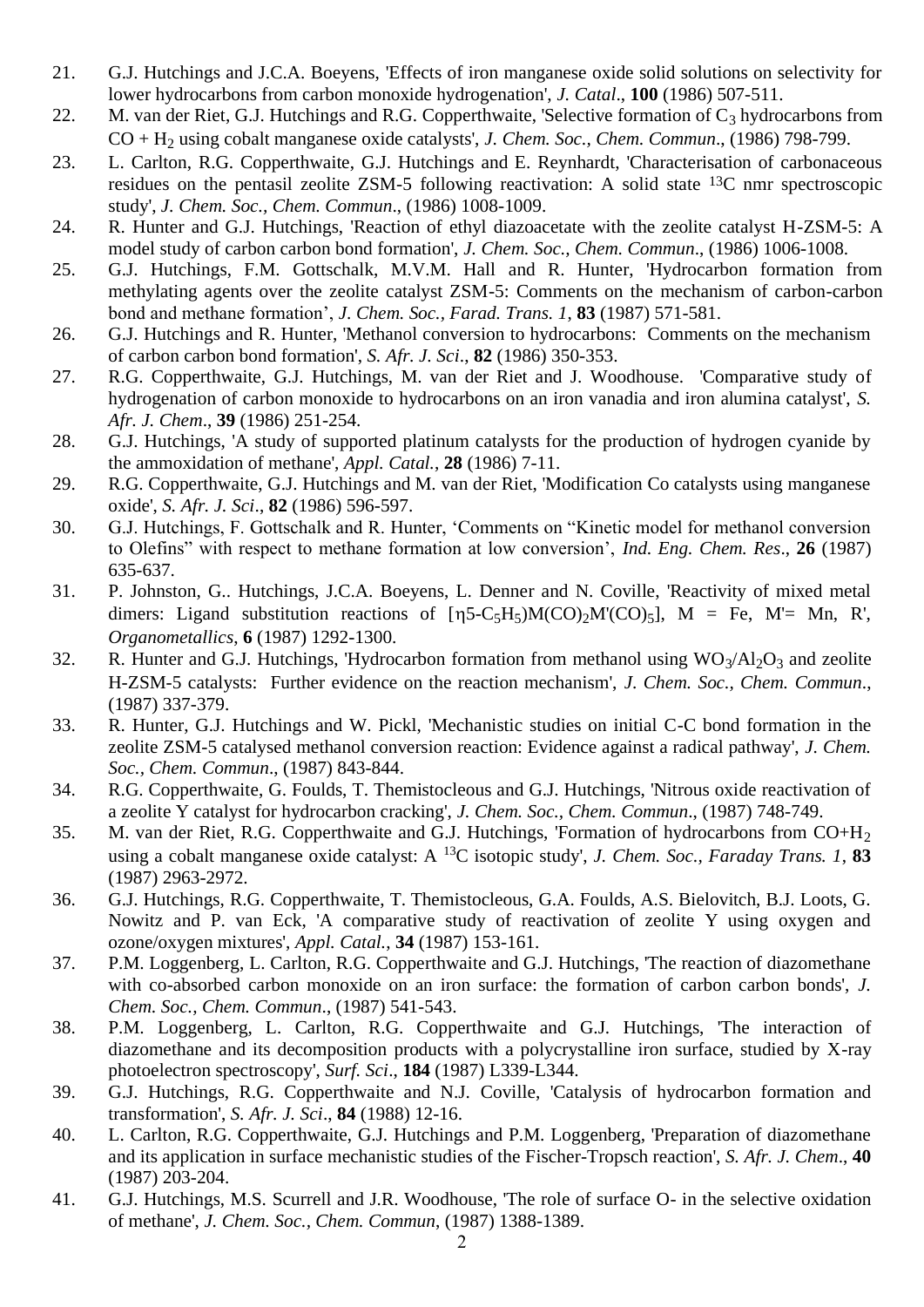21. G.J. Hutchings and J.C.A. Boeyens, 'Effects of iron manganese oxide solid solutions on selectivity for lower hydrocarbons from carbon monoxide hydrogenation', *J. Catal*., **100** (1986) 507-511.
22. M. van der Riet, G.J. Hutchings and R.G. Copperthwaite, 'Selective formation of $C_3$ hydrocarbons from $CO + H_2$ using cobalt manganese oxide catalysts', *J. Chem. Soc., Chem. Commun*., (1986) 798-799.
23. L. Carlton, R.G. Copperthwaite, G.J. Hutchings and E. Reynhardt, 'Characterisation of carbonaceous residues on the pentasil zeolite ZSM-5 following reactivation: A solid state $^{13}C$ nmr spectroscopic study', *J. Chem. Soc., Chem. Commun*., (1986) 1008-1009.
24. R. Hunter and G.J. Hutchings, 'Reaction of ethyl diazoacetate with the zeolite catalyst H-ZSM-5: A model study of carbon carbon bond formation', *J. Chem. Soc., Chem. Commun*., (1986) 1006-1008.
25. G.J. Hutchings, F.M. Gottschalk, M.V.M. Hall and R. Hunter, 'Hydrocarbon formation from methylating agents over the zeolite catalyst ZSM-5: Comments on the mechanism of carbon-carbon bond and methane formation', *J. Chem. Soc., Farad. Trans. 1*, **83** (1987) 571-581.
26. G.J. Hutchings and R. Hunter, 'Methanol conversion to hydrocarbons: Comments on the mechanism of carbon carbon bond formation', *S. Afr. J. Sci*., **82** (1986) 350-353.
27. R.G. Copperthwaite, G.J. Hutchings, M. van der Riet and J. Woodhouse. 'Comparative study of hydrogenation of carbon monoxide to hydrocarbons on an iron vanadia and iron alumina catalyst', *S. Afr. J. Chem*., **39** (1986) 251-254.
28. G.J. Hutchings, 'A study of supported platinum catalysts for the production of hydrogen cyanide by the ammoxidation of methane', *Appl. Catal.*, **28** (1986) 7-11.
29. R.G. Copperthwaite, G.J. Hutchings and M. van der Riet, 'Modification Co catalysts using manganese oxide', *S. Afr. J. Sci*., **82** (1986) 596-597.
30. G.J. Hutchings, F. Gottschalk and R. Hunter, 'Comments on "Kinetic model for methanol conversion to Olefins" with respect to methane formation at low conversion', *Ind. Eng. Chem. Res*., **26** (1987) 635-637.
31. P. Johnston, G.. Hutchings, J.C.A. Boeyens, L. Denner and N. Coville, 'Reactivity of mixed metal dimers: Ligand substitution reactions of [$\eta$5-$C_5H_5$)M$(CO)_2$M'$(CO)_5$], M = Fe, M'= Mn, R', *Organometallics*, **6** (1987) 1292-1300.
32. R. Hunter and G.J. Hutchings, 'Hydrocarbon formation from methanol using $WO_3/Al_2O_3$ and zeolite H-ZSM-5 catalysts: Further evidence on the reaction mechanism', *J. Chem. Soc., Chem. Commun*., (1987) 337-379.
33. R. Hunter, G.J. Hutchings and W. Pickl, 'Mechanistic studies on initial C-C bond formation in the zeolite ZSM-5 catalysed methanol conversion reaction: Evidence against a radical pathway', *J. Chem. Soc., Chem. Commun*., (1987) 843-844.
34. R.G. Copperthwaite, G. Foulds, T. Themistocleous and G.J. Hutchings, 'Nitrous oxide reactivation of a zeolite Y catalyst for hydrocarbon cracking', *J. Chem. Soc., Chem. Commun*., (1987) 748-749.
35. M. van der Riet, R.G. Copperthwaite and G.J. Hutchings, 'Formation of hydrocarbons from $CO+H_2$ using a cobalt manganese oxide catalyst: A $^{13}C$ isotopic study', *J. Chem. Soc., Faraday Trans. 1*, **83** (1987) 2963-2972.
36. G.J. Hutchings, R.G. Copperthwaite, T. Themistocleous, G.A. Foulds, A.S. Bielovitch, B.J. Loots, G. Nowitz and P. van Eck, 'A comparative study of reactivation of zeolite Y using oxygen and ozone/oxygen mixtures', *Appl. Catal.*, **34** (1987) 153-161.
37. P.M. Loggenberg, L. Carlton, R.G. Copperthwaite and G.J. Hutchings, 'The reaction of diazomethane with co-absorbed carbon monoxide on an iron surface: the formation of carbon carbon bonds', *J. Chem. Soc., Chem. Commun*., (1987) 541-543.
38. P.M. Loggenberg, L. Carlton, R.G. Copperthwaite and G.J. Hutchings, 'The interaction of diazomethane and its decomposition products with a polycrystalline iron surface, studied by X-ray photoelectron spectroscopy', *Surf. Sci*., **184** (1987) L339-L344.
39. G.J. Hutchings, R.G. Copperthwaite and N.J. Coville, 'Catalysis of hydrocarbon formation and transformation', *S. Afr. J. Sci*., **84** (1988) 12-16.
40. L. Carlton, R.G. Copperthwaite, G.J. Hutchings and P.M. Loggenberg, 'Preparation of diazomethane and its application in surface mechanistic studies of the Fischer-Tropsch reaction', *S. Afr. J. Chem*., **40** (1987) 203-204.
41. G.J. Hutchings, M.S. Scurrell and J.R. Woodhouse, 'The role of surface O- in the selective oxidation of methane', *J. Chem. Soc., Chem. Commun*, (1987) 1388-1389.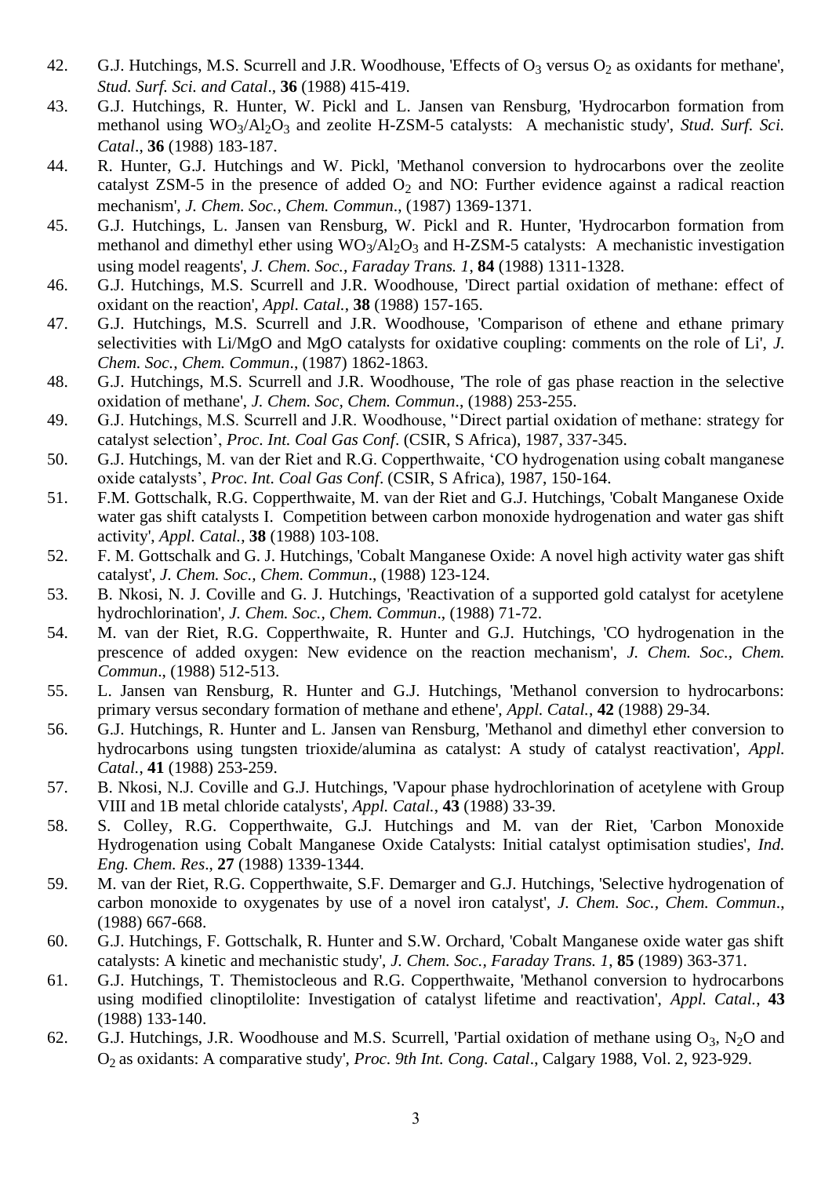42. G.J. Hutchings, M.S. Scurrell and J.R. Woodhouse, 'Effects of $O_3$ versus $O_2$ as oxidants for methane', *Stud. Surf. Sci. and Catal*., **36** (1988) 415-419.
43. G.J. Hutchings, R. Hunter, W. Pickl and L. Jansen van Rensburg, 'Hydrocarbon formation from methanol using $WO_3/Al_2O_3$ and zeolite H-ZSM-5 catalysts: A mechanistic study', *Stud. Surf. Sci. Catal*., **36** (1988) 183-187.
44. R. Hunter, G.J. Hutchings and W. Pickl, 'Methanol conversion to hydrocarbons over the zeolite catalyst ZSM-5 in the presence of added $O_2$ and NO: Further evidence against a radical reaction mechanism', *J. Chem. Soc., Chem. Commun*., (1987) 1369-1371.
45. G.J. Hutchings, L. Jansen van Rensburg, W. Pickl and R. Hunter, 'Hydrocarbon formation from methanol and dimethyl ether using $WO_3/Al_2O_3$ and H-ZSM-5 catalysts: A mechanistic investigation using model reagents', *J. Chem. Soc., Faraday Trans. 1*, **84** (1988) 1311-1328.
46. G.J. Hutchings, M.S. Scurrell and J.R. Woodhouse, 'Direct partial oxidation of methane: effect of oxidant on the reaction', *Appl. Catal.*, **38** (1988) 157-165.
47. G.J. Hutchings, M.S. Scurrell and J.R. Woodhouse, 'Comparison of ethene and ethane primary selectivities with Li/MgO and MgO catalysts for oxidative coupling: comments on the role of Li', *J. Chem. Soc., Chem. Commun*., (1987) 1862-1863.
48. G.J. Hutchings, M.S. Scurrell and J.R. Woodhouse, 'The role of gas phase reaction in the selective oxidation of methane', *J. Chem. Soc, Chem. Commun*., (1988) 253-255.
49. G.J. Hutchings, M.S. Scurrell and J.R. Woodhouse, ''Direct partial oxidation of methane: strategy for catalyst selection', *Proc. Int. Coal Gas Conf*. (CSIR, S Africa), 1987, 337-345.
50. G.J. Hutchings, M. van der Riet and R.G. Copperthwaite, 'CO hydrogenation using cobalt manganese oxide catalysts', *Proc. Int. Coal Gas Conf*. (CSIR, S Africa), 1987, 150-164.
51. F.M. Gottschalk, R.G. Copperthwaite, M. van der Riet and G.J. Hutchings, 'Cobalt Manganese Oxide water gas shift catalysts I. Competition between carbon monoxide hydrogenation and water gas shift activity', *Appl. Catal.*, **38** (1988) 103-108.
52. F. M. Gottschalk and G. J. Hutchings, 'Cobalt Manganese Oxide: A novel high activity water gas shift catalyst', *J. Chem. Soc., Chem. Commun*., (1988) 123-124.
53. B. Nkosi, N. J. Coville and G. J. Hutchings, 'Reactivation of a supported gold catalyst for acetylene hydrochlorination', *J. Chem. Soc., Chem. Commun*., (1988) 71-72.
54. M. van der Riet, R.G. Copperthwaite, R. Hunter and G.J. Hutchings, 'CO hydrogenation in the prescence of added oxygen: New evidence on the reaction mechanism', *J. Chem. Soc., Chem. Commun*., (1988) 512-513.
55. L. Jansen van Rensburg, R. Hunter and G.J. Hutchings, 'Methanol conversion to hydrocarbons: primary versus secondary formation of methane and ethene', *Appl. Catal.*, **42** (1988) 29-34.
56. G.J. Hutchings, R. Hunter and L. Jansen van Rensburg, 'Methanol and dimethyl ether conversion to hydrocarbons using tungsten trioxide/alumina as catalyst: A study of catalyst reactivation', *Appl. Catal.*, **41** (1988) 253-259.
57. B. Nkosi, N.J. Coville and G.J. Hutchings, 'Vapour phase hydrochlorination of acetylene with Group VIII and 1B metal chloride catalysts', *Appl. Catal.*, **43** (1988) 33-39.
58. S. Colley, R.G. Copperthwaite, G.J. Hutchings and M. van der Riet, 'Carbon Monoxide Hydrogenation using Cobalt Manganese Oxide Catalysts: Initial catalyst optimisation studies', *Ind. Eng. Chem. Res*., **27** (1988) 1339-1344.
59. M. van der Riet, R.G. Copperthwaite, S.F. Demarger and G.J. Hutchings, 'Selective hydrogenation of carbon monoxide to oxygenates by use of a novel iron catalyst', *J. Chem. Soc., Chem. Commun*., (1988) 667-668.
60. G.J. Hutchings, F. Gottschalk, R. Hunter and S.W. Orchard, 'Cobalt Manganese oxide water gas shift catalysts: A kinetic and mechanistic study', *J. Chem. Soc., Faraday Trans. 1*, **85** (1989) 363-371.
61. G.J. Hutchings, T. Themistocleous and R.G. Copperthwaite, 'Methanol conversion to hydrocarbons using modified clinoptilolite: Investigation of catalyst lifetime and reactivation', *Appl. Catal.*, **43** (1988) 133-140.
62. G.J. Hutchings, J.R. Woodhouse and M.S. Scurrell, 'Partial oxidation of methane using $O_3$, $N_2O$ and $O_2$ as oxidants: A comparative study', *Proc. 9th Int. Cong. Catal*., Calgary 1988, Vol. 2, 923-929.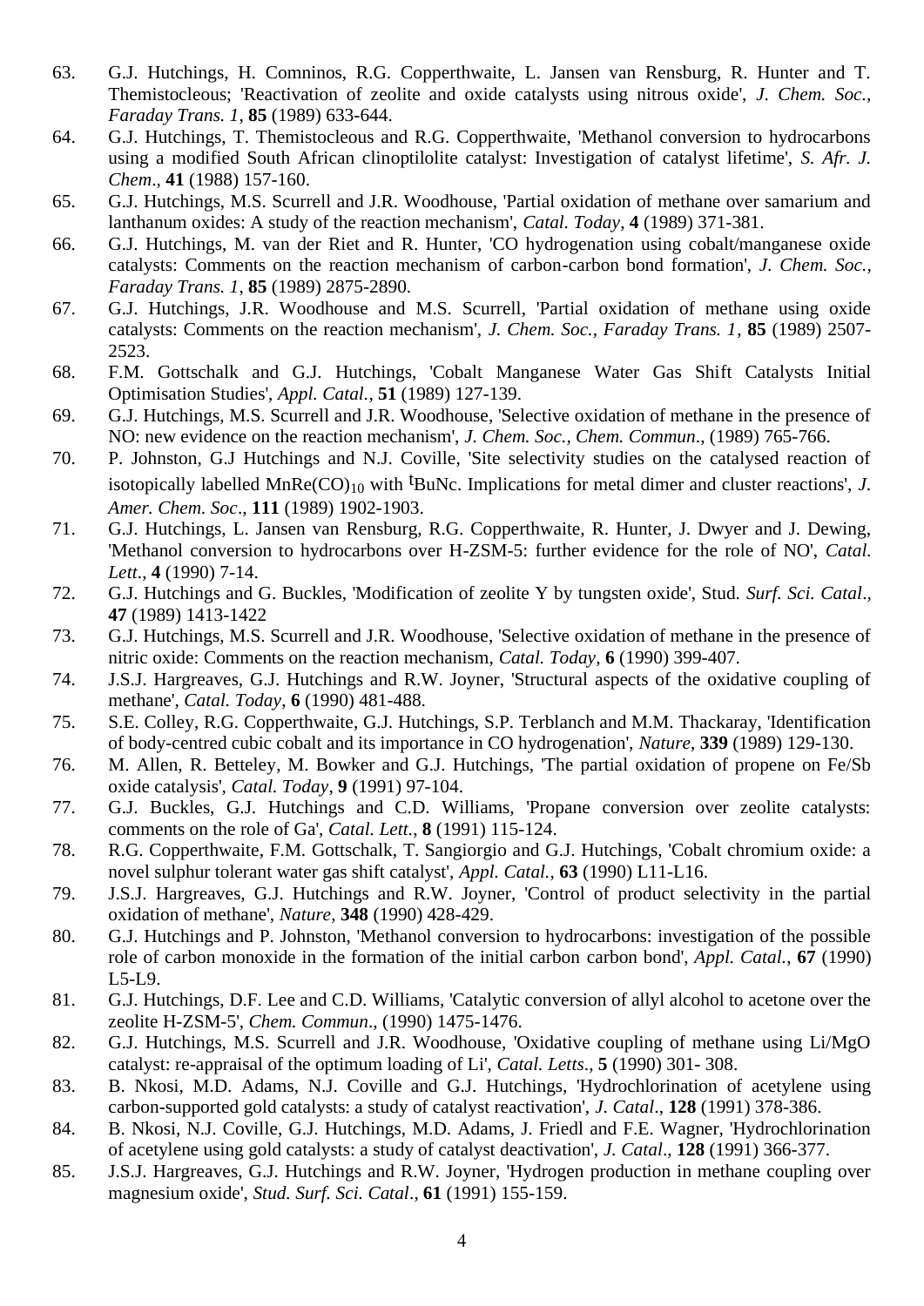63. G.J. Hutchings, H. Comninos, R.G. Copperthwaite, L. Jansen van Rensburg, R. Hunter and T. Themistocleous; 'Reactivation of zeolite and oxide catalysts using nitrous oxide', *J. Chem. Soc., Faraday Trans. 1*, **85** (1989) 633-644.
64. G.J. Hutchings, T. Themistocleous and R.G. Copperthwaite, 'Methanol conversion to hydrocarbons using a modified South African clinoptilolite catalyst: Investigation of catalyst lifetime', *S. Afr. J. Chem*., **41** (1988) 157-160.
65. G.J. Hutchings, M.S. Scurrell and J.R. Woodhouse, 'Partial oxidation of methane over samarium and lanthanum oxides: A study of the reaction mechanism', *Catal. Today*, **4** (1989) 371-381.
66. G.J. Hutchings, M. van der Riet and R. Hunter, 'CO hydrogenation using cobalt/manganese oxide catalysts: Comments on the reaction mechanism of carbon-carbon bond formation', *J. Chem. Soc., Faraday Trans. 1*, **85** (1989) 2875-2890.
67. G.J. Hutchings, J.R. Woodhouse and M.S. Scurrell, 'Partial oxidation of methane using oxide catalysts: Comments on the reaction mechanism', *J. Chem. Soc., Faraday Trans. 1*, **85** (1989) 2507-2523.
68. F.M. Gottschalk and G.J. Hutchings, 'Cobalt Manganese Water Gas Shift Catalysts Initial Optimisation Studies', *Appl. Catal.*, **51** (1989) 127-139.
69. G.J. Hutchings, M.S. Scurrell and J.R. Woodhouse, 'Selective oxidation of methane in the presence of NO: new evidence on the reaction mechanism', *J. Chem. Soc., Chem. Commun*., (1989) 765-766.
70. P. Johnston, G.J Hutchings and N.J. Coville, 'Site selectivity studies on the catalysed reaction of isotopically labelled $MnRe(CO)_{10}$ with $^{t}$BuNc. Implications for metal dimer and cluster reactions', *J. Amer. Chem. Soc*., **111** (1989) 1902-1903.
71. G.J. Hutchings, L. Jansen van Rensburg, R.G. Copperthwaite, R. Hunter, J. Dwyer and J. Dewing, 'Methanol conversion to hydrocarbons over H-ZSM-5: further evidence for the role of NO', *Catal. Lett*., **4** (1990) 7-14.
72. G.J. Hutchings and G. Buckles, 'Modification of zeolite Y by tungsten oxide', Stud. *Surf. Sci. Catal*., **47** (1989) 1413-1422
73. G.J. Hutchings, M.S. Scurrell and J.R. Woodhouse, 'Selective oxidation of methane in the presence of nitric oxide: Comments on the reaction mechanism, *Catal. Today*, **6** (1990) 399-407.
74. J.S.J. Hargreaves, G.J. Hutchings and R.W. Joyner, 'Structural aspects of the oxidative coupling of methane', *Catal. Today*, **6** (1990) 481-488.
75. S.E. Colley, R.G. Copperthwaite, G.J. Hutchings, S.P. Terblanch and M.M. Thackaray, 'Identification of body-centred cubic cobalt and its importance in CO hydrogenation', *Nature*, **339** (1989) 129-130.
76. M. Allen, R. Betteley, M. Bowker and G.J. Hutchings, 'The partial oxidation of propene on Fe/Sb oxide catalysis', *Catal. Today*, **9** (1991) 97-104.
77. G.J. Buckles, G.J. Hutchings and C.D. Williams, 'Propane conversion over zeolite catalysts: comments on the role of Ga', *Catal. Lett.*, **8** (1991) 115-124.
78. R.G. Copperthwaite, F.M. Gottschalk, T. Sangiorgio and G.J. Hutchings, 'Cobalt chromium oxide: a novel sulphur tolerant water gas shift catalyst', *Appl. Catal.*, **63** (1990) L11-L16.
79. J.S.J. Hargreaves, G.J. Hutchings and R.W. Joyner, 'Control of product selectivity in the partial oxidation of methane', *Nature*, **348** (1990) 428-429.
80. G.J. Hutchings and P. Johnston, 'Methanol conversion to hydrocarbons: investigation of the possible role of carbon monoxide in the formation of the initial carbon carbon bond', *Appl. Catal.*, **67** (1990) L5-L9.
81. G.J. Hutchings, D.F. Lee and C.D. Williams, 'Catalytic conversion of allyl alcohol to acetone over the zeolite H-ZSM-5', *Chem. Commun*., (1990) 1475-1476.
82. G.J. Hutchings, M.S. Scurrell and J.R. Woodhouse, 'Oxidative coupling of methane using Li/MgO catalyst: re-appraisal of the optimum loading of Li', *Catal. Letts*., **5** (1990) 301- 308.
83. B. Nkosi, M.D. Adams, N.J. Coville and G.J. Hutchings, 'Hydrochlorination of acetylene using carbon-supported gold catalysts: a study of catalyst reactivation', *J. Catal*., **128** (1991) 378-386.
84. B. Nkosi, N.J. Coville, G.J. Hutchings, M.D. Adams, J. Friedl and F.E. Wagner, 'Hydrochlorination of acetylene using gold catalysts: a study of catalyst deactivation', *J. Catal*., **128** (1991) 366-377.
85. J.S.J. Hargreaves, G.J. Hutchings and R.W. Joyner, 'Hydrogen production in methane coupling over magnesium oxide', *Stud. Surf. Sci. Catal*., **61** (1991) 155-159.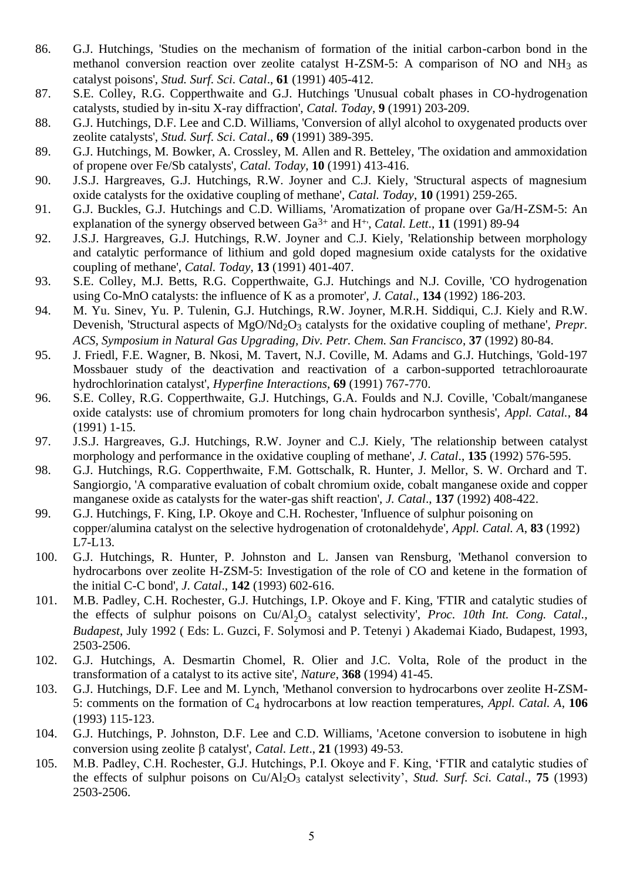86. G.J. Hutchings, 'Studies on the mechanism of formation of the initial carbon-carbon bond in the methanol conversion reaction over zeolite catalyst H-ZSM-5: A comparison of NO and $NH_3$ as catalyst poisons', *Stud. Surf. Sci. Catal*., **61** (1991) 405-412.
87. S.E. Colley, R.G. Copperthwaite and G.J. Hutchings 'Unusual cobalt phases in CO-hydrogenation catalysts, studied by in-situ X-ray diffraction', *Catal. Today*, **9** (1991) 203-209.
88. G.J. Hutchings, D.F. Lee and C.D. Williams, 'Conversion of allyl alcohol to oxygenated products over zeolite catalysts', *Stud. Surf. Sci. Catal*., **69** (1991) 389-395.
89. G.J. Hutchings, M. Bowker, A. Crossley, M. Allen and R. Betteley, 'The oxidation and ammoxidation of propene over Fe/Sb catalysts', *Catal. Today*, **10** (1991) 413-416.
90. J.S.J. Hargreaves, G.J. Hutchings, R.W. Joyner and C.J. Kiely, 'Structural aspects of magnesium oxide catalysts for the oxidative coupling of methane', *Catal. Today*, **10** (1991) 259-265.
91. G.J. Buckles, G.J. Hutchings and C.D. Williams, 'Aromatization of propane over Ga/H-ZSM-5: An explanation of the synergy observed between $Ga^{3+}$ and $H^{+}$', *Catal. Lett*., **11** (1991) 89-94
92. J.S.J. Hargreaves, G.J. Hutchings, R.W. Joyner and C.J. Kiely, 'Relationship between morphology and catalytic performance of lithium and gold doped magnesium oxide catalysts for the oxidative coupling of methane', *Catal. Today*, **13** (1991) 401-407.
93. S.E. Colley, M.J. Betts, R.G. Copperthwaite, G.J. Hutchings and N.J. Coville, 'CO hydrogenation using Co-MnO catalysts: the influence of K as a promoter', *J. Catal*., **134** (1992) 186-203.
94. M. Yu. Sinev, Yu. P. Tulenin, G.J. Hutchings, R.W. Joyner, M.R.H. Siddiqui, C.J. Kiely and R.W. Devenish, 'Structural aspects of $MgO/Nd_2O_3$ catalysts for the oxidative coupling of methane', *Prepr. ACS, Symposium in Natural Gas Upgrading, Div. Petr. Chem. San Francisco*, **37** (1992) 80-84.
95. J. Friedl, F.E. Wagner, B. Nkosi, M. Tavert, N.J. Coville, M. Adams and G.J. Hutchings, 'Gold-197 Mossbauer study of the deactivation and reactivation of a carbon-supported tetrachloroaurate hydrochlorination catalyst', *Hyperfine Interactions*, **69** (1991) 767-770.
96. S.E. Colley, R.G. Copperthwaite, G.J. Hutchings, G.A. Foulds and N.J. Coville, 'Cobalt/manganese oxide catalysts: use of chromium promoters for long chain hydrocarbon synthesis', *Appl. Catal.*, **84** (1991) 1-15.
97. J.S.J. Hargreaves, G.J. Hutchings, R.W. Joyner and C.J. Kiely, 'The relationship between catalyst morphology and performance in the oxidative coupling of methane', *J. Catal*., **135** (1992) 576-595.
98. G.J. Hutchings, R.G. Copperthwaite, F.M. Gottschalk, R. Hunter, J. Mellor, S. W. Orchard and T. Sangiorgio, 'A comparative evaluation of cobalt chromium oxide, cobalt manganese oxide and copper manganese oxide as catalysts for the water-gas shift reaction', *J. Catal*., **137** (1992) 408-422.
99. G.J. Hutchings, F. King, I.P. Okoye and C.H. Rochester, 'Influence of sulphur poisoning on copper/alumina catalyst on the selective hydrogenation of crotonaldehyde', *Appl. Catal. A*, **83** (1992) L7-L13.
100. G.J. Hutchings, R. Hunter, P. Johnston and L. Jansen van Rensburg, 'Methanol conversion to hydrocarbons over zeolite H-ZSM-5: Investigation of the role of CO and ketene in the formation of the initial C-C bond', *J. Catal*., **142** (1993) 602-616.
101. M.B. Padley, C.H. Rochester, G.J. Hutchings, I.P. Okoye and F. King, 'FTIR and catalytic studies of the effects of sulphur poisons on $Cu/Al_2O_3$ catalyst selectivity', *Proc. 10th Int. Cong. Catal., Budapest*, July 1992 ( Eds: L. Guzci, F. Solymosi and P. Tetenyi ) Akademai Kiado, Budapest, 1993, 2503-2506.
102. G.J. Hutchings, A. Desmartin Chomel, R. Olier and J.C. Volta, Role of the product in the transformation of a catalyst to its active site', *Nature*, **368** (1994) 41-45.
103. G.J. Hutchings, D.F. Lee and M. Lynch, 'Methanol conversion to hydrocarbons over zeolite H-ZSM-5: comments on the formation of $C_4$ hydrocarbons at low reaction temperatures, *Appl. Catal. A*, **106** (1993) 115-123.
104. G.J. Hutchings, P. Johnston, D.F. Lee and C.D. Williams, 'Acetone conversion to isobutene in high conversion using zeolite $\beta$ catalyst', *Catal. Lett*., **21** (1993) 49-53.
105. M.B. Padley, C.H. Rochester, G.J. Hutchings, P.I. Okoye and F. King, 'FTIR and catalytic studies of the effects of sulphur poisons on $Cu/Al_2O_3$ catalyst selectivity', *Stud. Surf. Sci. Catal*., **75** (1993) 2503-2506.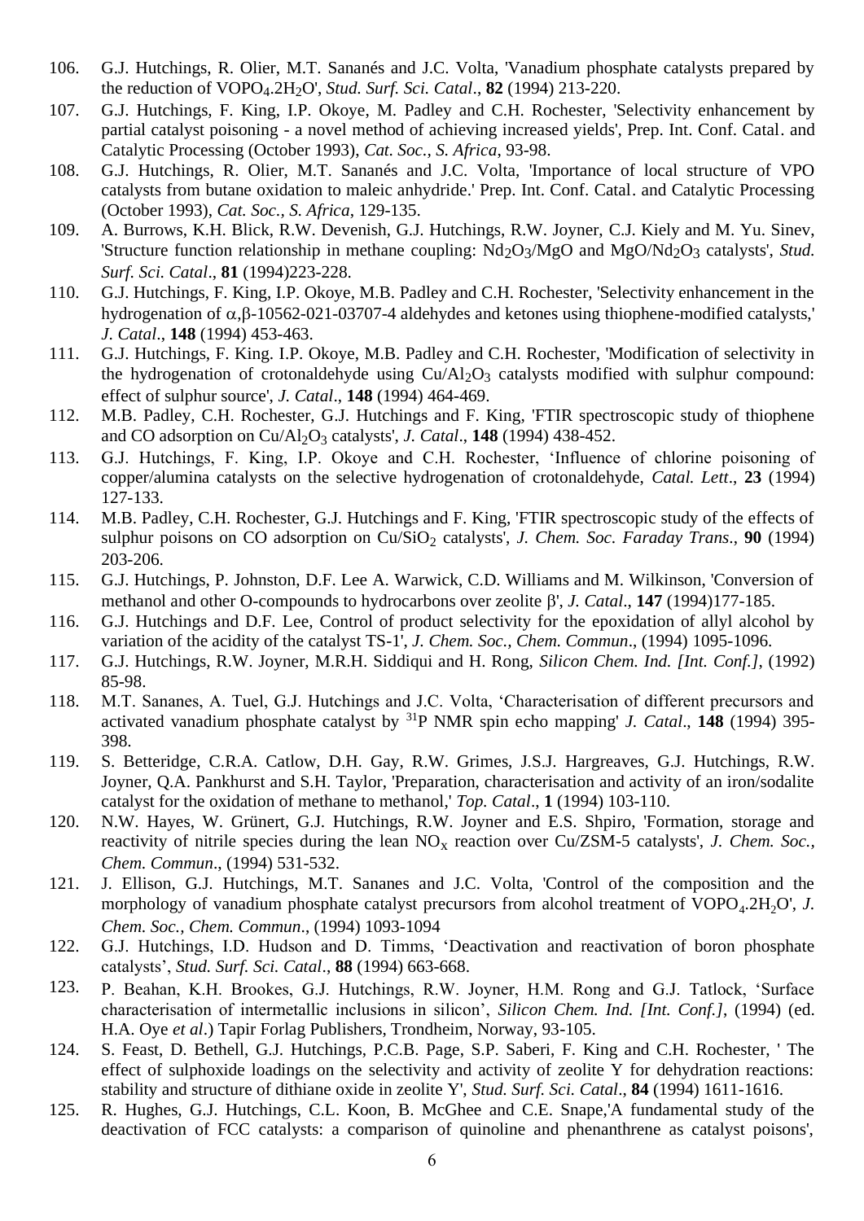106. G.J. Hutchings, R. Olier, M.T. Sananés and J.C. Volta, 'Vanadium phosphate catalysts prepared by the reduction of $VOPO_4.2H_2O$', *Stud. Surf. Sci. Catal*., **82** (1994) 213-220.
107. G.J. Hutchings, F. King, I.P. Okoye, M. Padley and C.H. Rochester, 'Selectivity enhancement by partial catalyst poisoning - a novel method of achieving increased yields', Prep. Int. Conf. Catal. and Catalytic Processing (October 1993), *Cat. Soc., S. Africa*, 93-98.
108. G.J. Hutchings, R. Olier, M.T. Sananés and J.C. Volta, 'Importance of local structure of VPO catalysts from butane oxidation to maleic anhydride.' Prep. Int. Conf. Catal. and Catalytic Processing (October 1993), *Cat. Soc., S. Africa*, 129-135.
109. A. Burrows, K.H. Blick, R.W. Devenish, G.J. Hutchings, R.W. Joyner, C.J. Kiely and M. Yu. Sinev, 'Structure function relationship in methane coupling: $Nd_2O_3$/MgO and MgO/$Nd_2O_3$ catalysts', *Stud. Surf. Sci. Catal*., **81** (1994)223-228.
110. G.J. Hutchings, F. King, I.P. Okoye, M.B. Padley and C.H. Rochester, 'Selectivity enhancement in the hydrogenation of $\alpha$,$\beta$-10562-021-03707-4 aldehydes and ketones using thiophene-modified catalysts,' *J. Catal*., **148** (1994) 453-463.
111. G.J. Hutchings, F. King. I.P. Okoye, M.B. Padley and C.H. Rochester, 'Modification of selectivity in the hydrogenation of crotonaldehyde using Cu/$Al_2O_3$ catalysts modified with sulphur compound: effect of sulphur source', *J. Catal*., **148** (1994) 464-469.
112. M.B. Padley, C.H. Rochester, G.J. Hutchings and F. King, 'FTIR spectroscopic study of thiophene and CO adsorption on Cu/$Al_2O_3$ catalysts', *J. Catal*., **148** (1994) 438-452.
113. G.J. Hutchings, F. King, I.P. Okoye and C.H. Rochester, 'Influence of chlorine poisoning of copper/alumina catalysts on the selective hydrogenation of crotonaldehyde, *Catal. Lett*., **23** (1994) 127-133.
114. M.B. Padley, C.H. Rochester, G.J. Hutchings and F. King, 'FTIR spectroscopic study of the effects of sulphur poisons on CO adsorption on Cu/$SiO_2$ catalysts', *J. Chem. Soc. Faraday Trans*., **90** (1994) 203-206.
115. G.J. Hutchings, P. Johnston, D.F. Lee A. Warwick, C.D. Williams and M. Wilkinson, 'Conversion of methanol and other O-compounds to hydrocarbons over zeolite $\beta$'', *J. Catal*., **147** (1994)177-185.
116. G.J. Hutchings and D.F. Lee, Control of product selectivity for the epoxidation of allyl alcohol by variation of the acidity of the catalyst TS-1', *J. Chem. Soc., Chem. Commun*., (1994) 1095-1096.
117. G.J. Hutchings, R.W. Joyner, M.R.H. Siddiqui and H. Rong, *Silicon Chem. Ind. [Int. Conf.]*, (1992) 85-98.
118. M.T. Sananes, A. Tuel, G.J. Hutchings and J.C. Volta, 'Characterisation of different precursors and activated vanadium phosphate catalyst by $^{31}$P NMR spin echo mapping' *J. Catal*., **148** (1994) 395-398.
119. S. Betteridge, C.R.A. Catlow, D.H. Gay, R.W. Grimes, J.S.J. Hargreaves, G.J. Hutchings, R.W. Joyner, Q.A. Pankhurst and S.H. Taylor, 'Preparation, characterisation and activity of an iron/sodalite catalyst for the oxidation of methane to methanol,' *Top. Catal*., **1** (1994) 103-110.
120. N.W. Hayes, W. Grünert, G.J. Hutchings, R.W. Joyner and E.S. Shpiro, 'Formation, storage and reactivity of nitrile species during the lean $NO_x$ reaction over Cu/ZSM-5 catalysts', *J. Chem. Soc., Chem. Commun*., (1994) 531-532.
121. J. Ellison, G.J. Hutchings, M.T. Sananes and J.C. Volta, 'Control of the composition and the morphology of vanadium phosphate catalyst precursors from alcohol treatment of $VOPO_4.2H_2O$', *J. Chem. Soc., Chem. Commun*., (1994) 1093-1094
122. G.J. Hutchings, I.D. Hudson and D. Timms, 'Deactivation and reactivation of boron phosphate catalysts', *Stud. Surf. Sci. Catal*., **88** (1994) 663-668.
123. P. Beahan, K.H. Brookes, G.J. Hutchings, R.W. Joyner, H.M. Rong and G.J. Tatlock, 'Surface characterisation of intermetallic inclusions in silicon', *Silicon Chem. Ind. [Int. Conf.]*, (1994) (ed. H.A. Oye *et al*.) Tapir Forlag Publishers, Trondheim, Norway, 93-105.
124. S. Feast, D. Bethell, G.J. Hutchings, P.C.B. Page, S.P. Saberi, F. King and C.H. Rochester, ' The effect of sulphoxide loadings on the selectivity and activity of zeolite Y for dehydration reactions: stability and structure of dithiane oxide in zeolite Y', *Stud. Surf. Sci. Catal*., **84** (1994) 1611-1616.
125. R. Hughes, G.J. Hutchings, C.L. Koon, B. McGhee and C.E. Snape,'A fundamental study of the deactivation of FCC catalysts: a comparison of quinoline and phenanthrene as catalyst poisons',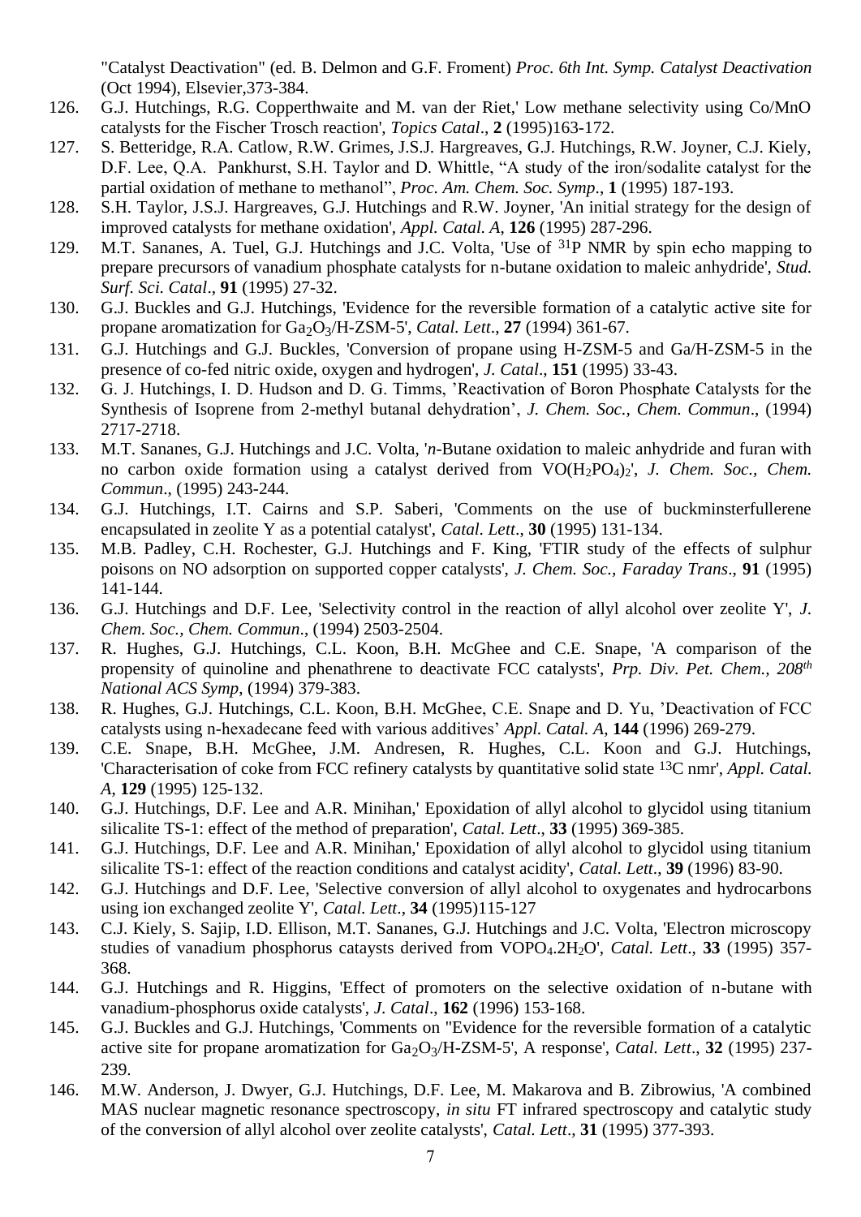"Catalyst Deactivation" (ed. B. Delmon and G.F. Froment) *Proc. 6th Int. Symp. Catalyst Deactivation* (Oct 1994), Elsevier,373-384.

126. G.J. Hutchings, R.G. Copperthwaite and M. van der Riet,' Low methane selectivity using Co/MnO catalysts for the Fischer Trosch reaction', *Topics Catal*., **2** (1995)163-172.
127. S. Betteridge, R.A. Catlow, R.W. Grimes, J.S.J. Hargreaves, G.J. Hutchings, R.W. Joyner, C.J. Kiely, D.F. Lee, Q.A. Pankhurst, S.H. Taylor and D. Whittle, "A study of the iron/sodalite catalyst for the partial oxidation of methane to methanol", *Proc. Am. Chem. Soc. Symp*., **1** (1995) 187-193.
128. S.H. Taylor, J.S.J. Hargreaves, G.J. Hutchings and R.W. Joyner, 'An initial strategy for the design of improved catalysts for methane oxidation', *Appl. Catal. A*, **126** (1995) 287-296.
129. M.T. Sananes, A. Tuel, G.J. Hutchings and J.C. Volta, 'Use of $^{31}P$ NMR by spin echo mapping to prepare precursors of vanadium phosphate catalysts for n-butane oxidation to maleic anhydride', *Stud. Surf. Sci. Catal*., **91** (1995) 27-32.
130. G.J. Buckles and G.J. Hutchings, 'Evidence for the reversible formation of a catalytic active site for propane aromatization for $Ga_2O_3$/H-ZSM-5', *Catal. Lett*., **27** (1994) 361-67.
131. G.J. Hutchings and G.J. Buckles, 'Conversion of propane using H-ZSM-5 and Ga/H-ZSM-5 in the presence of co-fed nitric oxide, oxygen and hydrogen', *J. Catal*., **151** (1995) 33-43.
132. G. J. Hutchings, I. D. Hudson and D. G. Timms, 'Reactivation of Boron Phosphate Catalysts for the Synthesis of Isoprene from 2-methyl butanal dehydration', *J. Chem. Soc., Chem. Commun*., (1994) 2717-2718.
133. M.T. Sananes, G.J. Hutchings and J.C. Volta, '*n*-Butane oxidation to maleic anhydride and furan with no carbon oxide formation using a catalyst derived from $VO(H_2PO_4)_2$', *J. Chem. Soc., Chem. Commun*., (1995) 243-244.
134. G.J. Hutchings, I.T. Cairns and S.P. Saberi, 'Comments on the use of buckminsterfullerene encapsulated in zeolite Y as a potential catalyst', *Catal. Lett*., **30** (1995) 131-134.
135. M.B. Padley, C.H. Rochester, G.J. Hutchings and F. King, 'FTIR study of the effects of sulphur poisons on NO adsorption on supported copper catalysts', *J. Chem. Soc., Faraday Trans*., **91** (1995) 141-144.
136. G.J. Hutchings and D.F. Lee, 'Selectivity control in the reaction of allyl alcohol over zeolite Y', *J. Chem. Soc., Chem. Commun*., (1994) 2503-2504.
137. R. Hughes, G.J. Hutchings, C.L. Koon, B.H. McGhee and C.E. Snape, 'A comparison of the propensity of quinoline and phenathrene to deactivate FCC catalysts', *Prp. Div. Pet. Chem., 208th National ACS Symp*, (1994) 379-383.
138. R. Hughes, G.J. Hutchings, C.L. Koon, B.H. McGhee, C.E. Snape and D. Yu, 'Deactivation of FCC catalysts using n-hexadecane feed with various additives' *Appl. Catal. A*, **144** (1996) 269-279.
139. C.E. Snape, B.H. McGhee, J.M. Andresen, R. Hughes, C.L. Koon and G.J. Hutchings, 'Characterisation of coke from FCC refinery catalysts by quantitative solid state $^{13}C$ nmr', *Appl. Catal. A*, **129** (1995) 125-132.
140. G.J. Hutchings, D.F. Lee and A.R. Minihan,' Epoxidation of allyl alcohol to glycidol using titanium silicalite TS-1: effect of the method of preparation', *Catal. Lett*., **33** (1995) 369-385.
141. G.J. Hutchings, D.F. Lee and A.R. Minihan,' Epoxidation of allyl alcohol to glycidol using titanium silicalite TS-1: effect of the reaction conditions and catalyst acidity', *Catal. Lett*., **39** (1996) 83-90.
142. G.J. Hutchings and D.F. Lee, 'Selective conversion of allyl alcohol to oxygenates and hydrocarbons using ion exchanged zeolite Y', *Catal. Lett*., **34** (1995)115-127
143. C.J. Kiely, S. Sajip, I.D. Ellison, M.T. Sananes, G.J. Hutchings and J.C. Volta, 'Electron microscopy studies of vanadium phosphorus catays ts derived from $VOPO_4.2H_2O$', *Catal. Lett*., **33** (1995) 357-368.
144. G.J. Hutchings and R. Higgins, 'Effect of promoters on the selective oxidation of n-butane with vanadium-phosphorus oxide catalysts', *J. Catal*., **162** (1996) 153-168.
145. G.J. Buckles and G.J. Hutchings, 'Comments on "Evidence for the reversible formation of a catalytic active site for propane aromatization for $Ga_2O_3$/H-ZSM-5', A response', *Catal. Lett*., **32** (1995) 237-239.
146. M.W. Anderson, J. Dwyer, G.J. Hutchings, D.F. Lee, M. Makarova and B. Zibrowius, 'A combined MAS nuclear magnetic resonance spectroscopy, *in situ* FT infrared spectroscopy and catalytic study of the conversion of allyl alcohol over zeolite catalysts', *Catal. Lett*., **31** (1995) 377-393.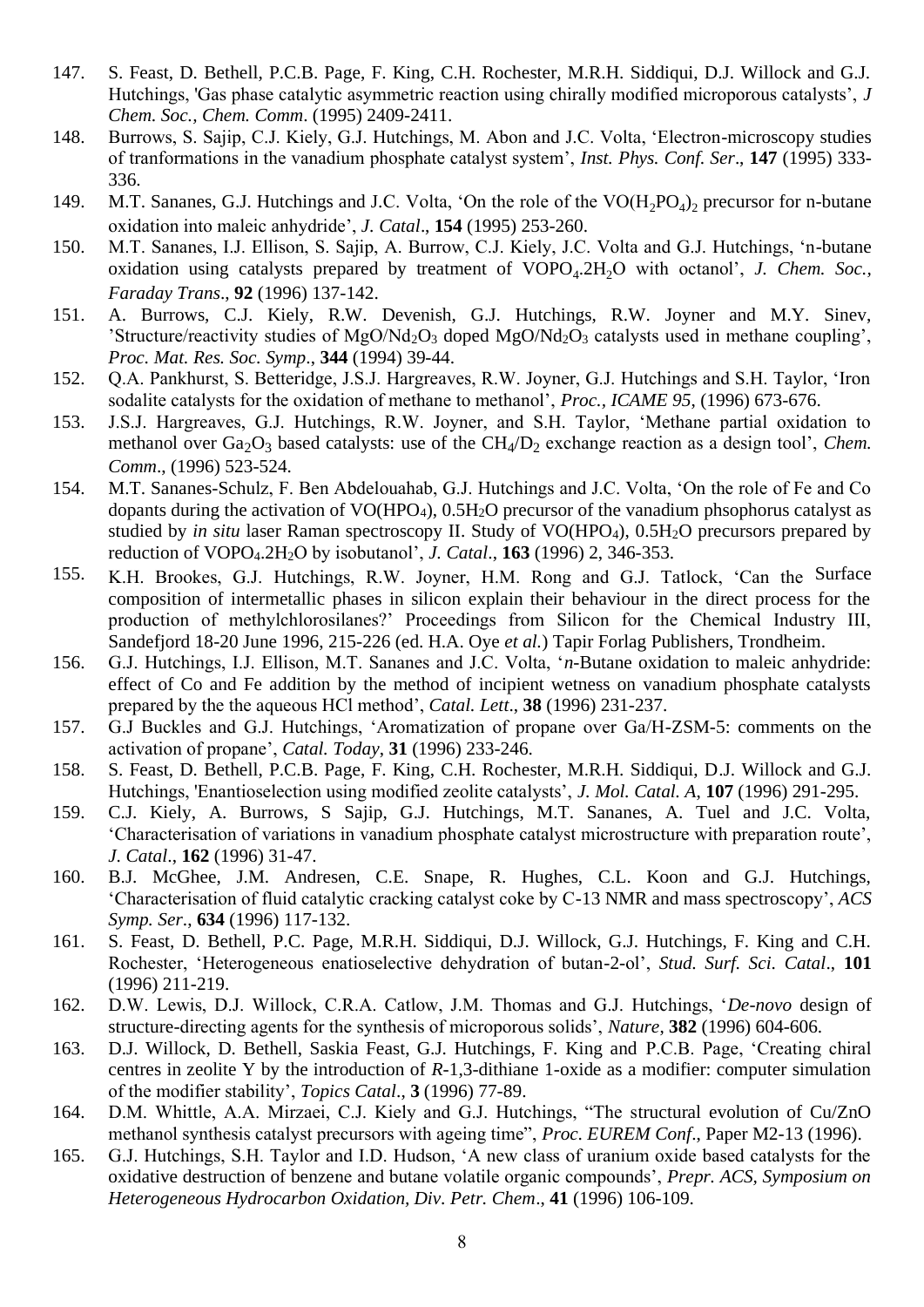147. S. Feast, D. Bethell, P.C.B. Page, F. King, C.H. Rochester, M.R.H. Siddiqui, D.J. Willock and G.J. Hutchings, 'Gas phase catalytic asymmetric reaction using chirally modified microporous catalysts', *J Chem. Soc., Chem. Comm*. (1995) 2409-2411.
148. Burrows, S. Sajip, C.J. Kiely, G.J. Hutchings, M. Abon and J.C. Volta, 'Electron-microscopy studies of tranformations in the vanadium phosphate catalyst system', *Inst. Phys. Conf. Ser*., **147** (1995) 333-336.
149. M.T. Sananes, G.J. Hutchings and J.C. Volta, 'On the role of the $VO(H_2PO_4)_2$ precursor for n-butane oxidation into maleic anhydride', *J. Catal*., **154** (1995) 253-260.
150. M.T. Sananes, I.J. Ellison, S. Sajip, A. Burrow, C.J. Kiely, J.C. Volta and G.J. Hutchings, 'n-butane oxidation using catalysts prepared by treatment of $VOPO_4.2H_2O$ with octanol', *J. Chem. Soc., Faraday Trans*., **92** (1996) 137-142.
151. A. Burrows, C.J. Kiely, R.W. Devenish, G.J. Hutchings, R.W. Joyner and M.Y. Sinev, 'Structure/reactivity studies of $MgO/Nd_2O_3$ doped $MgO/Nd_2O_3$ catalysts used in methane coupling', *Proc. Mat. Res. Soc. Symp*., **344** (1994) 39-44.
152. Q.A. Pankhurst, S. Betteridge, J.S.J. Hargreaves, R.W. Joyner, G.J. Hutchings and S.H. Taylor, 'Iron sodalite catalysts for the oxidation of methane to methanol', *Proc., ICAME 95*, (1996) 673-676.
153. J.S.J. Hargreaves, G.J. Hutchings, R.W. Joyner, and S.H. Taylor, 'Methane partial oxidation to methanol over $Ga_2O_3$ based catalysts: use of the $CH_4/D_2$ exchange reaction as a design tool', *Chem. Comm*., (1996) 523-524.
154. M.T. Sananes-Schulz, F. Ben Abdelouahab, G.J. Hutchings and J.C. Volta, 'On the role of Fe and Co dopants during the activation of $VO(HPO_4)$, $0.5H_2O$ precursor of the vanadium phsophorus catalyst as studied by *in situ* laser Raman spectroscopy II. Study of $VO(HPO_4)$, $0.5H_2O$ precursors prepared by reduction of $VOPO_4.2H_2O$ by isobutanol', *J. Catal*., **163** (1996) 2, 346-353.
155. K.H. Brookes, G.J. Hutchings, R.W. Joyner, H.M. Rong and G.J. Tatlock, 'Can the Surface composition of intermetallic phases in silicon explain their behaviour in the direct process for the production of methylchlorosilanes?' Proceedings from Silicon for the Chemical Industry III, Sandefjord 18-20 June 1996, 215-226 (ed. H.A. Oye *et al.*) Tapir Forlag Publishers, Trondheim.
156. G.J. Hutchings, I.J. Ellison, M.T. Sananes and J.C. Volta, '*n*-Butane oxidation to maleic anhydride: effect of Co and Fe addition by the method of incipient wetness on vanadium phosphate catalysts prepared by the the aqueous HCl method', *Catal. Lett*., **38** (1996) 231-237.
157. G.J Buckles and G.J. Hutchings, 'Aromatization of propane over Ga/H-ZSM-5: comments on the activation of propane', *Catal. Today*, **31** (1996) 233-246.
158. S. Feast, D. Bethell, P.C.B. Page, F. King, C.H. Rochester, M.R.H. Siddiqui, D.J. Willock and G.J. Hutchings, 'Enantioselection using modified zeolite catalysts', *J. Mol. Catal. A*, **107** (1996) 291-295.
159. C.J. Kiely, A. Burrows, S Sajip, G.J. Hutchings, M.T. Sananes, A. Tuel and J.C. Volta, 'Characterisation of variations in vanadium phosphate catalyst microstructure with preparation route', *J. Catal*., **162** (1996) 31-47.
160. B.J. McGhee, J.M. Andresen, C.E. Snape, R. Hughes, C.L. Koon and G.J. Hutchings, 'Characterisation of fluid catalytic cracking catalyst coke by C-13 NMR and mass spectroscopy', *ACS Symp. Ser*., **634** (1996) 117-132.
161. S. Feast, D. Bethell, P.C. Page, M.R.H. Siddiqui, D.J. Willock, G.J. Hutchings, F. King and C.H. Rochester, 'Heterogeneous enatioselective dehydration of butan-2-ol', *Stud. Surf. Sci. Catal*., **101** (1996) 211-219.
162. D.W. Lewis, D.J. Willock, C.R.A. Catlow, J.M. Thomas and G.J. Hutchings, '*De-novo* design of structure-directing agents for the synthesis of microporous solids', *Nature*, **382** (1996) 604-606.
163. D.J. Willock, D. Bethell, Saskia Feast, G.J. Hutchings, F. King and P.C.B. Page, 'Creating chiral centres in zeolite Y by the introduction of *R*-1,3-dithiane 1-oxide as a modifier: computer simulation of the modifier stability', *Topics Catal*., **3** (1996) 77-89.
164. D.M. Whittle, A.A. Mirzaei, C.J. Kiely and G.J. Hutchings, "The structural evolution of Cu/ZnO methanol synthesis catalyst precursors with ageing time", *Proc. EUREM Conf*., Paper M2-13 (1996).
165. G.J. Hutchings, S.H. Taylor and I.D. Hudson, 'A new class of uranium oxide based catalysts for the oxidative destruction of benzene and butane volatile organic compounds', *Prepr. ACS, Symposium on Heterogeneous Hydrocarbon Oxidation, Div. Petr. Chem*., **41** (1996) 106-109.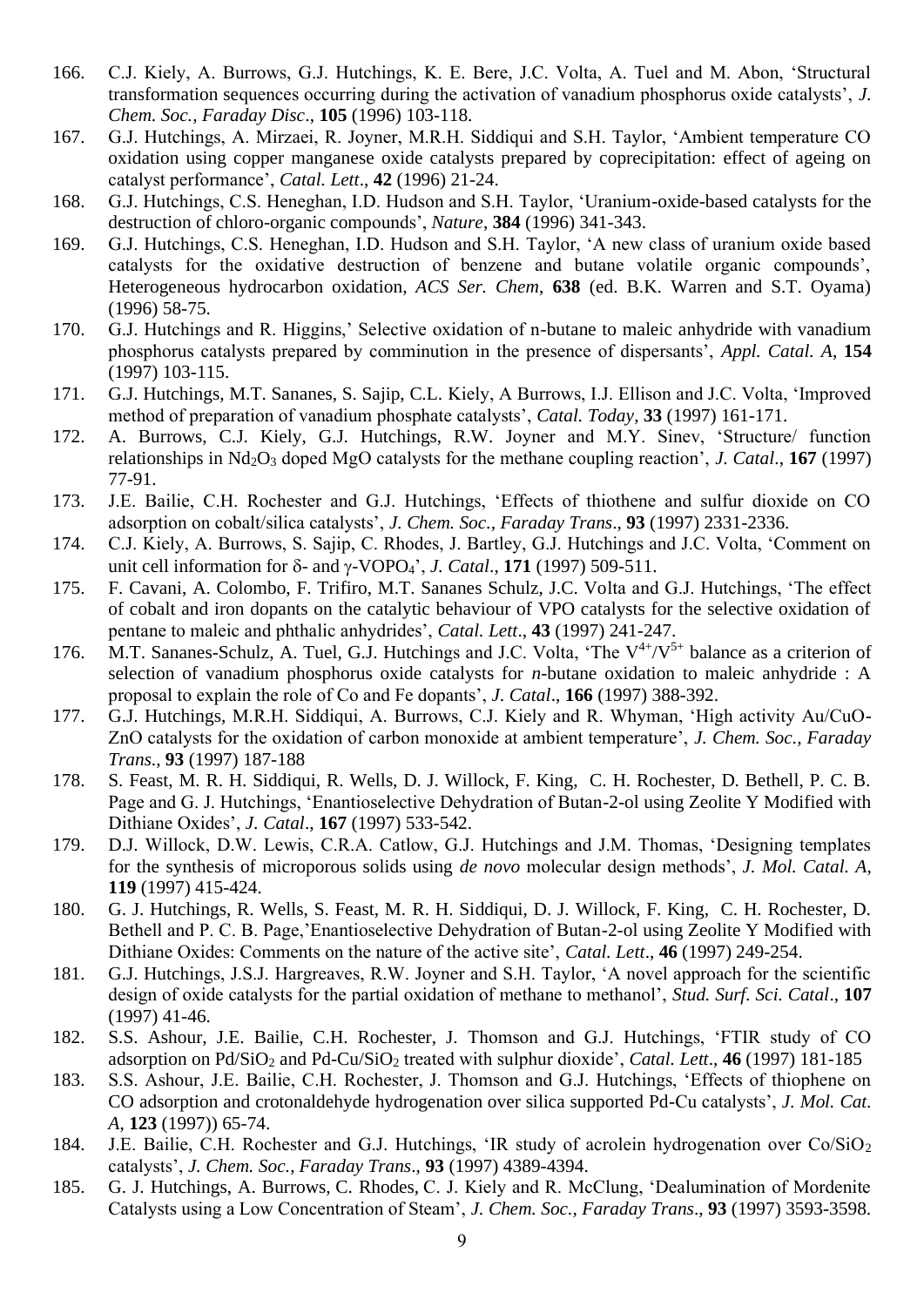166. C.J. Kiely, A. Burrows, G.J. Hutchings, K. E. Bere, J.C. Volta, A. Tuel and M. Abon, 'Structural transformation sequences occurring during the activation of vanadium phosphorus oxide catalysts', *J. Chem. Soc., Faraday Disc*., **105** (1996) 103-118.
167. G.J. Hutchings, A. Mirzaei, R. Joyner, M.R.H. Siddiqui and S.H. Taylor, 'Ambient temperature CO oxidation using copper manganese oxide catalysts prepared by coprecipitation: effect of ageing on catalyst performance', *Catal. Lett*., **42** (1996) 21-24.
168. G.J. Hutchings, C.S. Heneghan, I.D. Hudson and S.H. Taylor, 'Uranium-oxide-based catalysts for the destruction of chloro-organic compounds', *Nature*, **384** (1996) 341-343.
169. G.J. Hutchings, C.S. Heneghan, I.D. Hudson and S.H. Taylor, 'A new class of uranium oxide based catalysts for the oxidative destruction of benzene and butane volatile organic compounds', Heterogeneous hydrocarbon oxidation, *ACS Ser. Chem*, **638** (ed. B.K. Warren and S.T. Oyama) (1996) 58-75.
170. G.J. Hutchings and R. Higgins,' Selective oxidation of n-butane to maleic anhydride with vanadium phosphorus catalysts prepared by comminution in the presence of dispersants', *Appl. Catal. A*, **154** (1997) 103-115.
171. G.J. Hutchings, M.T. Sananes, S. Sajip, C.L. Kiely, A Burrows, I.J. Ellison and J.C. Volta, 'Improved method of preparation of vanadium phosphate catalysts', *Catal. Today*, **33** (1997) 161-171.
172. A. Burrows, C.J. Kiely, G.J. Hutchings, R.W. Joyner and M.Y. Sinev, 'Structure/ function relationships in $Nd_2O_3$ doped MgO catalysts for the methane coupling reaction', *J. Catal*., **167** (1997) 77-91.
173. J.E. Bailie, C.H. Rochester and G.J. Hutchings, 'Effects of thiothene and sulfur dioxide on CO adsorption on cobalt/silica catalysts', *J. Chem. Soc., Faraday Trans*., **93** (1997) 2331-2336.
174. C.J. Kiely, A. Burrows, S. Sajip, C. Rhodes, J. Bartley, G.J. Hutchings and J.C. Volta, 'Comment on unit cell information for $\delta$- and $\gamma$-$VOPO_4$', *J. Catal*., **171** (1997) 509-511.
175. F. Cavani, A. Colombo, F. Trifiro, M.T. Sananes Schulz, J.C. Volta and G.J. Hutchings, 'The effect of cobalt and iron dopants on the catalytic behaviour of VPO catalysts for the selective oxidation of pentane to maleic and phthalic anhydrides', *Catal. Lett*., **43** (1997) 241-247.
176. M.T. Sananes-Schulz, A. Tuel, G.J. Hutchings and J.C. Volta, 'The $V^{4+}/V^{5+}$ balance as a criterion of selection of vanadium phosphorus oxide catalysts for *n*-butane oxidation to maleic anhydride : A proposal to explain the role of Co and Fe dopants', *J. Catal*., **166** (1997) 388-392.
177. G.J. Hutchings, M.R.H. Siddiqui, A. Burrows, C.J. Kiely and R. Whyman, 'High activity Au/CuO-ZnO catalysts for the oxidation of carbon monoxide at ambient temperature', *J. Chem. Soc., Faraday Trans*., **93** (1997) 187-188
178. S. Feast, M. R. H. Siddiqui, R. Wells, D. J. Willock, F. King, C. H. Rochester, D. Bethell, P. C. B. Page and G. J. Hutchings, 'Enantioselective Dehydration of Butan-2-ol using Zeolite Y Modified with Dithiane Oxides', *J. Catal*., **167** (1997) 533-542.
179. D.J. Willock, D.W. Lewis, C.R.A. Catlow, G.J. Hutchings and J.M. Thomas, 'Designing templates for the synthesis of microporous solids using *de novo* molecular design methods', *J. Mol. Catal. A*, **119** (1997) 415-424.
180. G. J. Hutchings, R. Wells, S. Feast, M. R. H. Siddiqui, D. J. Willock, F. King, C. H. Rochester, D. Bethell and P. C. B. Page,'Enantioselective Dehydration of Butan-2-ol using Zeolite Y Modified with Dithiane Oxides: Comments on the nature of the active site', *Catal. Lett*., **46** (1997) 249-254.
181. G.J. Hutchings, J.S.J. Hargreaves, R.W. Joyner and S.H. Taylor, 'A novel approach for the scientific design of oxide catalysts for the partial oxidation of methane to methanol', *Stud. Surf. Sci. Catal*., **107** (1997) 41-46.
182. S.S. Ashour, J.E. Bailie, C.H. Rochester, J. Thomson and G.J. Hutchings, 'FTIR study of CO adsorption on $Pd/SiO_2$ and $Pd\text{-}Cu/SiO_2$ treated with sulphur dioxide', *Catal. Lett*., **46** (1997) 181-185
183. S.S. Ashour, J.E. Bailie, C.H. Rochester, J. Thomson and G.J. Hutchings, 'Effects of thiophene on CO adsorption and crotonaldehyde hydrogenation over silica supported Pd-Cu catalysts', *J. Mol. Cat. A*, **123** (1997)) 65-74.
184. J.E. Bailie, C.H. Rochester and G.J. Hutchings, 'IR study of acrolein hydrogenation over $Co/SiO_2$ catalysts', *J. Chem. Soc., Faraday Trans*., **93** (1997) 4389-4394.
185. G. J. Hutchings, A. Burrows, C. Rhodes, C. J. Kiely and R. McClung, 'Dealumination of Mordenite Catalysts using a Low Concentration of Steam', *J. Chem. Soc., Faraday Trans*., **93** (1997) 3593-3598.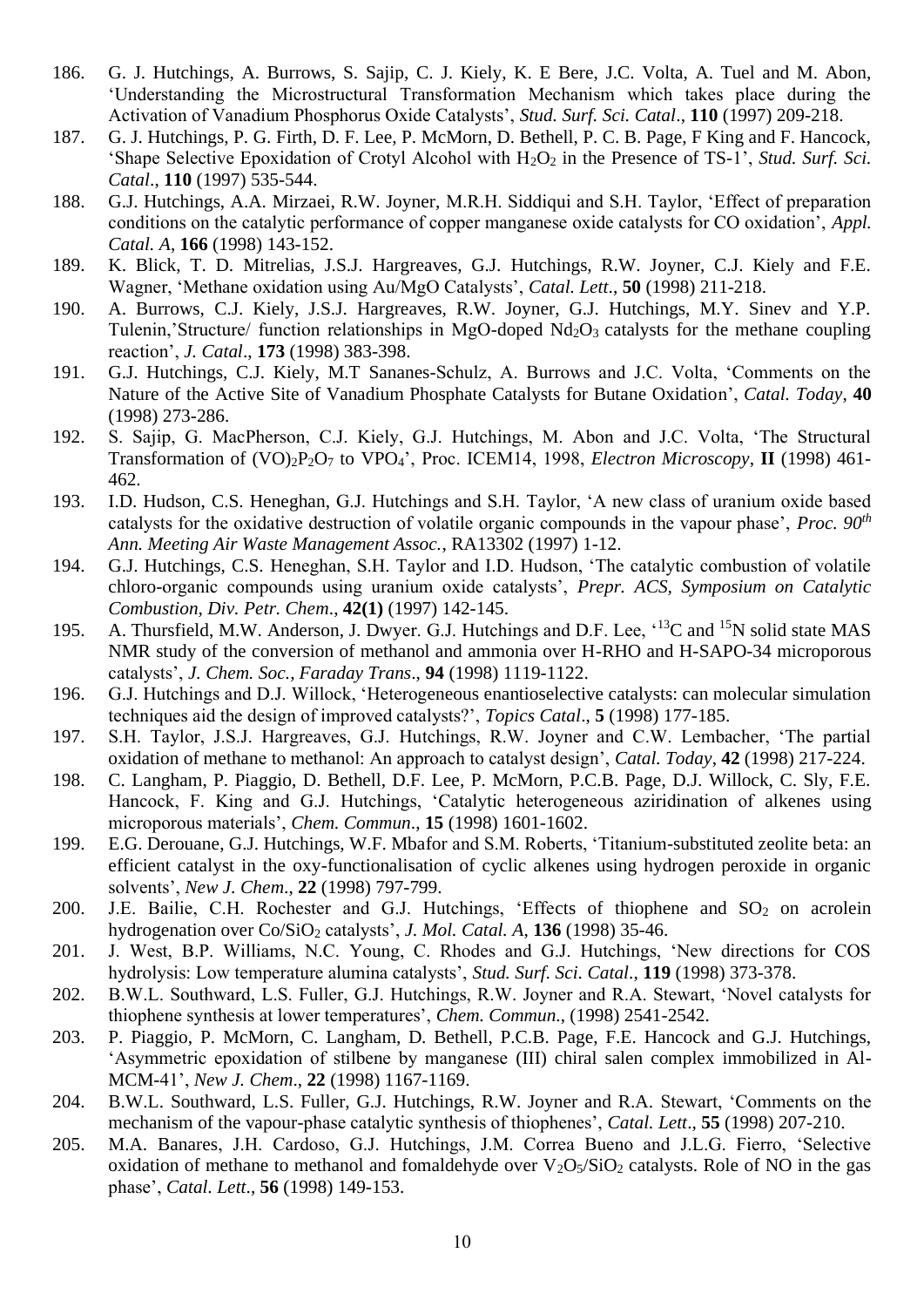186. G. J. Hutchings, A. Burrows, S. Sajip, C. J. Kiely, K. E Bere, J.C. Volta, A. Tuel and M. Abon, 'Understanding the Microstructural Transformation Mechanism which takes place during the Activation of Vanadium Phosphorus Oxide Catalysts', *Stud. Surf. Sci. Catal*., **110** (1997) 209-218.
187. G. J. Hutchings, P. G. Firth, D. F. Lee, P. McMorn, D. Bethell, P. C. B. Page, F King and F. Hancock, 'Shape Selective Epoxidation of Crotyl Alcohol with $H_2O_2$ in the Presence of TS-1', *Stud. Surf. Sci. Catal*., **110** (1997) 535-544.
188. G.J. Hutchings, A.A. Mirzaei, R.W. Joyner, M.R.H. Siddiqui and S.H. Taylor, 'Effect of preparation conditions on the catalytic performance of copper manganese oxide catalysts for CO oxidation', *Appl. Catal. A*, **166** (1998) 143-152.
189. K. Blick, T. D. Mitrelias, J.S.J. Hargreaves, G.J. Hutchings, R.W. Joyner, C.J. Kiely and F.E. Wagner, 'Methane oxidation using Au/MgO Catalysts', *Catal. Lett*., **50** (1998) 211-218.
190. A. Burrows, C.J. Kiely, J.S.J. Hargreaves, R.W. Joyner, G.J. Hutchings, M.Y. Sinev and Y.P. Tulenin,'Structure/ function relationships in MgO-doped $Nd_2O_3$ catalysts for the methane coupling reaction', *J. Catal*., **173** (1998) 383-398.
191. G.J. Hutchings, C.J. Kiely, M.T Sananes-Schulz, A. Burrows and J.C. Volta, 'Comments on the Nature of the Active Site of Vanadium Phosphate Catalysts for Butane Oxidation', *Catal. Today*, **40** (1998) 273-286.
192. S. Sajip, G. MacPherson, C.J. Kiely, G.J. Hutchings, M. Abon and J.C. Volta, 'The Structural Transformation of $(VO)_2P_2O_7$ to $VPO_4$', Proc. ICEM14, 1998, *Electron Microscopy*, **II** (1998) 461-462.
193. I.D. Hudson, C.S. Heneghan, G.J. Hutchings and S.H. Taylor, 'A new class of uranium oxide based catalysts for the oxidative destruction of volatile organic compounds in the vapour phase', *Proc. 90th Ann. Meeting Air Waste Management Assoc.*, RA13302 (1997) 1-12.
194. G.J. Hutchings, C.S. Heneghan, S.H. Taylor and I.D. Hudson, 'The catalytic combustion of volatile chloro-organic compounds using uranium oxide catalysts', *Prepr. ACS, Symposium on Catalytic Combustion, Div. Petr. Chem*., **42(1)** (1997) 142-145.
195. A. Thursfield, M.W. Anderson, J. Dwyer. G.J. Hutchings and D.F. Lee, '$^{13}C$ and $^{15}N$ solid state MAS NMR study of the conversion of methanol and ammonia over H-RHO and H-SAPO-34 microporous catalysts', *J. Chem. Soc., Faraday Trans*., **94** (1998) 1119-1122.
196. G.J. Hutchings and D.J. Willock, 'Heterogeneous enantioselective catalysts: can molecular simulation techniques aid the design of improved catalysts?', *Topics Catal*., **5** (1998) 177-185.
197. S.H. Taylor, J.S.J. Hargreaves, G.J. Hutchings, R.W. Joyner and C.W. Lembacher, 'The partial oxidation of methane to methanol: An approach to catalyst design', *Catal. Today*, **42** (1998) 217-224.
198. C. Langham, P. Piaggio, D. Bethell, D.F. Lee, P. McMorn, P.C.B. Page, D.J. Willock, C. Sly, F.E. Hancock, F. King and G.J. Hutchings, 'Catalytic heterogeneous aziridination of alkenes using microporous materials', *Chem. Commun*., **15** (1998) 1601-1602.
199. E.G. Derouane, G.J. Hutchings, W.F. Mbafor and S.M. Roberts, 'Titanium-substituted zeolite beta: an efficient catalyst in the oxy-functionalisation of cyclic alkenes using hydrogen peroxide in organic solvents', *New J. Chem*., **22** (1998) 797-799.
200. J.E. Bailie, C.H. Rochester and G.J. Hutchings, 'Effects of thiophene and $SO_2$ on acrolein hydrogenation over Co/$SiO_2$ catalysts', *J. Mol. Catal. A*, **136** (1998) 35-46.
201. J. West, B.P. Williams, N.C. Young, C. Rhodes and G.J. Hutchings, 'New directions for COS hydrolysis: Low temperature alumina catalysts', *Stud. Surf. Sci. Catal*., **119** (1998) 373-378.
202. B.W.L. Southward, L.S. Fuller, G.J. Hutchings, R.W. Joyner and R.A. Stewart, 'Novel catalysts for thiophene synthesis at lower temperatures', *Chem. Commun*., (1998) 2541-2542.
203. P. Piaggio, P. McMorn, C. Langham, D. Bethell, P.C.B. Page, F.E. Hancock and G.J. Hutchings, 'Asymmetric epoxidation of stilbene by manganese (III) chiral salen complex immobilized in Al-MCM-41', *New J. Chem*., **22** (1998) 1167-1169.
204. B.W.L. Southward, L.S. Fuller, G.J. Hutchings, R.W. Joyner and R.A. Stewart, 'Comments on the mechanism of the vapour-phase catalytic synthesis of thiophenes', *Catal. Lett*., **55** (1998) 207-210.
205. M.A. Banares, J.H. Cardoso, G.J. Hutchings, J.M. Correa Bueno and J.L.G. Fierro, 'Selective oxidation of methane to methanol and fomaldehyde over $V_2O_5$/$SiO_2$ catalysts. Role of NO in the gas phase', *Catal. Lett*., **56** (1998) 149-153.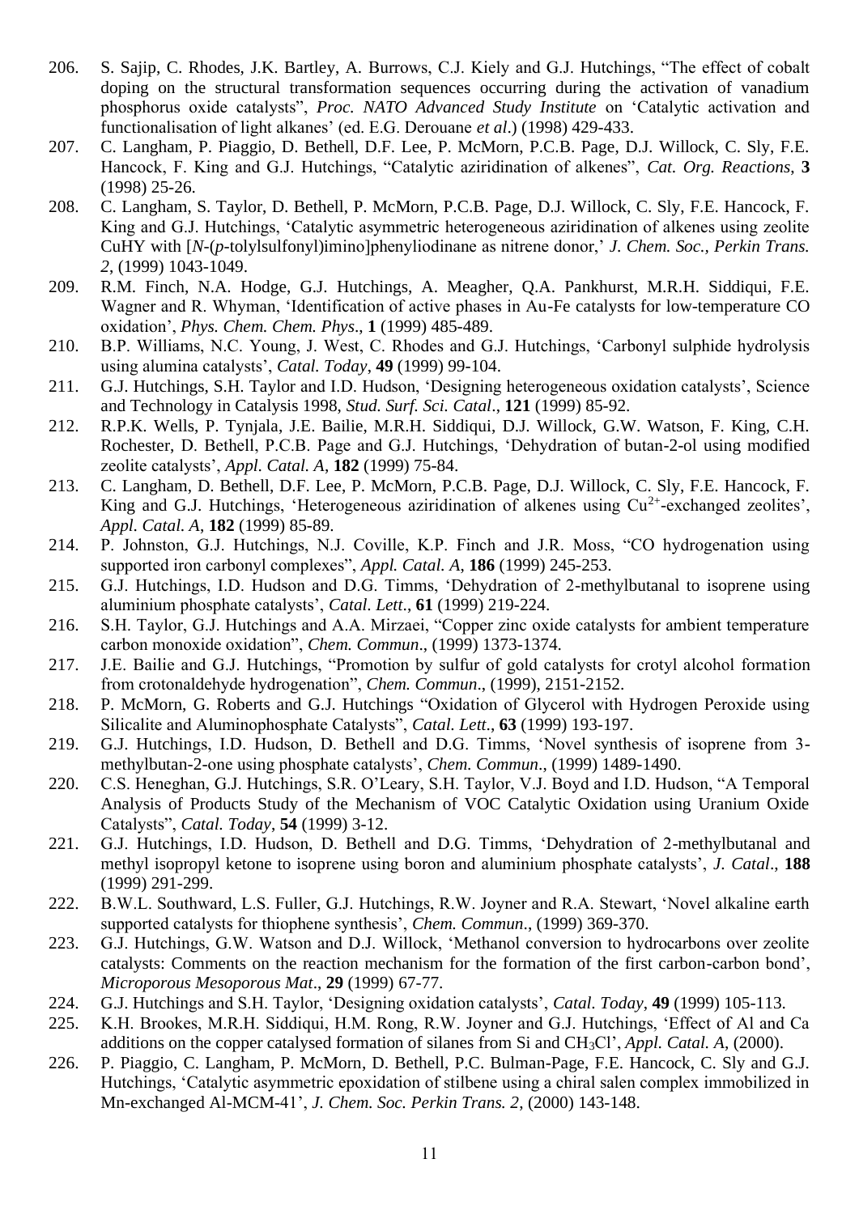206. S. Sajip, C. Rhodes, J.K. Bartley, A. Burrows, C.J. Kiely and G.J. Hutchings, "The effect of cobalt doping on the structural transformation sequences occurring during the activation of vanadium phosphorus oxide catalysts", *Proc. NATO Advanced Study Institute* on 'Catalytic activation and functionalisation of light alkanes' (ed. E.G. Derouane *et al*.) (1998) 429-433.
207. C. Langham, P. Piaggio, D. Bethell, D.F. Lee, P. McMorn, P.C.B. Page, D.J. Willock, C. Sly, F.E. Hancock, F. King and G.J. Hutchings, "Catalytic aziridination of alkenes", *Cat. Org. Reactions*, **3** (1998) 25-26.
208. C. Langham, S. Taylor, D. Bethell, P. McMorn, P.C.B. Page, D.J. Willock, C. Sly, F.E. Hancock, F. King and G.J. Hutchings, 'Catalytic asymmetric heterogeneous aziridination of alkenes using zeolite CuHY with [*N*-(*p*-tolylsulfonyl)imino]phenyliodinane as nitrene donor,' *J. Chem. Soc., Perkin Trans. 2*, (1999) 1043-1049.
209. R.M. Finch, N.A. Hodge, G.J. Hutchings, A. Meagher, Q.A. Pankhurst, M.R.H. Siddiqui, F.E. Wagner and R. Whyman, 'Identification of active phases in Au-Fe catalysts for low-temperature CO oxidation', *Phys. Chem. Chem. Phys*., **1** (1999) 485-489.
210. B.P. Williams, N.C. Young, J. West, C. Rhodes and G.J. Hutchings, 'Carbonyl sulphide hydrolysis using alumina catalysts', *Catal. Today*, **49** (1999) 99-104.
211. G.J. Hutchings, S.H. Taylor and I.D. Hudson, 'Designing heterogeneous oxidation catalysts', Science and Technology in Catalysis 1998, *Stud. Surf. Sci. Catal*., **121** (1999) 85-92.
212. R.P.K. Wells, P. Tynjala, J.E. Bailie, M.R.H. Siddiqui, D.J. Willock, G.W. Watson, F. King, C.H. Rochester, D. Bethell, P.C.B. Page and G.J. Hutchings, 'Dehydration of butan-2-ol using modified zeolite catalysts', *Appl. Catal. A*, **182** (1999) 75-84.
213. C. Langham, D. Bethell, D.F. Lee, P. McMorn, P.C.B. Page, D.J. Willock, C. Sly, F.E. Hancock, F. King and G.J. Hutchings, 'Heterogeneous aziridination of alkenes using $Cu^{2+}$-exchanged zeolites', *Appl. Catal. A*, **182** (1999) 85-89.
214. P. Johnston, G.J. Hutchings, N.J. Coville, K.P. Finch and J.R. Moss, "CO hydrogenation using supported iron carbonyl complexes", *Appl. Catal. A*, **186** (1999) 245-253.
215. G.J. Hutchings, I.D. Hudson and D.G. Timms, 'Dehydration of 2-methylbutanal to isoprene using aluminium phosphate catalysts', *Catal. Lett*., **61** (1999) 219-224.
216. S.H. Taylor, G.J. Hutchings and A.A. Mirzaei, "Copper zinc oxide catalysts for ambient temperature carbon monoxide oxidation", *Chem. Commun*., (1999) 1373-1374.
217. J.E. Bailie and G.J. Hutchings, "Promotion by sulfur of gold catalysts for crotyl alcohol formation from crotonaldehyde hydrogenation", *Chem. Commun*., (1999), 2151-2152.
218. P. McMorn, G. Roberts and G.J. Hutchings "Oxidation of Glycerol with Hydrogen Peroxide using Silicalite and Aluminophosphate Catalysts", *Catal. Lett*., **63** (1999) 193-197.
219. G.J. Hutchings, I.D. Hudson, D. Bethell and D.G. Timms, 'Novel synthesis of isoprene from 3-methylbutan-2-one using phosphate catalysts', *Chem. Commun*., (1999) 1489-1490.
220. C.S. Heneghan, G.J. Hutchings, S.R. O'Leary, S.H. Taylor, V.J. Boyd and I.D. Hudson, "A Temporal Analysis of Products Study of the Mechanism of VOC Catalytic Oxidation using Uranium Oxide Catalysts", *Catal. Today*, **54** (1999) 3-12.
221. G.J. Hutchings, I.D. Hudson, D. Bethell and D.G. Timms, 'Dehydration of 2-methylbutanal and methyl isopropyl ketone to isoprene using boron and aluminium phosphate catalysts', *J. Catal*., **188** (1999) 291-299.
222. B.W.L. Southward, L.S. Fuller, G.J. Hutchings, R.W. Joyner and R.A. Stewart, 'Novel alkaline earth supported catalysts for thiophene synthesis', *Chem. Commun*., (1999) 369-370.
223. G.J. Hutchings, G.W. Watson and D.J. Willock, 'Methanol conversion to hydrocarbons over zeolite catalysts: Comments on the reaction mechanism for the formation of the first carbon-carbon bond', *Microporous Mesoporous Mat*., **29** (1999) 67-77.
224. G.J. Hutchings and S.H. Taylor, 'Designing oxidation catalysts', *Catal. Today*, **49** (1999) 105-113.
225. K.H. Brookes, M.R.H. Siddiqui, H.M. Rong, R.W. Joyner and G.J. Hutchings, 'Effect of Al and Ca additions on the copper catalysed formation of silanes from Si and $CH_3Cl$', *Appl. Catal. A*, (2000).
226. P. Piaggio, C. Langham, P. McMorn, D. Bethell, P.C. Bulman-Page, F.E. Hancock, C. Sly and G.J. Hutchings, 'Catalytic asymmetric epoxidation of stilbene using a chiral salen complex immobilized in Mn-exchanged Al-MCM-41', *J. Chem. Soc. Perkin Trans. 2*, (2000) 143-148.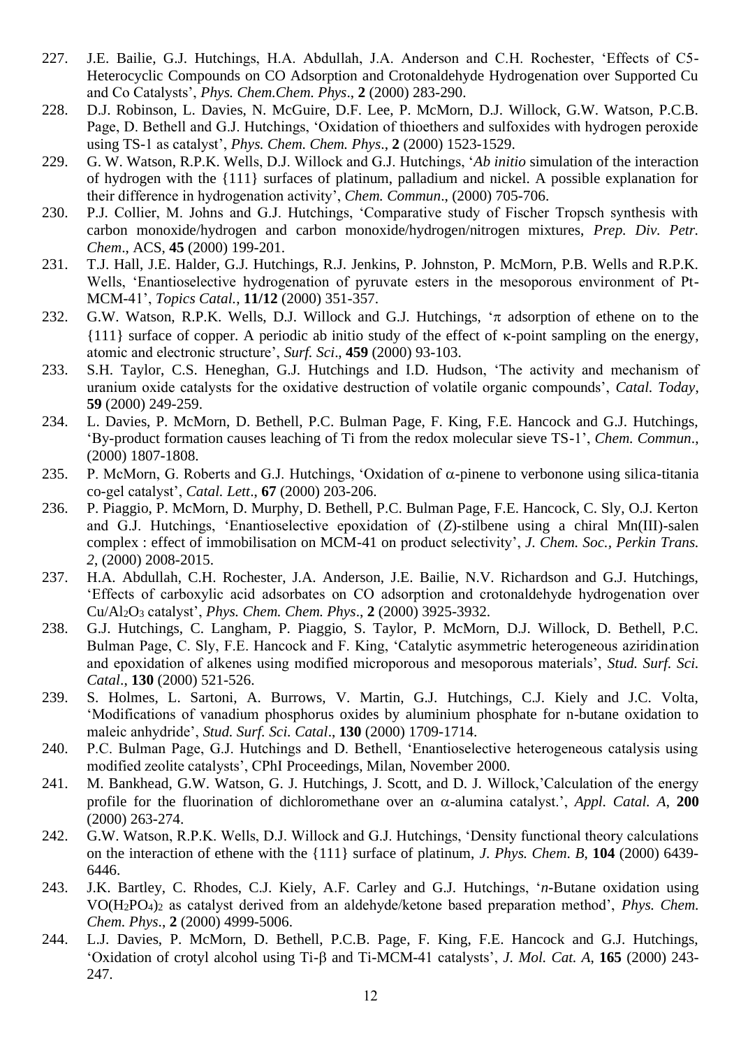227. J.E. Bailie, G.J. Hutchings, H.A. Abdullah, J.A. Anderson and C.H. Rochester, 'Effects of C5-Heterocyclic Compounds on CO Adsorption and Crotonaldehyde Hydrogenation over Supported Cu and Co Catalysts', *Phys. Chem.Chem. Phys*., **2** (2000) 283-290.
228. D.J. Robinson, L. Davies, N. McGuire, D.F. Lee, P. McMorn, D.J. Willock, G.W. Watson, P.C.B. Page, D. Bethell and G.J. Hutchings, 'Oxidation of thioethers and sulfoxides with hydrogen peroxide using TS-1 as catalyst', *Phys. Chem. Chem. Phys*., **2** (2000) 1523-1529.
229. G. W. Watson, R.P.K. Wells, D.J. Willock and G.J. Hutchings, '*Ab initio* simulation of the interaction of hydrogen with the {111} surfaces of platinum, palladium and nickel. A possible explanation for their difference in hydrogenation activity', *Chem. Commun*., (2000) 705-706.
230. P.J. Collier, M. Johns and G.J. Hutchings, 'Comparative study of Fischer Tropsch synthesis with carbon monoxide/hydrogen and carbon monoxide/hydrogen/nitrogen mixtures, *Prep. Div. Petr. Chem*., ACS, **45** (2000) 199-201.
231. T.J. Hall, J.E. Halder, G.J. Hutchings, R.J. Jenkins, P. Johnston, P. McMorn, P.B. Wells and R.P.K. Wells, 'Enantioselective hydrogenation of pyruvate esters in the mesoporous environment of Pt-MCM-41', *Topics Catal.*, **11/12** (2000) 351-357.
232. G.W. Watson, R.P.K. Wells, D.J. Willock and G.J. Hutchings, 'π adsorption of ethene on to the {111} surface of copper. A periodic ab initio study of the effect of κ-point sampling on the energy, atomic and electronic structure', *Surf. Sci*., **459** (2000) 93-103.
233. S.H. Taylor, C.S. Heneghan, G.J. Hutchings and I.D. Hudson, 'The activity and mechanism of uranium oxide catalysts for the oxidative destruction of volatile organic compounds', *Catal. Today*, **59** (2000) 249-259.
234. L. Davies, P. McMorn, D. Bethell, P.C. Bulman Page, F. King, F.E. Hancock and G.J. Hutchings, 'By-product formation causes leaching of Ti from the redox molecular sieve TS-1', *Chem. Commun*., (2000) 1807-1808.
235. P. McMorn, G. Roberts and G.J. Hutchings, 'Oxidation of α-pinene to verbonone using silica-titania co-gel catalyst', *Catal. Lett*., **67** (2000) 203-206.
236. P. Piaggio, P. McMorn, D. Murphy, D. Bethell, P.C. Bulman Page, F.E. Hancock, C. Sly, O.J. Kerton and G.J. Hutchings, 'Enantioselective epoxidation of (*Z*)-stilbene using a chiral Mn(III)-salen complex : effect of immobilisation on MCM-41 on product selectivity', *J. Chem. Soc., Perkin Trans. 2*, (2000) 2008-2015.
237. H.A. Abdullah, C.H. Rochester, J.A. Anderson, J.E. Bailie, N.V. Richardson and G.J. Hutchings, 'Effects of carboxylic acid adsorbates on CO adsorption and crotonaldehyde hydrogenation over Cu/$Al_2O_3$ catalyst', *Phys. Chem. Chem. Phys*., **2** (2000) 3925-3932.
238. G.J. Hutchings, C. Langham, P. Piaggio, S. Taylor, P. McMorn, D.J. Willock, D. Bethell, P.C. Bulman Page, C. Sly, F.E. Hancock and F. King, 'Catalytic asymmetric heterogeneous aziridination and epoxidation of alkenes using modified microporous and mesoporous materials', *Stud. Surf. Sci. Catal*., **130** (2000) 521-526.
239. S. Holmes, L. Sartoni, A. Burrows, V. Martin, G.J. Hutchings, C.J. Kiely and J.C. Volta, 'Modifications of vanadium phosphorus oxides by aluminium phosphate for n-butane oxidation to maleic anhydride', *Stud. Surf. Sci. Catal*., **130** (2000) 1709-1714.
240. P.C. Bulman Page, G.J. Hutchings and D. Bethell, 'Enantioselective heterogeneous catalysis using modified zeolite catalysts', CPhI Proceedings, Milan, November 2000.
241. M. Bankhead, G.W. Watson, G. J. Hutchings, J. Scott, and D. J. Willock,'Calculation of the energy profile for the fluorination of dichloromethane over an α-alumina catalyst.', *Appl. Catal. A*, **200** (2000) 263-274.
242. G.W. Watson, R.P.K. Wells, D.J. Willock and G.J. Hutchings, 'Density functional theory calculations on the interaction of ethene with the {111} surface of platinum, *J. Phys. Chem. B*, **104** (2000) 6439-6446.
243. J.K. Bartley, C. Rhodes, C.J. Kiely, A.F. Carley and G.J. Hutchings, '*n*-Butane oxidation using $VO(H_2PO_4)_2$ as catalyst derived from an aldehyde/ketone based preparation method', *Phys. Chem. Chem. Phys*., **2** (2000) 4999-5006.
244. L.J. Davies, P. McMorn, D. Bethell, P.C.B. Page, F. King, F.E. Hancock and G.J. Hutchings, 'Oxidation of crotyl alcohol using Ti-β and Ti-MCM-41 catalysts', *J. Mol. Cat. A*, **165** (2000) 243-247.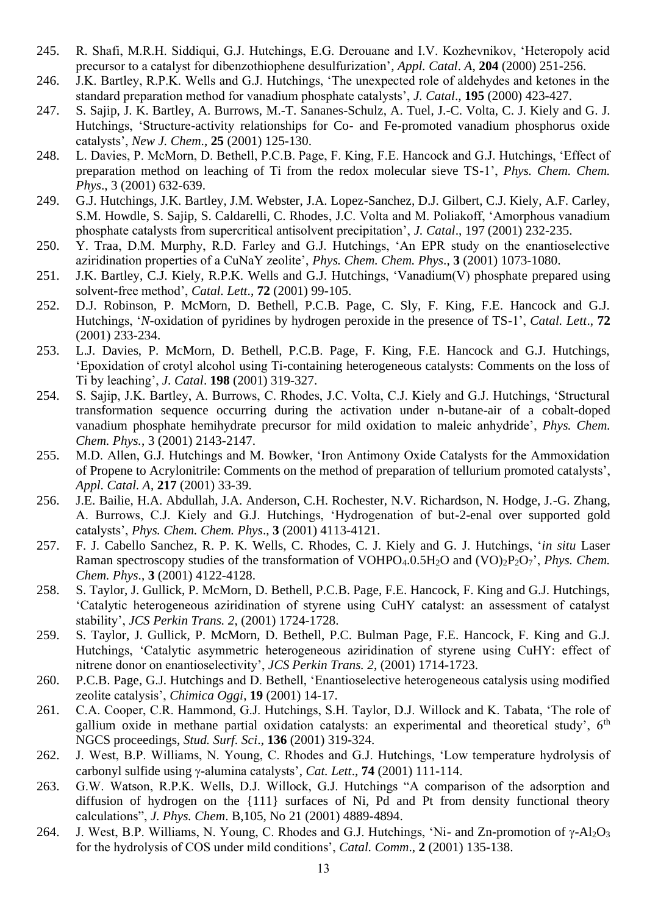245. R. Shafi, M.R.H. Siddiqui, G.J. Hutchings, E.G. Derouane and I.V. Kozhevnikov, 'Heteropoly acid precursor to a catalyst for dibenzothiophene desulfurization', *Appl. Catal. A*, **204** (2000) 251-256.
246. J.K. Bartley, R.P.K. Wells and G.J. Hutchings, 'The unexpected role of aldehydes and ketones in the standard preparation method for vanadium phosphate catalysts', *J. Catal*., **195** (2000) 423-427.
247. S. Sajip, J. K. Bartley, A. Burrows, M.-T. Sananes-Schulz, A. Tuel, J.-C. Volta, C. J. Kiely and G. J. Hutchings, 'Structure-activity relationships for Co- and Fe-promoted vanadium phosphorus oxide catalysts', *New J. Chem*., **25** (2001) 125-130.
248. L. Davies, P. McMorn, D. Bethell, P.C.B. Page, F. King, F.E. Hancock and G.J. Hutchings, 'Effect of preparation method on leaching of Ti from the redox molecular sieve TS-1', *Phys. Chem. Chem. Phys*., 3 (2001) 632-639.
249. G.J. Hutchings, J.K. Bartley, J.M. Webster, J.A. Lopez-Sanchez, D.J. Gilbert, C.J. Kiely, A.F. Carley, S.M. Howdle, S. Sajip, S. Caldarelli, C. Rhodes, J.C. Volta and M. Poliakoff, 'Amorphous vanadium phosphate catalysts from supercritical antisolvent precipitation', *J. Catal*., 197 (2001) 232-235.
250. Y. Traa, D.M. Murphy, R.D. Farley and G.J. Hutchings, 'An EPR study on the enantioselective aziridination properties of a CuNaY zeolite', *Phys. Chem. Chem. Phys*., **3** (2001) 1073-1080.
251. J.K. Bartley, C.J. Kiely, R.P.K. Wells and G.J. Hutchings, 'Vanadium(V) phosphate prepared using solvent-free method', *Catal. Lett*., **72** (2001) 99-105.
252. D.J. Robinson, P. McMorn, D. Bethell, P.C.B. Page, C. Sly, F. King, F.E. Hancock and G.J. Hutchings, '*N*-oxidation of pyridines by hydrogen peroxide in the presence of TS-1', *Catal. Lett*., **72** (2001) 233-234.
253. L.J. Davies, P. McMorn, D. Bethell, P.C.B. Page, F. King, F.E. Hancock and G.J. Hutchings, 'Epoxidation of crotyl alcohol using Ti-containing heterogeneous catalysts: Comments on the loss of Ti by leaching', *J. Catal*. **198** (2001) 319-327.
254. S. Sajip, J.K. Bartley, A. Burrows, C. Rhodes, J.C. Volta, C.J. Kiely and G.J. Hutchings, 'Structural transformation sequence occurring during the activation under n-butane-air of a cobalt-doped vanadium phosphate hemihydrate precursor for mild oxidation to maleic anhydride', *Phys. Chem. Chem. Phys.*, 3 (2001) 2143-2147.
255. M.D. Allen, G.J. Hutchings and M. Bowker, 'Iron Antimony Oxide Catalysts for the Ammoxidation of Propene to Acrylonitrile: Comments on the method of preparation of tellurium promoted catalysts', *Appl. Catal. A*, **217** (2001) 33-39.
256. J.E. Bailie, H.A. Abdullah, J.A. Anderson, C.H. Rochester, N.V. Richardson, N. Hodge, J.-G. Zhang, A. Burrows, C.J. Kiely and G.J. Hutchings, 'Hydrogenation of but-2-enal over supported gold catalysts', *Phys. Chem. Chem. Phys*., **3** (2001) 4113-4121.
257. F. J. Cabello Sanchez, R. P. K. Wells, C. Rhodes, C. J. Kiely and G. J. Hutchings, '*in situ* Laser Raman spectroscopy studies of the transformation of $VOHPO_4.0.5H_2O$ and $(VO)_2P_2O_7$', *Phys. Chem. Chem. Phys*., **3** (2001) 4122-4128.
258. S. Taylor, J. Gullick, P. McMorn, D. Bethell, P.C.B. Page, F.E. Hancock, F. King and G.J. Hutchings, 'Catalytic heterogeneous aziridination of styrene using CuHY catalyst: an assessment of catalyst stability', *JCS Perkin Trans. 2*, (2001) 1724-1728.
259. S. Taylor, J. Gullick, P. McMorn, D. Bethell, P.C. Bulman Page, F.E. Hancock, F. King and G.J. Hutchings, 'Catalytic asymmetric heterogeneous aziridination of styrene using CuHY: effect of nitrene donor on enantioselectivity', *JCS Perkin Trans. 2*, (2001) 1714-1723.
260. P.C.B. Page, G.J. Hutchings and D. Bethell, 'Enantioselective heterogeneous catalysis using modified zeolite catalysis', *Chimica Oggi*, **19** (2001) 14-17.
261. C.A. Cooper, C.R. Hammond, G.J. Hutchings, S.H. Taylor, D.J. Willock and K. Tabata, 'The role of gallium oxide in methane partial oxidation catalysts: an experimental and theoretical study', $6^{th}$ NGCS proceedings, *Stud. Surf. Sci*., **136** (2001) 319-324.
262. J. West, B.P. Williams, N. Young, C. Rhodes and G.J. Hutchings, 'Low temperature hydrolysis of carbonyl sulfide using γ-alumina catalysts', *Cat. Lett*., **74** (2001) 111-114.
263. G.W. Watson, R.P.K. Wells, D.J. Willock, G.J. Hutchings "A comparison of the adsorption and diffusion of hydrogen on the {111} surfaces of Ni, Pd and Pt from density functional theory calculations", *J. Phys. Chem*. B,105, No 21 (2001) 4889-4894.
264. J. West, B.P. Williams, N. Young, C. Rhodes and G.J. Hutchings, 'Ni- and Zn-promotion of $\gamma$-$Al_2O_3$ for the hydrolysis of COS under mild conditions', *Catal. Comm*., **2** (2001) 135-138.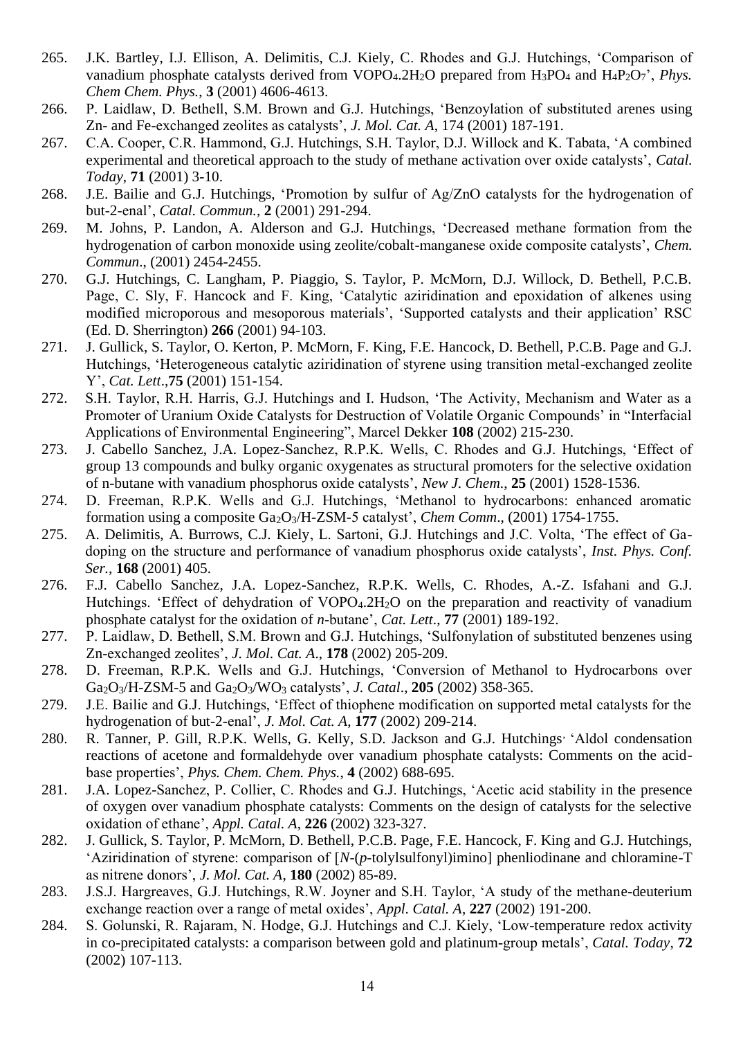265. J.K. Bartley, I.J. Ellison, A. Delimitis, C.J. Kiely, C. Rhodes and G.J. Hutchings, 'Comparison of vanadium phosphate catalysts derived from $VOPO_4.2H_2O$ prepared from $H_3PO_4$ and $H_4P_2O_7$', *Phys. Chem Chem. Phys.*, **3** (2001) 4606-4613.
266. P. Laidlaw, D. Bethell, S.M. Brown and G.J. Hutchings, 'Benzoylation of substituted arenes using Zn- and Fe-exchanged zeolites as catalysts', *J. Mol. Cat. A*, 174 (2001) 187-191.
267. C.A. Cooper, C.R. Hammond, G.J. Hutchings, S.H. Taylor, D.J. Willock and K. Tabata, 'A combined experimental and theoretical approach to the study of methane activation over oxide catalysts', *Catal. Today*, **71** (2001) 3-10.
268. J.E. Bailie and G.J. Hutchings, 'Promotion by sulfur of Ag/ZnO catalysts for the hydrogenation of but-2-enal', *Catal. Commun.*, **2** (2001) 291-294.
269. M. Johns, P. Landon, A. Alderson and G.J. Hutchings, 'Decreased methane formation from the hydrogenation of carbon monoxide using zeolite/cobalt-manganese oxide composite catalysts', *Chem. Commun*., (2001) 2454-2455.
270. G.J. Hutchings, C. Langham, P. Piaggio, S. Taylor, P. McMorn, D.J. Willock, D. Bethell, P.C.B. Page, C. Sly, F. Hancock and F. King, 'Catalytic aziridination and epoxidation of alkenes using modified microporous and mesoporous materials', 'Supported catalysts and their application' RSC (Ed. D. Sherrington) **266** (2001) 94-103.
271. J. Gullick, S. Taylor, O. Kerton, P. McMorn, F. King, F.E. Hancock, D. Bethell, P.C.B. Page and G.J. Hutchings, 'Heterogeneous catalytic aziridination of styrene using transition metal-exchanged zeolite Y', *Cat. Lett*.,**75** (2001) 151-154.
272. S.H. Taylor, R.H. Harris, G.J. Hutchings and I. Hudson, 'The Activity, Mechanism and Water as a Promoter of Uranium Oxide Catalysts for Destruction of Volatile Organic Compounds' in "Interfacial Applications of Environmental Engineering", Marcel Dekker **108** (2002) 215-230.
273. J. Cabello Sanchez, J.A. Lopez-Sanchez, R.P.K. Wells, C. Rhodes and G.J. Hutchings, 'Effect of group 13 compounds and bulky organic oxygenates as structural promoters for the selective oxidation of n-butane with vanadium phosphorus oxide catalysts', *New J. Chem*., **25** (2001) 1528-1536.
274. D. Freeman, R.P.K. Wells and G.J. Hutchings, 'Methanol to hydrocarbons: enhanced aromatic formation using a composite $Ga_2O_3$/H-ZSM-5 catalyst', *Chem Comm*., (2001) 1754-1755.
275. A. Delimitis, A. Burrows, C.J. Kiely, L. Sartoni, G.J. Hutchings and J.C. Volta, 'The effect of Ga-doping on the structure and performance of vanadium phosphorus oxide catalysts', *Inst. Phys. Conf. Ser.*, **168** (2001) 405.
276. F.J. Cabello Sanchez, J.A. Lopez-Sanchez, R.P.K. Wells, C. Rhodes, A.-Z. Isfahani and G.J. Hutchings. 'Effect of dehydration of $VOPO_4.2H_2O$ on the preparation and reactivity of vanadium phosphate catalyst for the oxidation of *n*-butane', *Cat. Lett*., **77** (2001) 189-192.
277. P. Laidlaw, D. Bethell, S.M. Brown and G.J. Hutchings, 'Sulfonylation of substituted benzenes using Zn-exchanged zeolites', *J. Mol. Cat. A*., **178** (2002) 205-209.
278. D. Freeman, R.P.K. Wells and G.J. Hutchings, 'Conversion of Methanol to Hydrocarbons over $Ga_2O_3$/H-ZSM-5 and $Ga_2O_3/WO_3$ catalysts', *J. Catal*., **205** (2002) 358-365.
279. J.E. Bailie and G.J. Hutchings, 'Effect of thiophene modification on supported metal catalysts for the hydrogenation of but-2-enal', *J. Mol. Cat. A*, **177** (2002) 209-214.
280. R. Tanner, P. Gill, R.P.K. Wells, G. Kelly, S.D. Jackson and G.J. Hutchings, 'Aldol condensation reactions of acetone and formaldehyde over vanadium phosphate catalysts: Comments on the acid-base properties', *Phys. Chem. Chem. Phys.*, **4** (2002) 688-695.
281. J.A. Lopez-Sanchez, P. Collier, C. Rhodes and G.J. Hutchings, 'Acetic acid stability in the presence of oxygen over vanadium phosphate catalysts: Comments on the design of catalysts for the selective oxidation of ethane', *Appl. Catal. A*, **226** (2002) 323-327.
282. J. Gullick, S. Taylor, P. McMorn, D. Bethell, P.C.B. Page, F.E. Hancock, F. King and G.J. Hutchings, 'Aziridination of styrene: comparison of [*N*-(*p*-tolylsulfonyl)imino] phenliodinane and chloramine-T as nitrene donors', *J. Mol. Cat. A*, **180** (2002) 85-89.
283. J.S.J. Hargreaves, G.J. Hutchings, R.W. Joyner and S.H. Taylor, 'A study of the methane-deuterium exchange reaction over a range of metal oxides', *Appl. Catal. A*, **227** (2002) 191-200.
284. S. Golunski, R. Rajaram, N. Hodge, G.J. Hutchings and C.J. Kiely, 'Low-temperature redox activity in co-precipitated catalysts: a comparison between gold and platinum-group metals', *Catal. Today*, **72** (2002) 107-113.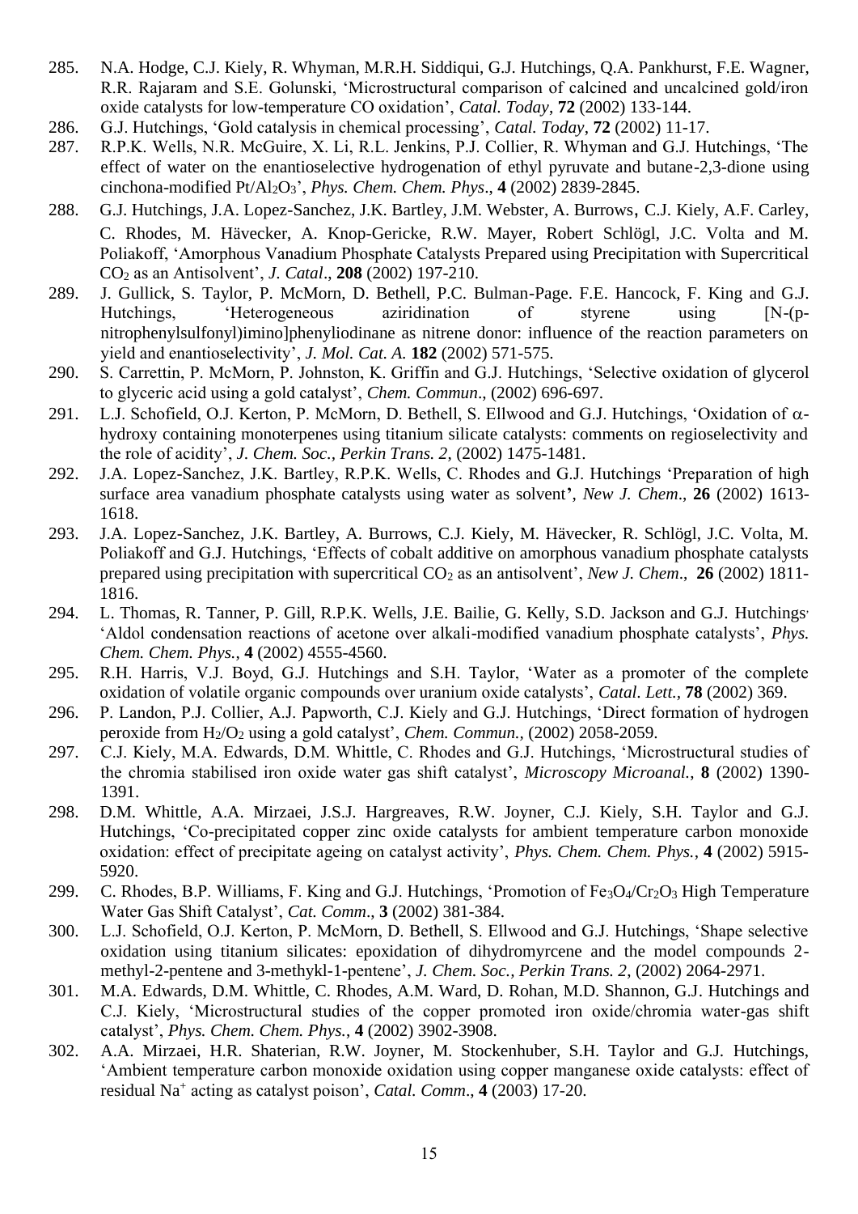285. N.A. Hodge, C.J. Kiely, R. Whyman, M.R.H. Siddiqui, G.J. Hutchings, Q.A. Pankhurst, F.E. Wagner, R.R. Rajaram and S.E. Golunski, 'Microstructural comparison of calcined and uncalcined gold/iron oxide catalysts for low-temperature CO oxidation', *Catal. Today*, **72** (2002) 133-144.
286. G.J. Hutchings, 'Gold catalysis in chemical processing', *Catal. Today*, **72** (2002) 11-17.
287. R.P.K. Wells, N.R. McGuire, X. Li, R.L. Jenkins, P.J. Collier, R. Whyman and G.J. Hutchings, 'The effect of water on the enantioselective hydrogenation of ethyl pyruvate and butane-2,3-dione using cinchona-modified $Pt/Al_2O_3$', *Phys. Chem. Chem. Phys*., **4** (2002) 2839-2845.
288. G.J. Hutchings, J.A. Lopez-Sanchez, J.K. Bartley, J.M. Webster, A. Burrows, C.J. Kiely, A.F. Carley, C. Rhodes, M. Hävecker, A. Knop-Gericke, R.W. Mayer, Robert Schlögl, J.C. Volta and M. Poliakoff, 'Amorphous Vanadium Phosphate Catalysts Prepared using Precipitation with Supercritical $CO_2$ as an Antisolvent', *J. Catal*., **208** (2002) 197-210.
289. J. Gullick, S. Taylor, P. McMorn, D. Bethell, P.C. Bulman-Page. F.E. Hancock, F. King and G.J. Hutchings, 'Heterogeneous aziridination of styrene using [N-(p-nitrophenylsulfonyl)imino]phenyliodinane as nitrene donor: influence of the reaction parameters on yield and enantioselectivity', *J. Mol. Cat. A.* **182** (2002) 571-575.
290. S. Carrettin, P. McMorn, P. Johnston, K. Griffin and G.J. Hutchings, 'Selective oxidation of glycerol to glyceric acid using a gold catalyst', *Chem. Commun*., (2002) 696-697.
291. L.J. Schofield, O.J. Kerton, P. McMorn, D. Bethell, S. Ellwood and G.J. Hutchings, 'Oxidation of $\alpha$-hydroxy containing monoterpenes using titanium silicate catalysts: comments on regioselectivity and the role of acidity', *J. Chem. Soc., Perkin Trans. 2*, (2002) 1475-1481.
292. J.A. Lopez-Sanchez, J.K. Bartley, R.P.K. Wells, C. Rhodes and G.J. Hutchings 'Preparation of high surface area vanadium phosphate catalysts using water as solvent', *New J. Chem*., **26** (2002) 1613-1618.
293. J.A. Lopez-Sanchez, J.K. Bartley, A. Burrows, C.J. Kiely, M. Hävecker, R. Schlögl, J.C. Volta, M. Poliakoff and G.J. Hutchings, 'Effects of cobalt additive on amorphous vanadium phosphate catalysts prepared using precipitation with supercritical $CO_2$ as an antisolvent', *New J. Chem*., **26** (2002) 1811-1816.
294. L. Thomas, R. Tanner, P. Gill, R.P.K. Wells, J.E. Bailie, G. Kelly, S.D. Jackson and G.J. Hutchings, 'Aldol condensation reactions of acetone over alkali-modified vanadium phosphate catalysts', *Phys. Chem. Chem. Phys.*, **4** (2002) 4555-4560.
295. R.H. Harris, V.J. Boyd, G.J. Hutchings and S.H. Taylor, 'Water as a promoter of the complete oxidation of volatile organic compounds over uranium oxide catalysts', *Catal. Lett.*, **78** (2002) 369.
296. P. Landon, P.J. Collier, A.J. Papworth, C.J. Kiely and G.J. Hutchings, 'Direct formation of hydrogen peroxide from $H_2/O_2$ using a gold catalyst', *Chem. Commun.*, (2002) 2058-2059.
297. C.J. Kiely, M.A. Edwards, D.M. Whittle, C. Rhodes and G.J. Hutchings, 'Microstructural studies of the chromia stabilised iron oxide water gas shift catalyst', *Microscopy Microanal.*, **8** (2002) 1390-1391.
298. D.M. Whittle, A.A. Mirzaei, J.S.J. Hargreaves, R.W. Joyner, C.J. Kiely, S.H. Taylor and G.J. Hutchings, 'Co-precipitated copper zinc oxide catalysts for ambient temperature carbon monoxide oxidation: effect of precipitate ageing on catalyst activity', *Phys. Chem. Chem. Phys.*, **4** (2002) 5915-5920.
299. C. Rhodes, B.P. Williams, F. King and G.J. Hutchings, 'Promotion of $Fe_3O_4/Cr_2O_3$ High Temperature Water Gas Shift Catalyst', *Cat. Comm*., **3** (2002) 381-384.
300. L.J. Schofield, O.J. Kerton, P. McMorn, D. Bethell, S. Ellwood and G.J. Hutchings, 'Shape selective oxidation using titanium silicates: epoxidation of dihydromyrcene and the model compounds 2-methyl-2-pentene and 3-methykl-1-pentene', *J. Chem. Soc., Perkin Trans. 2*, (2002) 2064-2971.
301. M.A. Edwards, D.M. Whittle, C. Rhodes, A.M. Ward, D. Rohan, M.D. Shannon, G.J. Hutchings and C.J. Kiely, 'Microstructural studies of the copper promoted iron oxide/chromia water-gas shift catalyst', *Phys. Chem. Chem. Phys.*, **4** (2002) 3902-3908.
302. A.A. Mirzaei, H.R. Shaterian, R.W. Joyner, M. Stockenhuber, S.H. Taylor and G.J. Hutchings, 'Ambient temperature carbon monoxide oxidation using copper manganese oxide catalysts: effect of residual $Na^+$ acting as catalyst poison', *Catal. Comm*., **4** (2003) 17-20.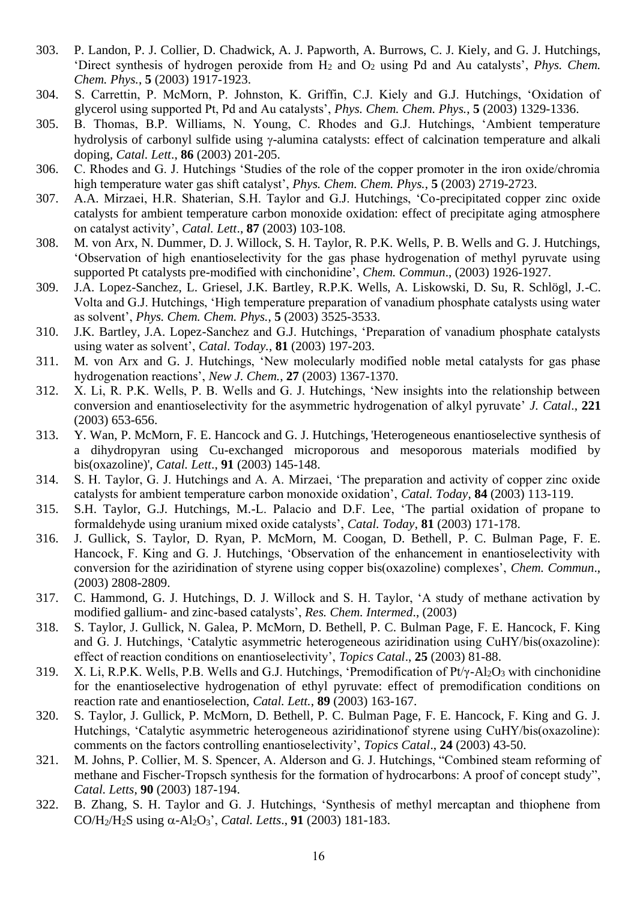303. P. Landon, P. J. Collier, D. Chadwick, A. J. Papworth, A. Burrows, C. J. Kiely, and G. J. Hutchings, 'Direct synthesis of hydrogen peroxide from $H_2$ and $O_2$ using Pd and Au catalysts', *Phys. Chem. Chem. Phys.*, **5** (2003) 1917-1923.
304. S. Carrettin, P. McMorn, P. Johnston, K. Griffin, C.J. Kiely and G.J. Hutchings, 'Oxidation of glycerol using supported Pt, Pd and Au catalysts', *Phys. Chem. Chem. Phys.*, **5** (2003) 1329-1336.
305. B. Thomas, B.P. Williams, N. Young, C. Rhodes and G.J. Hutchings, 'Ambient temperature hydrolysis of carbonyl sulfide using γ-alumina catalysts: effect of calcination temperature and alkali doping, *Catal. Lett*., **86** (2003) 201-205.
306. C. Rhodes and G. J. Hutchings 'Studies of the role of the copper promoter in the iron oxide/chromia high temperature water gas shift catalyst', *Phys. Chem. Chem. Phys.*, **5** (2003) 2719-2723.
307. A.A. Mirzaei, H.R. Shaterian, S.H. Taylor and G.J. Hutchings, 'Co-precipitated copper zinc oxide catalysts for ambient temperature carbon monoxide oxidation: effect of precipitate aging atmosphere on catalyst activity', *Catal. Lett*., **87** (2003) 103-108.
308. M. von Arx, N. Dummer, D. J. Willock, S. H. Taylor, R. P.K. Wells, P. B. Wells and G. J. Hutchings, 'Observation of high enantioselectivity for the gas phase hydrogenation of methyl pyruvate using supported Pt catalysts pre-modified with cinchonidine', *Chem. Commun*., (2003) 1926-1927.
309. J.A. Lopez-Sanchez, L. Griesel, J.K. Bartley, R.P.K. Wells, A. Liskowski, D. Su, R. Schlögl, J.-C. Volta and G.J. Hutchings, 'High temperature preparation of vanadium phosphate catalysts using water as solvent', *Phys. Chem. Chem. Phys.*, **5** (2003) 3525-3533.
310. J.K. Bartley, J.A. Lopez-Sanchez and G.J. Hutchings, 'Preparation of vanadium phosphate catalysts using water as solvent', *Catal. Today.*, **81** (2003) 197-203.
311. M. von Arx and G. J. Hutchings, 'New molecularly modified noble metal catalysts for gas phase hydrogenation reactions', *New J. Chem.*, **27** (2003) 1367-1370.
312. X. Li, R. P.K. Wells, P. B. Wells and G. J. Hutchings, 'New insights into the relationship between conversion and enantioselectivity for the asymmetric hydrogenation of alkyl pyruvate' *J. Catal*., **221** (2003) 653-656.
313. Y. Wan, P. McMorn, F. E. Hancock and G. J. Hutchings, 'Heterogeneous enantioselective synthesis of a dihydropyran using Cu-exchanged microporous and mesoporous materials modified by bis(oxazoline)', *Catal. Lett*., **91** (2003) 145-148.
314. S. H. Taylor, G. J. Hutchings and A. A. Mirzaei, 'The preparation and activity of copper zinc oxide catalysts for ambient temperature carbon monoxide oxidation', *Catal. Today*, **84** (2003) 113-119.
315. S.H. Taylor, G.J. Hutchings, M.-L. Palacio and D.F. Lee, 'The partial oxidation of propane to formaldehyde using uranium mixed oxide catalysts', *Catal. Today*, **81** (2003) 171-178.
316. J. Gullick, S. Taylor, D. Ryan, P. McMorn, M. Coogan, D. Bethell, P. C. Bulman Page, F. E. Hancock, F. King and G. J. Hutchings, 'Observation of the enhancement in enantioselectivity with conversion for the aziridination of styrene using copper bis(oxazoline) complexes', *Chem. Commun*., (2003) 2808-2809.
317. C. Hammond, G. J. Hutchings, D. J. Willock and S. H. Taylor, 'A study of methane activation by modified gallium- and zinc-based catalysts', *Res. Chem. Intermed*., (2003)
318. S. Taylor, J. Gullick, N. Galea, P. McMorn, D. Bethell, P. C. Bulman Page, F. E. Hancock, F. King and G. J. Hutchings, 'Catalytic asymmetric heterogeneous aziridination using CuHY/bis(oxazoline): effect of reaction conditions on enantioselectivity', *Topics Catal*., **25** (2003) 81-88.
319. X. Li, R.P.K. Wells, P.B. Wells and G.J. Hutchings, 'Premodification of Pt/γ-$Al_2O_3$ with cinchonidine for the enantioselective hydrogenation of ethyl pyruvate: effect of premodification conditions on reaction rate and enantioselection, *Catal. Lett.*, **89** (2003) 163-167.
320. S. Taylor, J. Gullick, P. McMorn, D. Bethell, P. C. Bulman Page, F. E. Hancock, F. King and G. J. Hutchings, 'Catalytic asymmetric heterogeneous aziridinationof styrene using CuHY/bis(oxazoline): comments on the factors controlling enantioselectivity', *Topics Catal*., **24** (2003) 43-50.
321. M. Johns, P. Collier, M. S. Spencer, A. Alderson and G. J. Hutchings, "Combined steam reforming of methane and Fischer-Tropsch synthesis for the formation of hydrocarbons: A proof of concept study", *Catal. Letts*, **90** (2003) 187-194.
322. B. Zhang, S. H. Taylor and G. J. Hutchings, 'Synthesis of methyl mercaptan and thiophene from $CO/H_2/H_2S$ using α-$Al_2O_3$', *Catal. Letts*., **91** (2003) 181-183.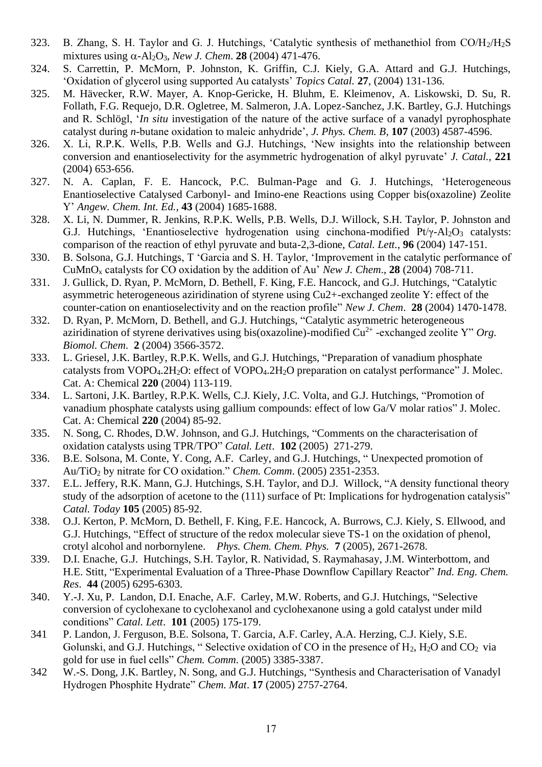323. B. Zhang, S. H. Taylor and G. J. Hutchings, 'Catalytic synthesis of methanethiol from $CO/H_2/H_2S$ mixtures using $\alpha$-$Al_2O_3$, *New J. Chem*. **28** (2004) 471-476.
324. S. Carrettin, P. McMorn, P. Johnston, K. Griffin, C.J. Kiely, G.A. Attard and G.J. Hutchings, 'Oxidation of glycerol using supported Au catalysts' *Topics Catal.* **27**, (2004) 131-136.
325. M. Hävecker, R.W. Mayer, A. Knop-Gericke, H. Bluhm, E. Kleimenov, A. Liskowski, D. Su, R. Follath, F.G. Requejo, D.R. Ogletree, M. Salmeron, J.A. Lopez-Sanchez, J.K. Bartley, G.J. Hutchings and R. Schlögl, '*In situ* investigation of the nature of the active surface of a vanadyl pyrophosphate catalyst during *n*-butane oxidation to maleic anhydride', *J. Phys. Chem. B*, **107** (2003) 4587-4596.
326. X. Li, R.P.K. Wells, P.B. Wells and G.J. Hutchings, 'New insights into the relationship between conversion and enantioselectivity for the asymmetric hydrogenation of alkyl pyruvate' *J. Catal.,* **221** (2004) 653-656.
327. N. A. Caplan, F. E. Hancock, P.C. Bulman-Page and G. J. Hutchings, 'Heterogeneous Enantioselective Catalysed Carbonyl- and Imino-ene Reactions using Copper bis(oxazoline) Zeolite Y' *Angew. Chem. Int. Ed.,* **43** (2004) 1685-1688.
328. X. Li, N. Dummer, R. Jenkins, R.P.K. Wells, P.B. Wells, D.J. Willock, S.H. Taylor, P. Johnston and G.J. Hutchings, 'Enantioselective hydrogenation using cinchona-modified Pt/$\gamma$-$Al_2O_3$ catalysts: comparison of the reaction of ethyl pyruvate and buta-2,3-dione, *Catal. Lett.,* **96** (2004) 147-151.
330. B. Solsona, G.J. Hutchings, T 'Garcia and S. H. Taylor, 'Improvement in the catalytic performance of $CuMnO_x$ catalysts for CO oxidation by the addition of Au' *New J. Chem*., **28** (2004) 708-711.
331. J. Gullick, D. Ryan, P. McMorn, D. Bethell, F. King, F.E. Hancock, and G.J. Hutchings, "Catalytic asymmetric heterogeneous aziridination of styrene using Cu2+-exchanged zeolite Y: effect of the counter-cation on enantioselectivity and on the reaction profile" *New J. Chem*. **28** (2004) 1470-1478.
332. D. Ryan, P. McMorn, D. Bethell, and G.J. Hutchings, "Catalytic asymmetric heterogeneous aziridination of styrene derivatives using bis(oxazoline)-modified $Cu^{2+}$ -exchanged zeolite Y" *Org. Biomol. Chem*. **2** (2004) 3566-3572.
333. L. Griesel, J.K. Bartley, R.P.K. Wells, and G.J. Hutchings, "Preparation of vanadium phosphate catalysts from $VOPO_4.2H_2O$: effect of $VOPO_4.2H_2O$ preparation on catalyst performance" J. Molec. Cat. A: Chemical **220** (2004) 113-119.
334. L. Sartoni, J.K. Bartley, R.P.K. Wells, C.J. Kiely, J.C. Volta, and G.J. Hutchings, "Promotion of vanadium phosphate catalysts using gallium compounds: effect of low Ga/V molar ratios" J. Molec. Cat. A: Chemical **220** (2004) 85-92.
335. N. Song, C. Rhodes, D.W. Johnson, and G.J. Hutchings, "Comments on the characterisation of oxidation catalysts using TPR/TPO" *Catal. Lett*. **102** (2005) 271-279.
336. B.E. Solsona, M. Conte, Y. Cong, A.F. Carley, and G.J. Hutchings, " Unexpected promotion of $Au/TiO_2$ by nitrate for CO oxidation." *Chem. Comm*. (2005) 2351-2353.
337. E.L. Jeffery, R.K. Mann, G.J. Hutchings, S.H. Taylor, and D.J. Willock, "A density functional theory study of the adsorption of acetone to the (111) surface of Pt: Implications for hydrogenation catalysis" *Catal. Today* **105** (2005) 85-92.
338. O.J. Kerton, P. McMorn, D. Bethell, F. King, F.E. Hancock, A. Burrows, C.J. Kiely, S. Ellwood, and G.J. Hutchings, "Effect of structure of the redox molecular sieve TS-1 on the oxidation of phenol, crotyl alcohol and norbornylene. *Phys. Chem. Chem. Phys.* **7** (2005), 2671-2678.
339. D.I. Enache, G.J. Hutchings, S.H. Taylor, R. Natividad, S. Raymahasay, J.M. Winterbottom, and H.E. Stitt, "Experimental Evaluation of a Three-Phase Downflow Capillary Reactor" *Ind. Eng. Chem. Res*. **44** (2005) 6295-6303.
340. Y.-J. Xu, P. Landon, D.I. Enache, A.F. Carley, M.W. Roberts, and G.J. Hutchings, "Selective conversion of cyclohexane to cyclohexanol and cyclohexanone using a gold catalyst under mild conditions" *Catal. Lett*. **101** (2005) 175-179.
341 P. Landon, J. Ferguson, B.E. Solsona, T. Garcia, A.F. Carley, A.A. Herzing, C.J. Kiely, S.E. Golunski, and G.J. Hutchings, " Selective oxidation of CO in the presence of $H_2$, $H_2O$ and $CO_2$ via gold for use in fuel cells" *Chem. Comm*. (2005) 3385-3387.
342 W.-S. Dong, J.K. Bartley, N. Song, and G.J. Hutchings, "Synthesis and Characterisation of Vanadyl Hydrogen Phosphite Hydrate" *Chem. Mat*. **17** (2005) 2757-2764.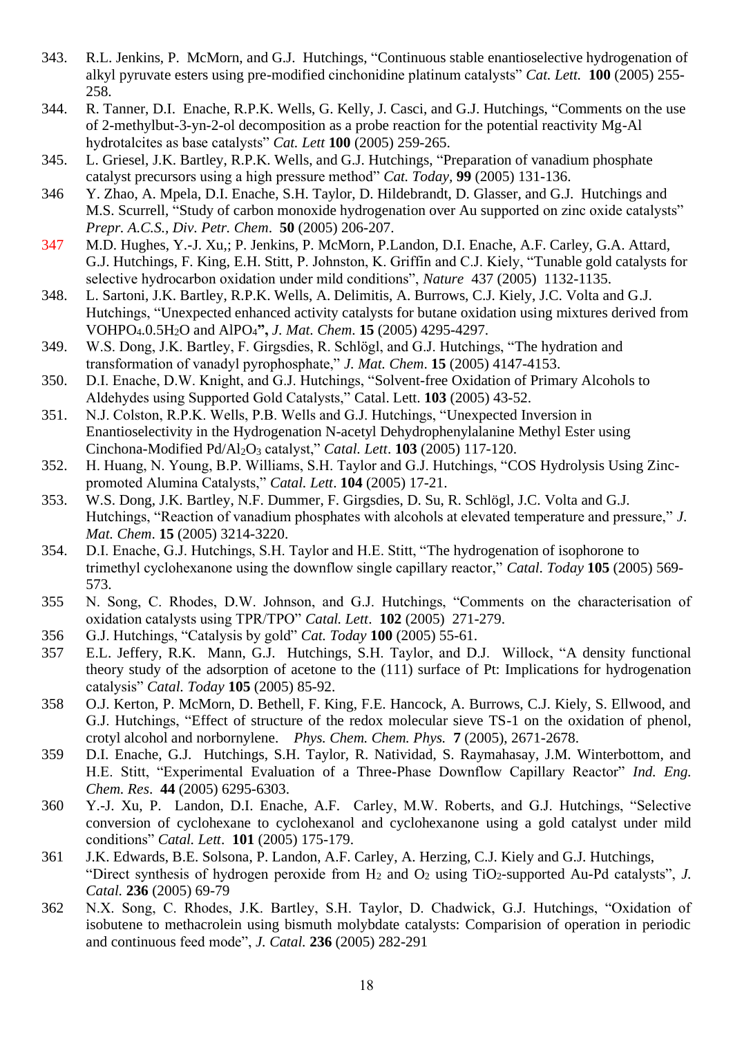343. R.L. Jenkins, P. McMorn, and G.J. Hutchings, “Continuous stable enantioselective hydrogenation of alkyl pyruvate esters using pre-modified cinchonidine platinum catalysts” *Cat. Lett.* **100** (2005) 255-258.

344. R. Tanner, D.I. Enache, R.P.K. Wells, G. Kelly, J. Casci, and G.J. Hutchings, “Comments on the use of 2-methylbut-3-yn-2-ol decomposition as a probe reaction for the potential reactivity Mg-Al hydrotalcites as base catalysts” *Cat. Lett* **100** (2005) 259-265.

345. L. Griesel, J.K. Bartley, R.P.K. Wells, and G.J. Hutchings, “Preparation of vanadium phosphate catalyst precursors using a high pressure method” *Cat. Today,* **99** (2005) 131-136.

346 Y. Zhao, A. Mpela, D.I. Enache, S.H. Taylor, D. Hildebrandt, D. Glasser, and G.J. Hutchings and M.S. Scurrell, “Study of carbon monoxide hydrogenation over Au supported on zinc oxide catalysts” *Prepr. A.C.S., Div. Petr. Chem.* **50** (2005) 206-207.

347 M.D. Hughes, Y.-J. Xu,; P. Jenkins, P. McMorn, P.Landon, D.I. Enache, A.F. Carley, G.A. Attard, G.J. Hutchings, F. King, E.H. Stitt, P. Johnston, K. Griffin and C.J. Kiely, “Tunable gold catalysts for selective hydrocarbon oxidation under mild conditions”, *Nature* 437 (2005) 1132-1135.

348. L. Sartoni, J.K. Bartley, R.P.K. Wells, A. Delimitis, A. Burrows, C.J. Kiely, J.C. Volta and G.J. Hutchings, “Unexpected enhanced activity catalysts for butane oxidation using mixtures derived from $VOHPO_4.0.5H_2O$ and $AlPO_4$**”,** *J. Mat. Chem.* **15** (2005) 4295-4297.

349. W.S. Dong, J.K. Bartley, F. Girgsdies, R. Schlögl, and G.J. Hutchings, “The hydration and transformation of vanadyl pyrophosphate,” *J. Mat. Chem.* **15** (2005) 4147-4153.

350. D.I. Enache, D.W. Knight, and G.J. Hutchings, “Solvent-free Oxidation of Primary Alcohols to Aldehydes using Supported Gold Catalysts,” Catal. Lett. **103** (2005) 43-52.

351. N.J. Colston, R.P.K. Wells, P.B. Wells and G.J. Hutchings, “Unexpected Inversion in Enantioselectivity in the Hydrogenation N-acetyl Dehydrophenylalanine Methyl Ester using Cinchona-Modified $Pd/Al_2O_3$ catalyst,” *Catal. Lett*. **103** (2005) 117-120.

352. H. Huang, N. Young, B.P. Williams, S.H. Taylor and G.J. Hutchings, “COS Hydrolysis Using Zinc-promoted Alumina Catalysts,” *Catal. Lett*. **104** (2005) 17-21.

353. W.S. Dong, J.K. Bartley, N.F. Dummer, F. Girgsdies, D. Su, R. Schlögl, J.C. Volta and G.J. Hutchings, “Reaction of vanadium phosphates with alcohols at elevated temperature and pressure,” *J. Mat. Chem*. **15** (2005) 3214-3220.

354. D.I. Enache, G.J. Hutchings, S.H. Taylor and H.E. Stitt, “The hydrogenation of isophorone to trimethyl cyclohexanone using the downflow single capillary reactor,” *Catal. Today* **105** (2005) 569-573.

355 N. Song, C. Rhodes, D.W. Johnson, and G.J. Hutchings, “Comments on the characterisation of oxidation catalysts using TPR/TPO” *Catal. Lett*. **102** (2005) 271-279.

356 G.J. Hutchings, “Catalysis by gold” *Cat. Today* **100** (2005) 55-61.

357 E.L. Jeffery, R.K. Mann, G.J. Hutchings, S.H. Taylor, and D.J. Willock, “A density functional theory study of the adsorption of acetone to the (111) surface of Pt: Implications for hydrogenation catalysis” *Catal. Today* **105** (2005) 85-92.

358 O.J. Kerton, P. McMorn, D. Bethell, F. King, F.E. Hancock, A. Burrows, C.J. Kiely, S. Ellwood, and G.J. Hutchings, “Effect of structure of the redox molecular sieve TS-1 on the oxidation of phenol, crotyl alcohol and norbornylene. *Phys. Chem. Chem. Phys.* **7** (2005), 2671-2678.

359 D.I. Enache, G.J. Hutchings, S.H. Taylor, R. Natividad, S. Raymahasay, J.M. Winterbottom, and H.E. Stitt, “Experimental Evaluation of a Three-Phase Downflow Capillary Reactor” *Ind. Eng. Chem. Res*. **44** (2005) 6295-6303.

360 Y.-J. Xu, P. Landon, D.I. Enache, A.F. Carley, M.W. Roberts, and G.J. Hutchings, “Selective conversion of cyclohexane to cyclohexanol and cyclohexanone using a gold catalyst under mild conditions” *Catal. Lett*. **101** (2005) 175-179.

361 J.K. Edwards, B.E. Solsona, P. Landon, A.F. Carley, A. Herzing, C.J. Kiely and G.J. Hutchings, “Direct synthesis of hydrogen peroxide from $H_2$ and $O_2$ using $TiO_2$-supported Au-Pd catalysts”, *J. Catal.* **236** (2005) 69-79

362 N.X. Song, C. Rhodes, J.K. Bartley, S.H. Taylor, D. Chadwick, G.J. Hutchings, “Oxidation of isobutene to methacrolein using bismuth molybdate catalysts: Comparision of operation in periodic and continuous feed mode”, *J. Catal.* **236** (2005) 282-291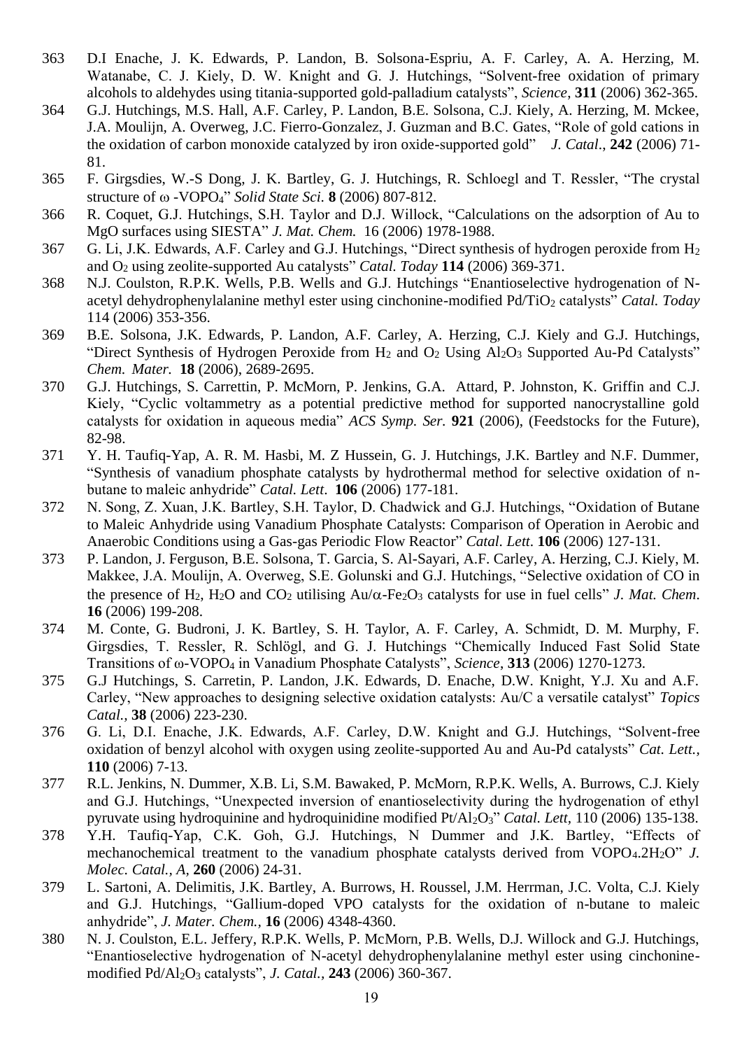363 D.I Enache, J. K. Edwards, P. Landon, B. Solsona-Espriu, A. F. Carley, A. A. Herzing, M. Watanabe, C. J. Kiely, D. W. Knight and G. J. Hutchings, "Solvent-free oxidation of primary alcohols to aldehydes using titania-supported gold-palladium catalysts", *Science*, **311** (2006) 362-365.

364 G.J. Hutchings, M.S. Hall, A.F. Carley, P. Landon, B.E. Solsona, C.J. Kiely, A. Herzing, M. Mckee, J.A. Moulijn, A. Overweg, J.C. Fierro-Gonzalez, J. Guzman and B.C. Gates, "Role of gold cations in the oxidation of carbon monoxide catalyzed by iron oxide-supported gold" *J. Catal*., **242** (2006) 71-81.

365 F. Girgsdies, W.-S Dong, J. K. Bartley, G. J. Hutchings, R. Schloegl and T. Ressler, "The crystal structure of ω -$VOPO_4$" *Solid State Sci.* **8** (2006) 807-812.

366 R. Coquet, G.J. Hutchings, S.H. Taylor and D.J. Willock, "Calculations on the adsorption of Au to MgO surfaces using SIESTA" *J. Mat. Chem.* 16 (2006) 1978-1988.

367 G. Li, J.K. Edwards, A.F. Carley and G.J. Hutchings, "Direct synthesis of hydrogen peroxide from $H_2$ and $O_2$ using zeolite-supported Au catalysts" *Catal. Today* **114** (2006) 369-371.

368 N.J. Coulston, R.P.K. Wells, P.B. Wells and G.J. Hutchings "Enantioselective hydrogenation of N-acetyl dehydrophenylalanine methyl ester using cinchonine-modified $Pd/TiO_2$ catalysts" *Catal. Today* 114 (2006) 353-356.

369 B.E. Solsona, J.K. Edwards, P. Landon, A.F. Carley, A. Herzing, C.J. Kiely and G.J. Hutchings, "Direct Synthesis of Hydrogen Peroxide from $H_2$ and $O_2$ Using $Al_2O_3$ Supported Au-Pd Catalysts" *Chem. Mater.* **18** (2006), 2689-2695.

370 G.J. Hutchings, S. Carrettin, P. McMorn, P. Jenkins, G.A. Attard, P. Johnston, K. Griffin and C.J. Kiely, "Cyclic voltammetry as a potential predictive method for supported nanocrystalline gold catalysts for oxidation in aqueous media" *ACS Symp. Ser.* **921** (2006), (Feedstocks for the Future), 82-98.

371 Y. H. Taufiq-Yap, A. R. M. Hasbi, M. Z Hussein, G. J. Hutchings, J.K. Bartley and N.F. Dummer, "Synthesis of vanadium phosphate catalysts by hydrothermal method for selective oxidation of n-butane to maleic anhydride" *Catal. Lett*. **106** (2006) 177-181.

372 N. Song, Z. Xuan, J.K. Bartley, S.H. Taylor, D. Chadwick and G.J. Hutchings, "Oxidation of Butane to Maleic Anhydride using Vanadium Phosphate Catalysts: Comparison of Operation in Aerobic and Anaerobic Conditions using a Gas-gas Periodic Flow Reactor" *Catal. Lett*. **106** (2006) 127-131.

373 P. Landon, J. Ferguson, B.E. Solsona, T. Garcia, S. Al-Sayari, A.F. Carley, A. Herzing, C.J. Kiely, M. Makkee, J.A. Moulijn, A. Overweg, S.E. Golunski and G.J. Hutchings, "Selective oxidation of CO in the presence of $H_2$, $H_2O$ and $CO_2$ utilising Au/$\alpha$-$Fe_2O_3$ catalysts for use in fuel cells" *J. Mat. Chem*. **16** (2006) 199-208.

374 M. Conte, G. Budroni, J. K. Bartley, S. H. Taylor, A. F. Carley, A. Schmidt, D. M. Murphy, F. Girgsdies, T. Ressler, R. Schlögl, and G. J. Hutchings "Chemically Induced Fast Solid State Transitions of ω-$VOPO_4$ in Vanadium Phosphate Catalysts", *Science*, **313** (2006) 1270-1273.

375 G.J Hutchings, S. Carretin, P. Landon, J.K. Edwards, D. Enache, D.W. Knight, Y.J. Xu and A.F. Carley, "New approaches to designing selective oxidation catalysts: Au/C a versatile catalyst" *Topics Catal.,* **38** (2006) 223-230.

376 G. Li, D.I. Enache, J.K. Edwards, A.F. Carley, D.W. Knight and G.J. Hutchings, "Solvent-free oxidation of benzyl alcohol with oxygen using zeolite-supported Au and Au-Pd catalysts" *Cat. Lett.,* **110** (2006) 7-13.

377 R.L. Jenkins, N. Dummer, X.B. Li, S.M. Bawaked, P. McMorn, R.P.K. Wells, A. Burrows, C.J. Kiely and G.J. Hutchings, "Unexpected inversion of enantioselectivity during the hydrogenation of ethyl pyruvate using hydroquinine and hydroquinidine modified $Pt/Al_2O_3$" *Catal. Lett*, 110 (2006) 135-138.

378 Y.H. Taufiq-Yap, C.K. Goh, G.J. Hutchings, N Dummer and J.K. Bartley, "Effects of mechanochemical treatment to the vanadium phosphate catalysts derived from $VOPO_4.2H_2O$" *J. Molec. Catal., A*, **260** (2006) 24-31.

379 L. Sartoni, A. Delimitis, J.K. Bartley, A. Burrows, H. Roussel, J.M. Herrman, J.C. Volta, C.J. Kiely and G.J. Hutchings, "Gallium-doped VPO catalysts for the oxidation of n-butane to maleic anhydride", *J. Mater. Chem.,* **16** (2006) 4348-4360.

380 N. J. Coulston, E.L. Jeffery, R.P.K. Wells, P. McMorn, P.B. Wells, D.J. Willock and G.J. Hutchings, "Enantioselective hydrogenation of N-acetyl dehydrophenylalanine methyl ester using cinchonine-modified $Pd/Al_2O_3$ catalysts", *J. Catal.,* **243** (2006) 360-367.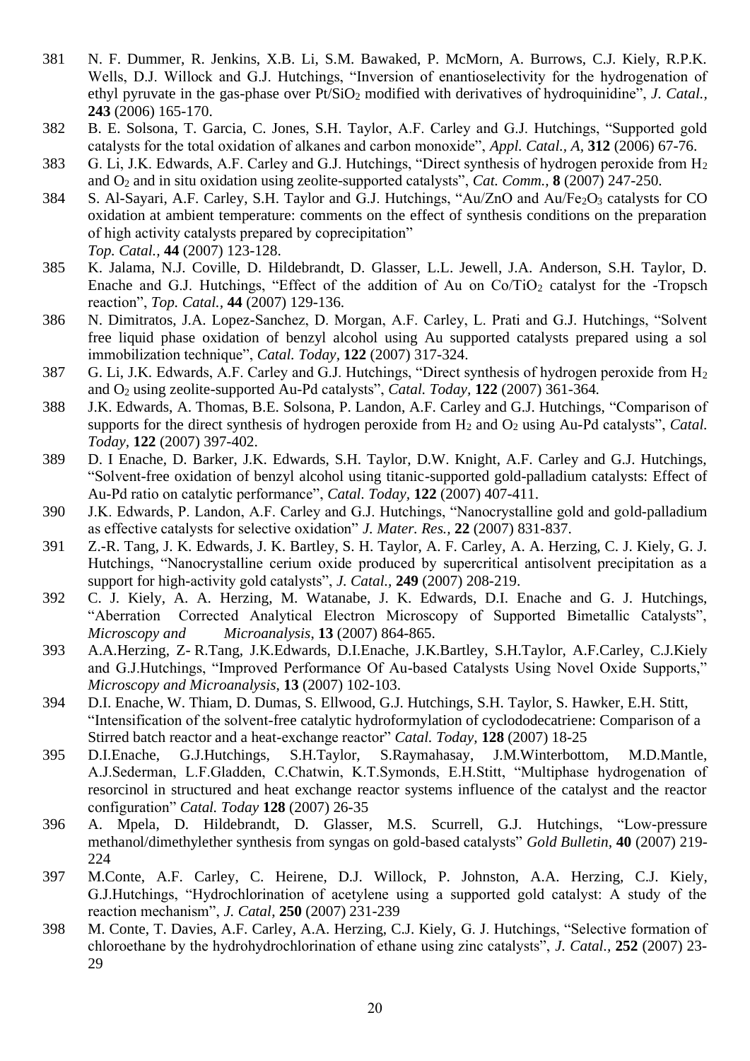381 N. F. Dummer, R. Jenkins, X.B. Li, S.M. Bawaked, P. McMorn, A. Burrows, C.J. Kiely, R.P.K. Wells, D.J. Willock and G.J. Hutchings, "Inversion of enantioselectivity for the hydrogenation of ethyl pyruvate in the gas-phase over $Pt/SiO_2$ modified with derivatives of hydroquinidine", *J. Catal.*, **243** (2006) 165-170.

382 B. E. Solsona, T. Garcia, C. Jones, S.H. Taylor, A.F. Carley and G.J. Hutchings, "Supported gold catalysts for the total oxidation of alkanes and carbon monoxide", *Appl. Catal., A*, **312** (2006) 67-76.

383 G. Li, J.K. Edwards, A.F. Carley and G.J. Hutchings, "Direct synthesis of hydrogen peroxide from $H_2$ and $O_2$ and in situ oxidation using zeolite-supported catalysts", *Cat. Comm.*, **8** (2007) 247-250.

384 S. Al-Sayari, A.F. Carley, S.H. Taylor and G.J. Hutchings, "Au/ZnO and $Au/Fe_2O_3$ catalysts for CO oxidation at ambient temperature: comments on the effect of synthesis conditions on the preparation of high activity catalysts prepared by coprecipitation" *Top. Catal.*, **44** (2007) 123-128.

385 K. Jalama, N.J. Coville, D. Hildebrandt, D. Glasser, L.L. Jewell, J.A. Anderson, S.H. Taylor, D. Enache and G.J. Hutchings, "Effect of the addition of Au on $Co/TiO_2$ catalyst for the -Tropsch reaction", *Top. Catal.*, **44** (2007) 129-136.

386 N. Dimitratos, J.A. Lopez-Sanchez, D. Morgan, A.F. Carley, L. Prati and G.J. Hutchings, "Solvent free liquid phase oxidation of benzyl alcohol using Au supported catalysts prepared using a sol immobilization technique", *Catal. Today*, **122** (2007) 317-324.

387 G. Li, J.K. Edwards, A.F. Carley and G.J. Hutchings, "Direct synthesis of hydrogen peroxide from $H_2$ and $O_2$ using zeolite-supported Au-Pd catalysts", *Catal. Today*, **122** (2007) 361-364.

388 J.K. Edwards, A. Thomas, B.E. Solsona, P. Landon, A.F. Carley and G.J. Hutchings, "Comparison of supports for the direct synthesis of hydrogen peroxide from $H_2$ and $O_2$ using Au-Pd catalysts", *Catal. Today*, **122** (2007) 397-402.

389 D. I Enache, D. Barker, J.K. Edwards, S.H. Taylor, D.W. Knight, A.F. Carley and G.J. Hutchings, "Solvent-free oxidation of benzyl alcohol using titanic-supported gold-palladium catalysts: Effect of Au-Pd ratio on catalytic performance", *Catal. Today*, **122** (2007) 407-411.

390 J.K. Edwards, P. Landon, A.F. Carley and G.J. Hutchings, "Nanocrystalline gold and gold-palladium as effective catalysts for selective oxidation" *J. Mater. Res.*, **22** (2007) 831-837.

391 Z.-R. Tang, J. K. Edwards, J. K. Bartley, S. H. Taylor, A. F. Carley, A. A. Herzing, C. J. Kiely, G. J. Hutchings, "Nanocrystalline cerium oxide produced by supercritical antisolvent precipitation as a support for high-activity gold catalysts", *J. Catal.*, **249** (2007) 208-219.

392 C. J. Kiely, A. A. Herzing, M. Watanabe, J. K. Edwards, D.I. Enache and G. J. Hutchings, "Aberration Corrected Analytical Electron Microscopy of Supported Bimetallic Catalysts", *Microscopy and Microanalysis*, **13** (2007) 864-865.

393 A.A.Herzing, Z- R.Tang, J.K.Edwards, D.I.Enache, J.K.Bartley, S.H.Taylor, A.F.Carley, C.J.Kiely and G.J.Hutchings, "Improved Performance Of Au-based Catalysts Using Novel Oxide Supports," *Microscopy and Microanalysis*, **13** (2007) 102-103.

394 D.I. Enache, W. Thiam, D. Dumas, S. Ellwood, G.J. Hutchings, S.H. Taylor, S. Hawker, E.H. Stitt, "Intensification of the solvent-free catalytic hydroformylation of cyclododecatriene: Comparison of a Stirred batch reactor and a heat-exchange reactor" *Catal. Today*, **128** (2007) 18-25

395 D.I.Enache, G.J.Hutchings, S.H.Taylor, S.Raymahasay, J.M.Winterbottom, M.D.Mantle, A.J.Sederman, L.F.Gladden, C.Chatwin, K.T.Symonds, E.H.Stitt, "Multiphase hydrogenation of resorcinol in structured and heat exchange reactor systems influence of the catalyst and the reactor configuration" *Catal. Today* **128** (2007) 26-35

396 A. Mpela, D. Hildebrandt, D. Glasser, M.S. Scurrell, G.J. Hutchings, "Low-pressure methanol/dimethylether synthesis from syngas on gold-based catalysts" *Gold Bulletin*, **40** (2007) 219-224

397 M.Conte, A.F. Carley, C. Heirene, D.J. Willock, P. Johnston, A.A. Herzing, C.J. Kiely, G.J.Hutchings, "Hydrochlorination of acetylene using a supported gold catalyst: A study of the reaction mechanism", *J. Catal*, **250** (2007) 231-239

398 M. Conte, T. Davies, A.F. Carley, A.A. Herzing, C.J. Kiely, G. J. Hutchings, "Selective formation of chloroethane by the hydrohydrochlorination of ethane using zinc catalysts", *J. Catal.*, **252** (2007) 23-29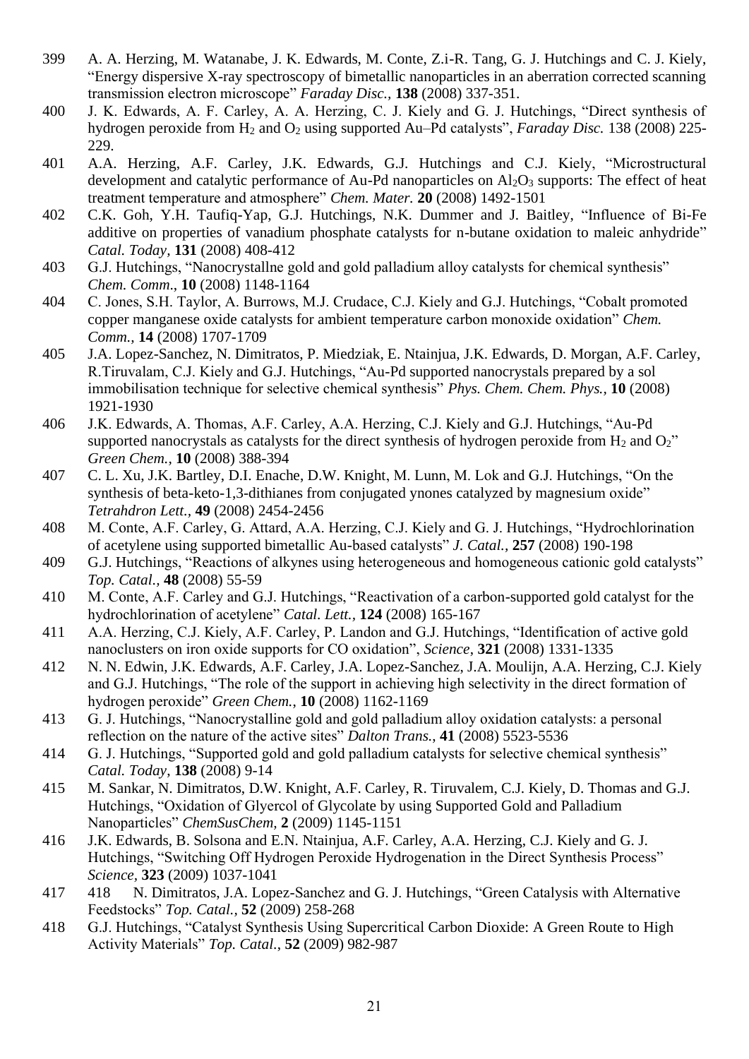399 A. A. Herzing, M. Watanabe, J. K. Edwards, M. Conte, Z.i-R. Tang, G. J. Hutchings and C. J. Kiely, "Energy dispersive X-ray spectroscopy of bimetallic nanoparticles in an aberration corrected scanning transmission electron microscope" *Faraday Disc.*, **138** (2008) 337-351.

400 J. K. Edwards, A. F. Carley, A. A. Herzing, C. J. Kiely and G. J. Hutchings, "Direct synthesis of hydrogen peroxide from $H_2$ and $O_2$ using supported Au–Pd catalysts", *Faraday Disc.* 138 (2008) 225-229.

401 A.A. Herzing, A.F. Carley, J.K. Edwards, G.J. Hutchings and C.J. Kiely, "Microstructural development and catalytic performance of Au-Pd nanoparticles on $Al_2O_3$ supports: The effect of heat treatment temperature and atmosphere" *Chem. Mater.* **20** (2008) 1492-1501

402 C.K. Goh, Y.H. Taufiq-Yap, G.J. Hutchings, N.K. Dummer and J. Baitley, "Influence of Bi-Fe additive on properties of vanadium phosphate catalysts for n-butane oxidation to maleic anhydride" *Catal. Today*, **131** (2008) 408-412

403 G.J. Hutchings, "Nanocrystallne gold and gold palladium alloy catalysts for chemical synthesis" *Chem. Comm*., **10** (2008) 1148-1164

404 C. Jones, S.H. Taylor, A. Burrows, M.J. Crudace, C.J. Kiely and G.J. Hutchings, "Cobalt promoted copper manganese oxide catalysts for ambient temperature carbon monoxide oxidation" *Chem. Comm.,* **14** (2008) 1707-1709

405 J.A. Lopez-Sanchez, N. Dimitratos, P. Miedziak, E. Ntainjua, J.K. Edwards, D. Morgan, A.F. Carley, R.Tiruvalam, C.J. Kiely and G.J. Hutchings, "Au-Pd supported nanocrystals prepared by a sol immobilisation technique for selective chemical synthesis" *Phys. Chem. Chem. Phys.,* **10** (2008) 1921-1930

406 J.K. Edwards, A. Thomas, A.F. Carley, A.A. Herzing, C.J. Kiely and G.J. Hutchings, "Au-Pd supported nanocrystals as catalysts for the direct synthesis of hydrogen peroxide from $H_2$ and $O_2$" *Green Chem.*, **10** (2008) 388-394

407 C. L. Xu, J.K. Bartley, D.I. Enache, D.W. Knight, M. Lunn, M. Lok and G.J. Hutchings, "On the synthesis of beta-keto-1,3-dithianes from conjugated ynones catalyzed by magnesium oxide" *Tetrahdron Lett.*, **49** (2008) 2454-2456

408 M. Conte, A.F. Carley, G. Attard, A.A. Herzing, C.J. Kiely and G. J. Hutchings, "Hydrochlorination of acetylene using supported bimetallic Au-based catalysts" *J. Catal.,* **257** (2008) 190-198

409 G.J. Hutchings, "Reactions of alkynes using heterogeneous and homogeneous cationic gold catalysts" *Top. Catal.,* **48** (2008) 55-59

410 M. Conte, A.F. Carley and G.J. Hutchings, "Reactivation of a carbon-supported gold catalyst for the hydrochlorination of acetylene" *Catal. Lett.,* **124** (2008) 165-167

411 A.A. Herzing, C.J. Kiely, A.F. Carley, P. Landon and G.J. Hutchings, "Identification of active gold nanoclusters on iron oxide supports for CO oxidation", *Science*, **321** (2008) 1331-1335

412 N. N. Edwin, J.K. Edwards, A.F. Carley, J.A. Lopez-Sanchez, J.A. Moulijn, A.A. Herzing, C.J. Kiely and G.J. Hutchings, "The role of the support in achieving high selectivity in the direct formation of hydrogen peroxide" *Green Chem.*, **10** (2008) 1162-1169

413 G. J. Hutchings, "Nanocrystalline gold and gold palladium alloy oxidation catalysts: a personal reflection on the nature of the active sites" *Dalton Trans.*, **41** (2008) 5523-5536

414 G. J. Hutchings, "Supported gold and gold palladium catalysts for selective chemical synthesis" *Catal. Today*, **138** (2008) 9-14

415 M. Sankar, N. Dimitratos, D.W. Knight, A.F. Carley, R. Tiruvalem, C.J. Kiely, D. Thomas and G.J. Hutchings, "Oxidation of Glyercol of Glycolate by using Supported Gold and Palladium Nanoparticles" *ChemSusChem,* **2** (2009) 1145-1151

416 J.K. Edwards, B. Solsona and E.N. Ntainjua, A.F. Carley, A.A. Herzing, C.J. Kiely and G. J. Hutchings, "Switching Off Hydrogen Peroxide Hydrogenation in the Direct Synthesis Process" *Science*, **323** (2009) 1037-1041

417 418 N. Dimitratos, J.A. Lopez-Sanchez and G. J. Hutchings, "Green Catalysis with Alternative Feedstocks" *Top. Catal.,* **52** (2009) 258-268

418 G.J. Hutchings, "Catalyst Synthesis Using Supercritical Carbon Dioxide: A Green Route to High Activity Materials" *Top. Catal.*, **52** (2009) 982-987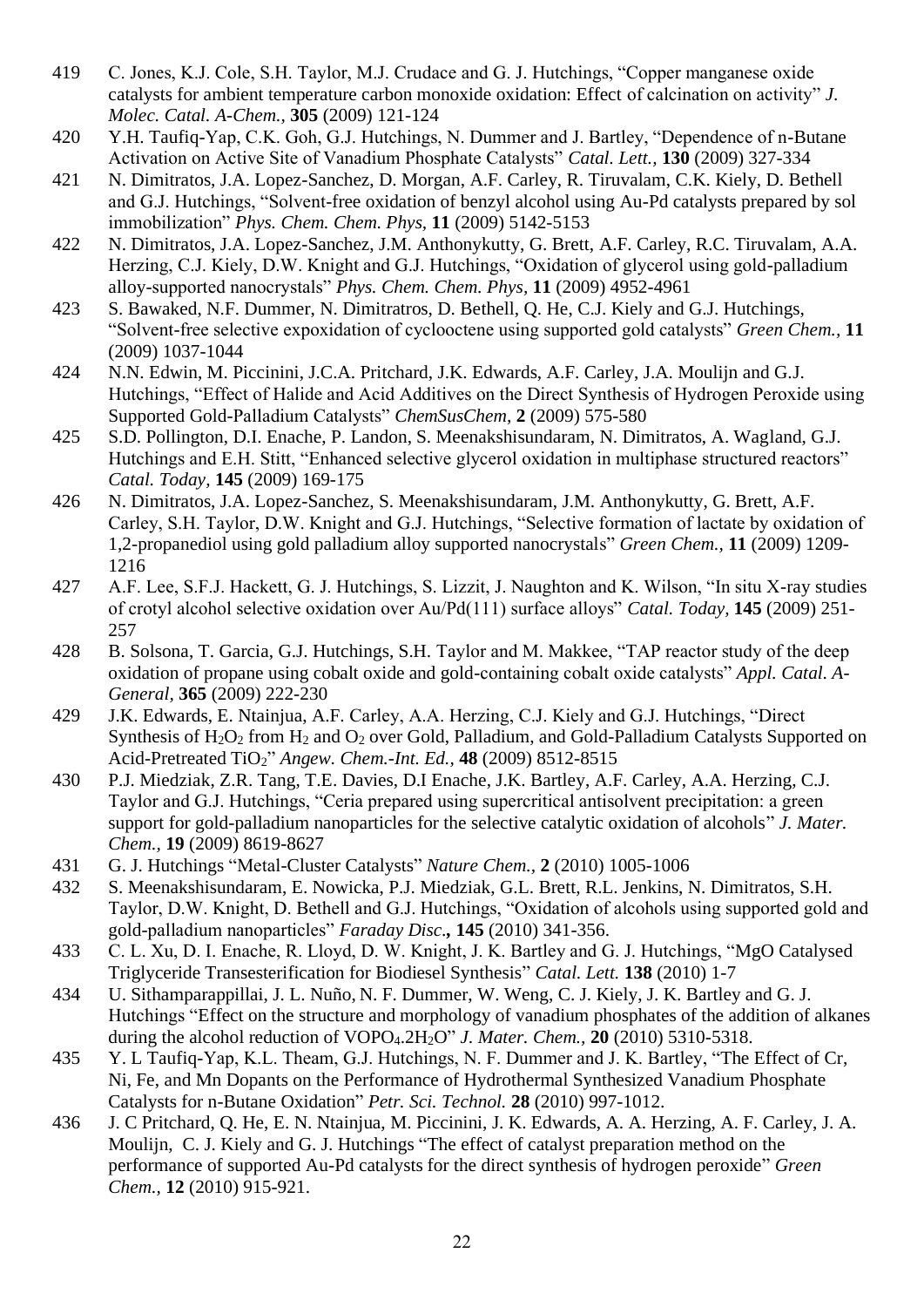419 C. Jones, K.J. Cole, S.H. Taylor, M.J. Crudace and G. J. Hutchings, "Copper manganese oxide catalysts for ambient temperature carbon monoxide oxidation: Effect of calcination on activity" *J. Molec. Catal. A-Chem.*, **305** (2009) 121-124

420 Y.H. Taufiq-Yap, C.K. Goh, G.J. Hutchings, N. Dummer and J. Bartley, "Dependence of n-Butane Activation on Active Site of Vanadium Phosphate Catalysts" *Catal. Lett.,* **130** (2009) 327-334

421 N. Dimitratos, J.A. Lopez-Sanchez, D. Morgan, A.F. Carley, R. Tiruvalam, C.K. Kiely, D. Bethell and G.J. Hutchings, "Solvent-free oxidation of benzyl alcohol using Au-Pd catalysts prepared by sol immobilization" *Phys. Chem. Chem. Phys,* **11** (2009) 5142-5153

422 N. Dimitratos, J.A. Lopez-Sanchez, J.M. Anthonykutty, G. Brett, A.F. Carley, R.C. Tiruvalam, A.A. Herzing, C.J. Kiely, D.W. Knight and G.J. Hutchings, "Oxidation of glycerol using gold-palladium alloy-supported nanocrystals" *Phys. Chem. Chem. Phys,* **11** (2009) 4952-4961

423 S. Bawaked, N.F. Dummer, N. Dimitratros, D. Bethell, Q. He, C.J. Kiely and G.J. Hutchings, "Solvent-free selective expoxidation of cyclooctene using supported gold catalysts" *Green Chem.,* **11** (2009) 1037-1044

424 N.N. Edwin, M. Piccinini, J.C.A. Pritchard, J.K. Edwards, A.F. Carley, J.A. Moulijn and G.J. Hutchings, "Effect of Halide and Acid Additives on the Direct Synthesis of Hydrogen Peroxide using Supported Gold-Palladium Catalysts" *ChemSusChem,* **2** (2009) 575-580

425 S.D. Pollington, D.I. Enache, P. Landon, S. Meenakshisundaram, N. Dimitratos, A. Wagland, G.J. Hutchings and E.H. Stitt, "Enhanced selective glycerol oxidation in multiphase structured reactors" *Catal. Today,* **145** (2009) 169-175

426 N. Dimitratos, J.A. Lopez-Sanchez, S. Meenakshisundaram, J.M. Anthonykutty, G. Brett, A.F. Carley, S.H. Taylor, D.W. Knight and G.J. Hutchings, "Selective formation of lactate by oxidation of 1,2-propanediol using gold palladium alloy supported nanocrystals" *Green Chem.,* **11** (2009) 1209-1216

427 A.F. Lee, S.F.J. Hackett, G. J. Hutchings, S. Lizzit, J. Naughton and K. Wilson, "In situ X-ray studies of crotyl alcohol selective oxidation over Au/Pd(111) surface alloys" *Catal. Today,* **145** (2009) 251-257

428 B. Solsona, T. Garcia, G.J. Hutchings, S.H. Taylor and M. Makkee, "TAP reactor study of the deep oxidation of propane using cobalt oxide and gold-containing cobalt oxide catalysts" *Appl. Catal. A-General,* **365** (2009) 222-230

429 J.K. Edwards, E. Ntainjua, A.F. Carley, A.A. Herzing, C.J. Kiely and G.J. Hutchings, "Direct Synthesis of $H_2O_2$ from $H_2$ and $O_2$ over Gold, Palladium, and Gold-Palladium Catalysts Supported on Acid-Pretreated $TiO_2$" *Angew. Chem.-Int. Ed.,* **48** (2009) 8512-8515

430 P.J. Miedziak, Z.R. Tang, T.E. Davies, D.I Enache, J.K. Bartley, A.F. Carley, A.A. Herzing, C.J. Taylor and G.J. Hutchings, "Ceria prepared using supercritical antisolvent precipitation: a green support for gold-palladium nanoparticles for the selective catalytic oxidation of alcohols" *J. Mater. Chem.,* **19** (2009) 8619-8627

431 G. J. Hutchings "Metal-Cluster Catalysts" *Nature Chem.,* **2** (2010) 1005-1006

432 S. Meenakshisundaram, E. Nowicka, P.J. Miedziak, G.L. Brett, R.L. Jenkins, N. Dimitratos, S.H. Taylor, D.W. Knight, D. Bethell and G.J. Hutchings, "Oxidation of alcohols using supported gold and gold-palladium nanoparticles" *Faraday Disc*.**,** **145** (2010) 341-356.

433 C. L. Xu, D. I. Enache, R. Lloyd, D. W. Knight, J. K. Bartley and G. J. Hutchings, "MgO Catalysed Triglyceride Transesterification for Biodiesel Synthesis" *Catal. Lett.* **138** (2010) 1-7

434 U. Sithamparappillai, J. L. Nuño, N. F. Dummer, W. Weng, C. J. Kiely, J. K. Bartley and G. J. Hutchings "Effect on the structure and morphology of vanadium phosphates of the addition of alkanes during the alcohol reduction of $VOPO_4.2H_2O$" *J. Mater. Chem.,* **20** (2010) 5310-5318.

435 Y. L Taufiq-Yap, K.L. Theam, G.J. Hutchings, N. F. Dummer and J. K. Bartley, "The Effect of Cr, Ni, Fe, and Mn Dopants on the Performance of Hydrothermal Synthesized Vanadium Phosphate Catalysts for n-Butane Oxidation" *Petr. Sci. Technol.* **28** (2010) 997-1012.

436 J. C Pritchard, Q. He, E. N. Ntainjua, M. Piccinini, J. K. Edwards, A. A. Herzing, A. F. Carley, J. A. Moulijn, C. J. Kiely and G. J. Hutchings "The effect of catalyst preparation method on the performance of supported Au-Pd catalysts for the direct synthesis of hydrogen peroxide" *Green Chem.,* **12** (2010) 915-921.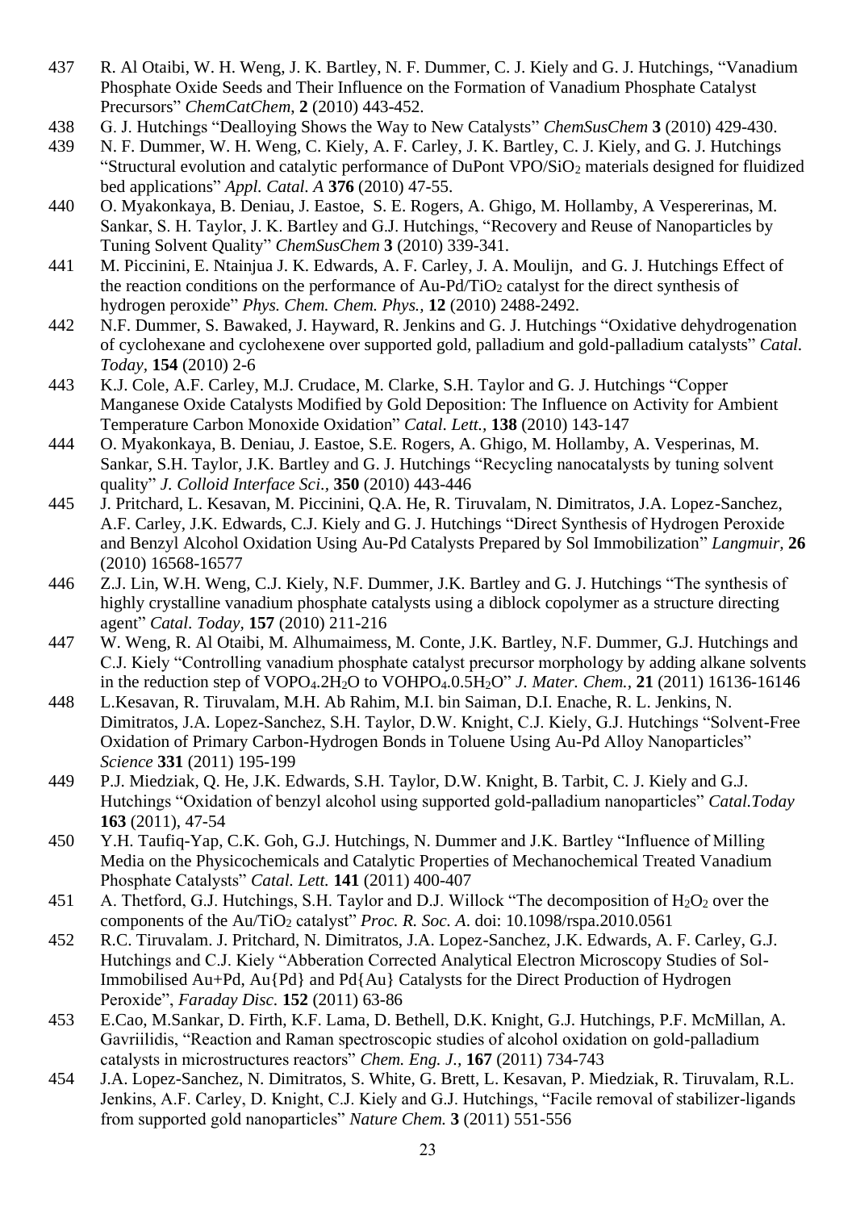437 R. Al Otaibi, W. H. Weng, J. K. Bartley, N. F. Dummer, C. J. Kiely and G. J. Hutchings, "Vanadium Phosphate Oxide Seeds and Their Influence on the Formation of Vanadium Phosphate Catalyst Precursors" *ChemCatChem*, **2** (2010) 443-452.

438 G. J. Hutchings "Dealloying Shows the Way to New Catalysts" *ChemSusChem* **3** (2010) 429-430.

439 N. F. Dummer, W. H. Weng, C. Kiely, A. F. Carley, J. K. Bartley, C. J. Kiely, and G. J. Hutchings "Structural evolution and catalytic performance of DuPont VPO/$SiO_2$ materials designed for fluidized bed applications" *Appl. Catal. A* **376** (2010) 47-55.

440 O. Myakonkaya, B. Deniau, J. Eastoe, S. E. Rogers, A. Ghigo, M. Hollamby, A Vespererinas, M. Sankar, S. H. Taylor, J. K. Bartley and G.J. Hutchings, "Recovery and Reuse of Nanoparticles by Tuning Solvent Quality" *ChemSusChem* **3** (2010) 339-341.

441 M. Piccinini, E. Ntainjua J. K. Edwards, A. F. Carley, J. A. Moulijn, and G. J. Hutchings Effect of the reaction conditions on the performance of Au-Pd/$TiO_2$ catalyst for the direct synthesis of hydrogen peroxide" *Phys. Chem. Chem. Phys.*, **12** (2010) 2488-2492.

442 N.F. Dummer, S. Bawaked, J. Hayward, R. Jenkins and G. J. Hutchings "Oxidative dehydrogenation of cyclohexane and cyclohexene over supported gold, palladium and gold-palladium catalysts" *Catal. Today*, **154** (2010) 2-6

443 K.J. Cole, A.F. Carley, M.J. Crudace, M. Clarke, S.H. Taylor and G. J. Hutchings "Copper Manganese Oxide Catalysts Modified by Gold Deposition: The Influence on Activity for Ambient Temperature Carbon Monoxide Oxidation" *Catal. Lett.,* **138** (2010) 143-147

444 O. Myakonkaya, B. Deniau, J. Eastoe, S.E. Rogers, A. Ghigo, M. Hollamby, A. Vesperinas, M. Sankar, S.H. Taylor, J.K. Bartley and G. J. Hutchings "Recycling nanocatalysts by tuning solvent quality" *J. Colloid Interface Sci.,* **350** (2010) 443-446

445 J. Pritchard, L. Kesavan, M. Piccinini, Q.A. He, R. Tiruvalam, N. Dimitratos, J.A. Lopez-Sanchez, A.F. Carley, J.K. Edwards, C.J. Kiely and G. J. Hutchings "Direct Synthesis of Hydrogen Peroxide and Benzyl Alcohol Oxidation Using Au-Pd Catalysts Prepared by Sol Immobilization" *Langmuir,* **26** (2010) 16568-16577

446 Z.J. Lin, W.H. Weng, C.J. Kiely, N.F. Dummer, J.K. Bartley and G. J. Hutchings "The synthesis of highly crystalline vanadium phosphate catalysts using a diblock copolymer as a structure directing agent" *Catal. Today,* **157** (2010) 211-216

447 W. Weng, R. Al Otaibi, M. Alhumaimess, M. Conte, J.K. Bartley, N.F. Dummer, G.J. Hutchings and C.J. Kiely "Controlling vanadium phosphate catalyst precursor morphology by adding alkane solvents in the reduction step of $VOPO_4.2H_2O$ to $VOHPO_4.0.5H_2O$" *J. Mater. Chem.,* **21** (2011) 16136-16146

448 L.Kesavan, R. Tiruvalam, M.H. Ab Rahim, M.I. bin Saiman, D.I. Enache, R. L. Jenkins, N. Dimitratos, J.A. Lopez-Sanchez, S.H. Taylor, D.W. Knight, C.J. Kiely, G.J. Hutchings "Solvent-Free Oxidation of Primary Carbon-Hydrogen Bonds in Toluene Using Au-Pd Alloy Nanoparticles" *Science* **331** (2011) 195-199

449 P.J. Miedziak, Q. He, J.K. Edwards, S.H. Taylor, D.W. Knight, B. Tarbit, C. J. Kiely and G.J. Hutchings "Oxidation of benzyl alcohol using supported gold-palladium nanoparticles" *Catal.Today* **163** (2011), 47-54

450 Y.H. Taufiq-Yap, C.K. Goh, G.J. Hutchings, N. Dummer and J.K. Bartley "Influence of Milling Media on the Physicochemicals and Catalytic Properties of Mechanochemical Treated Vanadium Phosphate Catalysts" *Catal. Lett.* **141** (2011) 400-407

451 A. Thetford, G.J. Hutchings, S.H. Taylor and D.J. Willock "The decomposition of $H_2O_2$ over the components of the Au/$TiO_2$ catalyst" *Proc. R. Soc. A*. doi: 10.1098/rspa.2010.0561

452 R.C. Tiruvalam. J. Pritchard, N. Dimitratos, J.A. Lopez-Sanchez, J.K. Edwards, A. F. Carley, G.J. Hutchings and C.J. Kiely "Abberation Corrected Analytical Electron Microscopy Studies of Sol-Immobilised Au+Pd, Au{Pd} and Pd{Au} Catalysts for the Direct Production of Hydrogen Peroxide", *Faraday Disc.* **152** (2011) 63-86

453 E.Cao, M.Sankar, D. Firth, K.F. Lama, D. Bethell, D.K. Knight, G.J. Hutchings, P.F. McMillan, A. Gavriilidis, "Reaction and Raman spectroscopic studies of alcohol oxidation on gold-palladium catalysts in microstructures reactors" *Chem. Eng. J.,* **167** (2011) 734-743

454 J.A. Lopez-Sanchez, N. Dimitratos, S. White, G. Brett, L. Kesavan, P. Miedziak, R. Tiruvalam, R.L. Jenkins, A.F. Carley, D. Knight, C.J. Kiely and G.J. Hutchings, "Facile removal of stabilizer-ligands from supported gold nanoparticles" *Nature Chem.* **3** (2011) 551-556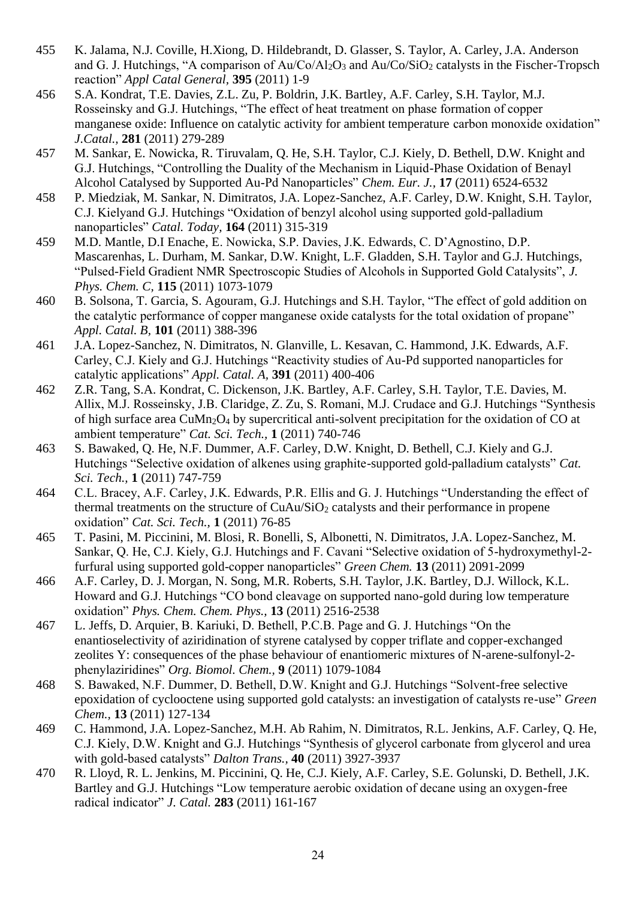455 K. Jalama, N.J. Coville, H.Xiong, D. Hildebrandt, D. Glasser, S. Taylor, A. Carley, J.A. Anderson and G. J. Hutchings, "A comparison of $Au/Co/Al_2O_3$ and $Au/Co/SiO_2$ catalysts in the Fischer-Tropsch reaction" *Appl Catal General,* **395** (2011) 1-9

456 S.A. Kondrat, T.E. Davies, Z.L. Zu, P. Boldrin, J.K. Bartley, A.F. Carley, S.H. Taylor, M.J. Rosseinsky and G.J. Hutchings, "The effect of heat treatment on phase formation of copper manganese oxide: Influence on catalytic activity for ambient temperature carbon monoxide oxidation" *J.Catal.,* **281** (2011) 279-289

457 M. Sankar, E. Nowicka, R. Tiruvalam, Q. He, S.H. Taylor, C.J. Kiely, D. Bethell, D.W. Knight and G.J. Hutchings, "Controlling the Duality of the Mechanism in Liquid-Phase Oxidation of Benayl Alcohol Catalysed by Supported Au-Pd Nanoparticles" *Chem. Eur. J.,* **17** (2011) 6524-6532

458 P. Miedziak, M. Sankar, N. Dimitratos, J.A. Lopez-Sanchez, A.F. Carley, D.W. Knight, S.H. Taylor, C.J. Kielyand G.J. Hutchings "Oxidation of benzyl alcohol using supported gold-palladium nanoparticles" *Catal. Today,* **164** (2011) 315-319

459 M.D. Mantle, D.I Enache, E. Nowicka, S.P. Davies, J.K. Edwards, C. D'Agnostino, D.P. Mascarenhas, L. Durham, M. Sankar, D.W. Knight, L.F. Gladden, S.H. Taylor and G.J. Hutchings, "Pulsed-Field Gradient NMR Spectroscopic Studies of Alcohols in Supported Gold Catalysits", *J. Phys. Chem. C,* **115** (2011) 1073-1079

460 B. Solsona, T. Garcia, S. Agouram, G.J. Hutchings and S.H. Taylor, "The effect of gold addition on the catalytic performance of copper manganese oxide catalysts for the total oxidation of propane" *Appl. Catal. B,* **101** (2011) 388-396

461 J.A. Lopez-Sanchez, N. Dimitratos, N. Glanville, L. Kesavan, C. Hammond, J.K. Edwards, A.F. Carley, C.J. Kiely and G.J. Hutchings "Reactivity studies of Au-Pd supported nanoparticles for catalytic applications" *Appl. Catal. A,* **391** (2011) 400-406

462 Z.R. Tang, S.A. Kondrat, C. Dickenson, J.K. Bartley, A.F. Carley, S.H. Taylor, T.E. Davies, M. Allix, M.J. Rosseinsky, J.B. Claridge, Z. Zu, S. Romani, M.J. Crudace and G.J. Hutchings "Synthesis of high surface area $CuMn_2O_4$ by supercritical anti-solvent precipitation for the oxidation of CO at ambient temperature" *Cat. Sci. Tech.,* **1** (2011) 740-746

463 S. Bawaked, Q. He, N.F. Dummer, A.F. Carley, D.W. Knight, D. Bethell, C.J. Kiely and G.J. Hutchings "Selective oxidation of alkenes using graphite-supported gold-palladium catalysts" *Cat. Sci. Tech.,* **1** (2011) 747-759

464 C.L. Bracey, A.F. Carley, J.K. Edwards, P.R. Ellis and G. J. Hutchings "Understanding the effect of thermal treatments on the structure of $CuAu/SiO_2$ catalysts and their performance in propene oxidation" *Cat. Sci. Tech.,* **1** (2011) 76-85

465 T. Pasini, M. Piccinini, M. Blosi, R. Bonelli, S, Albonetti, N. Dimitratos, J.A. Lopez-Sanchez, M. Sankar, Q. He, C.J. Kiely, G.J. Hutchings and F. Cavani "Selective oxidation of 5-hydroxymethyl-2-furfural using supported gold-copper nanoparticles" *Green Chem.* **13** (2011) 2091-2099

466 A.F. Carley, D. J. Morgan, N. Song, M.R. Roberts, S.H. Taylor, J.K. Bartley, D.J. Willock, K.L. Howard and G.J. Hutchings "CO bond cleavage on supported nano-gold during low temperature oxidation" *Phys. Chem. Chem. Phys.,* **13** (2011) 2516-2538

467 L. Jeffs, D. Arquier, B. Kariuki, D. Bethell, P.C.B. Page and G. J. Hutchings "On the enantioselectivity of aziridination of styrene catalysed by copper triflate and copper-exchanged zeolites Y: consequences of the phase behaviour of enantiomeric mixtures of N-arene-sulfonyl-2-phenylaziridines" *Org. Biomol. Chem.,* **9** (2011) 1079-1084

468 S. Bawaked, N.F. Dummer, D. Bethell, D.W. Knight and G.J. Hutchings "Solvent-free selective epoxidation of cyclooctene using supported gold catalysts: an investigation of catalysts re-use" *Green Chem.,* **13** (2011) 127-134

469 C. Hammond, J.A. Lopez-Sanchez, M.H. Ab Rahim, N. Dimitratos, R.L. Jenkins, A.F. Carley, Q. He, C.J. Kiely, D.W. Knight and G.J. Hutchings "Synthesis of glycerol carbonate from glycerol and urea with gold-based catalysts" *Dalton Trans.,* **40** (2011) 3927-3937

470 R. Lloyd, R. L. Jenkins, M. Piccinini, Q. He, C.J. Kiely, A.F. Carley, S.E. Golunski, D. Bethell, J.K. Bartley and G.J. Hutchings "Low temperature aerobic oxidation of decane using an oxygen-free radical indicator" *J. Catal.* **283** (2011) 161-167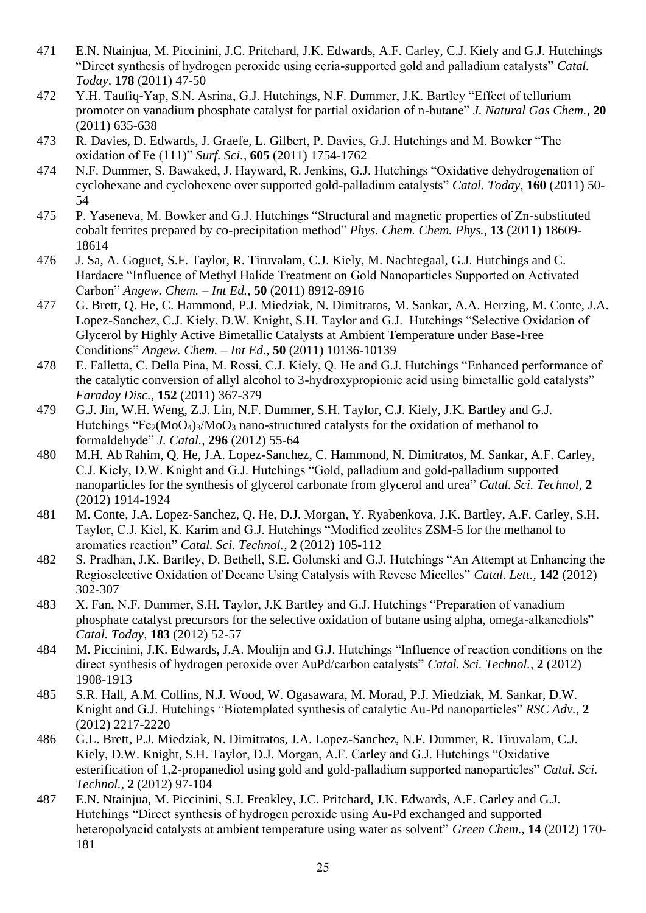471 E.N. Ntainjua, M. Piccinini, J.C. Pritchard, J.K. Edwards, A.F. Carley, C.J. Kiely and G.J. Hutchings "Direct synthesis of hydrogen peroxide using ceria-supported gold and palladium catalysts" *Catal. Today*, **178** (2011) 47-50

472 Y.H. Taufiq-Yap, S.N. Asrina, G.J. Hutchings, N.F. Dummer, J.K. Bartley "Effect of tellurium promoter on vanadium phosphate catalyst for partial oxidation of n-butane" *J. Natural Gas Chem.*, **20** (2011) 635-638

473 R. Davies, D. Edwards, J. Graefe, L. Gilbert, P. Davies, G.J. Hutchings and M. Bowker "The oxidation of Fe (111)" *Surf. Sci.*, **605** (2011) 1754-1762

474 N.F. Dummer, S. Bawaked, J. Hayward, R. Jenkins, G.J. Hutchings "Oxidative dehydrogenation of cyclohexane and cyclohexene over supported gold-palladium catalysts" *Catal. Today*, **160** (2011) 50-54

475 P. Yaseneva, M. Bowker and G.J. Hutchings "Structural and magnetic properties of Zn-substituted cobalt ferrites prepared by co-precipitation method" *Phys. Chem. Chem. Phys.*, **13** (2011) 18609-18614

476 J. Sa, A. Goguet, S.F. Taylor, R. Tiruvalam, C.J. Kiely, M. Nachtegaal, G.J. Hutchings and C. Hardacre "Influence of Methyl Halide Treatment on Gold Nanoparticles Supported on Activated Carbon" *Angew. Chem. – Int Ed.*, **50** (2011) 8912-8916

477 G. Brett, Q. He, C. Hammond, P.J. Miedziak, N. Dimitratos, M. Sankar, A.A. Herzing, M. Conte, J.A. Lopez-Sanchez, C.J. Kiely, D.W. Knight, S.H. Taylor and G.J. Hutchings "Selective Oxidation of Glycerol by Highly Active Bimetallic Catalysts at Ambient Temperature under Base-Free Conditions" *Angew. Chem. – Int Ed.*, **50** (2011) 10136-10139

478 E. Falletta, C. Della Pina, M. Rossi, C.J. Kiely, Q. He and G.J. Hutchings "Enhanced performance of the catalytic conversion of allyl alcohol to 3-hydroxypropionic acid using bimetallic gold catalysts" *Faraday Disc.*, **152** (2011) 367-379

479 G.J. Jin, W.H. Weng, Z.J. Lin, N.F. Dummer, S.H. Taylor, C.J. Kiely, J.K. Bartley and G.J. Hutchings "$Fe_2(MoO_4)_3/MoO_3$ nano-structured catalysts for the oxidation of methanol to formaldehyde" *J. Catal.*, **296** (2012) 55-64

480 M.H. Ab Rahim, Q. He, J.A. Lopez-Sanchez, C. Hammond, N. Dimitratos, M. Sankar, A.F. Carley, C.J. Kiely, D.W. Knight and G.J. Hutchings "Gold, palladium and gold-palladium supported nanoparticles for the synthesis of glycerol carbonate from glycerol and urea" *Catal. Sci. Technol*, **2** (2012) 1914-1924

481 M. Conte, J.A. Lopez-Sanchez, Q. He, D.J. Morgan, Y. Ryabenkova, J.K. Bartley, A.F. Carley, S.H. Taylor, C.J. Kiel, K. Karim and G.J. Hutchings "Modified zeolites ZSM-5 for the methanol to aromatics reaction" *Catal. Sci. Technol.*, **2** (2012) 105-112

482 S. Pradhan, J.K. Bartley, D. Bethell, S.E. Golunski and G.J. Hutchings "An Attempt at Enhancing the Regioselective Oxidation of Decane Using Catalysis with Revese Micelles" *Catal. Lett.*, **142** (2012) 302-307

483 X. Fan, N.F. Dummer, S.H. Taylor, J.K Bartley and G.J. Hutchings "Preparation of vanadium phosphate catalyst precursors for the selective oxidation of butane using alpha, omega-alkanediols" *Catal. Today*, **183** (2012) 52-57

484 M. Piccinini, J.K. Edwards, J.A. Moulijn and G.J. Hutchings "Influence of reaction conditions on the direct synthesis of hydrogen peroxide over AuPd/carbon catalysts" *Catal. Sci. Technol.*, **2** (2012) 1908-1913

485 S.R. Hall, A.M. Collins, N.J. Wood, W. Ogasawara, M. Morad, P.J. Miedziak, M. Sankar, D.W. Knight and G.J. Hutchings "Biotemplated synthesis of catalytic Au-Pd nanoparticles" *RSC Adv.*, **2** (2012) 2217-2220

486 G.L. Brett, P.J. Miedziak, N. Dimitratos, J.A. Lopez-Sanchez, N.F. Dummer, R. Tiruvalam, C.J. Kiely, D.W. Knight, S.H. Taylor, D.J. Morgan, A.F. Carley and G.J. Hutchings "Oxidative esterification of 1,2-propanediol using gold and gold-palladium supported nanoparticles" *Catal. Sci. Technol.*, **2** (2012) 97-104

487 E.N. Ntainjua, M. Piccinini, S.J. Freakley, J.C. Pritchard, J.K. Edwards, A.F. Carley and G.J. Hutchings "Direct synthesis of hydrogen peroxide using Au-Pd exchanged and supported heteropolyacid catalysts at ambient temperature using water as solvent" *Green Chem.*, **14** (2012) 170-181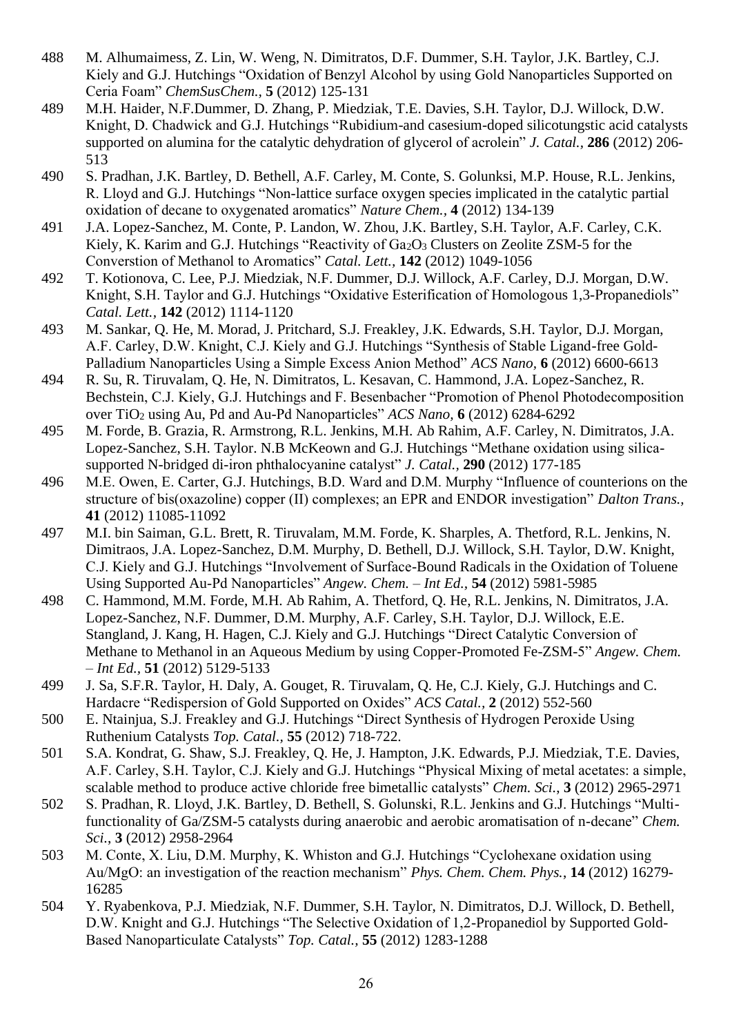488 M. Alhumaimess, Z. Lin, W. Weng, N. Dimitratos, D.F. Dummer, S.H. Taylor, J.K. Bartley, C.J. Kiely and G.J. Hutchings "Oxidation of Benzyl Alcohol by using Gold Nanoparticles Supported on Ceria Foam" *ChemSusChem.,* **5** (2012) 125-131

489 M.H. Haider, N.F.Dummer, D. Zhang, P. Miedziak, T.E. Davies, S.H. Taylor, D.J. Willock, D.W. Knight, D. Chadwick and G.J. Hutchings "Rubidium-and casesium-doped silicotungstic acid catalysts supported on alumina for the catalytic dehydration of glycerol of acrolein" *J. Catal.,* **286** (2012) 206-513

490 S. Pradhan, J.K. Bartley, D. Bethell, A.F. Carley, M. Conte, S. Golunksi, M.P. House, R.L. Jenkins, R. Lloyd and G.J. Hutchings "Non-lattice surface oxygen species implicated in the catalytic partial oxidation of decane to oxygenated aromatics" *Nature Chem.,* **4** (2012) 134-139

491 J.A. Lopez-Sanchez, M. Conte, P. Landon, W. Zhou, J.K. Bartley, S.H. Taylor, A.F. Carley, C.K. Kiely, K. Karim and G.J. Hutchings "Reactivity of $Ga_2O_3$ Clusters on Zeolite ZSM-5 for the Converstion of Methanol to Aromatics" *Catal. Lett.,* **142** (2012) 1049-1056

492 T. Kotionova, C. Lee, P.J. Miedziak, N.F. Dummer, D.J. Willock, A.F. Carley, D.J. Morgan, D.W. Knight, S.H. Taylor and G.J. Hutchings "Oxidative Esterification of Homologous 1,3-Propanediols" *Catal. Lett.,* **142** (2012) 1114-1120

493 M. Sankar, Q. He, M. Morad, J. Pritchard, S.J. Freakley, J.K. Edwards, S.H. Taylor, D.J. Morgan, A.F. Carley, D.W. Knight, C.J. Kiely and G.J. Hutchings "Synthesis of Stable Ligand-free Gold-Palladium Nanoparticles Using a Simple Excess Anion Method" *ACS Nano,* **6** (2012) 6600-6613

494 R. Su, R. Tiruvalam, Q. He, N. Dimitratos, L. Kesavan, C. Hammond, J.A. Lopez-Sanchez, R. Bechstein, C.J. Kiely, G.J. Hutchings and F. Besenbacher "Promotion of Phenol Photodecomposition over $TiO_2$ using Au, Pd and Au-Pd Nanoparticles" *ACS Nano,* **6** (2012) 6284-6292

495 M. Forde, B. Grazia, R. Armstrong, R.L. Jenkins, M.H. Ab Rahim, A.F. Carley, N. Dimitratos, J.A. Lopez-Sanchez, S.H. Taylor. N.B McKeown and G.J. Hutchings "Methane oxidation using silica-supported N-bridged di-iron phthalocyanine catalyst" *J. Catal.,* **290** (2012) 177-185

496 M.E. Owen, E. Carter, G.J. Hutchings, B.D. Ward and D.M. Murphy "Influence of counterions on the structure of bis(oxazoline) copper (II) complexes; an EPR and ENDOR investigation" *Dalton Trans.,* **41** (2012) 11085-11092

497 M.I. bin Saiman, G.L. Brett, R. Tiruvalam, M.M. Forde, K. Sharples, A. Thetford, R.L. Jenkins, N. Dimitraos, J.A. Lopez-Sanchez, D.M. Murphy, D. Bethell, D.J. Willock, S.H. Taylor, D.W. Knight, C.J. Kiely and G.J. Hutchings "Involvement of Surface-Bound Radicals in the Oxidation of Toluene Using Supported Au-Pd Nanoparticles" *Angew. Chem. – Int Ed.,* **54** (2012) 5981-5985

498 C. Hammond, M.M. Forde, M.H. Ab Rahim, A. Thetford, Q. He, R.L. Jenkins, N. Dimitratos, J.A. Lopez-Sanchez, N.F. Dummer, D.M. Murphy, A.F. Carley, S.H. Taylor, D.J. Willock, E.E. Stangland, J. Kang, H. Hagen, C.J. Kiely and G.J. Hutchings "Direct Catalytic Conversion of Methane to Methanol in an Aqueous Medium by using Copper-Promoted Fe-ZSM-5" *Angew. Chem. – Int Ed.,* **51** (2012) 5129-5133

499 J. Sa, S.F.R. Taylor, H. Daly, A. Gouget, R. Tiruvalam, Q. He, C.J. Kiely, G.J. Hutchings and C. Hardacre "Redispersion of Gold Supported on Oxides" *ACS Catal.,* **2** (2012) 552-560

500 E. Ntainjua, S.J. Freakley and G.J. Hutchings "Direct Synthesis of Hydrogen Peroxide Using Ruthenium Catalysts *Top. Catal.,* **55** (2012) 718-722.

501 S.A. Kondrat, G. Shaw, S.J. Freakley, Q. He, J. Hampton, J.K. Edwards, P.J. Miedziak, T.E. Davies, A.F. Carley, S.H. Taylor, C.J. Kiely and G.J. Hutchings "Physical Mixing of metal acetates: a simple, scalable method to produce active chloride free bimetallic catalysts" *Chem. Sci.,* **3** (2012) 2965-2971

502 S. Pradhan, R. Lloyd, J.K. Bartley, D. Bethell, S. Golunski, R.L. Jenkins and G.J. Hutchings "Multi-functionality of Ga/ZSM-5 catalysts during anaerobic and aerobic aromatisation of n-decane" *Chem. Sci.,* **3** (2012) 2958-2964

503 M. Conte, X. Liu, D.M. Murphy, K. Whiston and G.J. Hutchings "Cyclohexane oxidation using Au/MgO: an investigation of the reaction mechanism" *Phys. Chem. Chem. Phys.,* **14** (2012) 16279-16285

504 Y. Ryabenkova, P.J. Miedziak, N.F. Dummer, S.H. Taylor, N. Dimitratos, D.J. Willock, D. Bethell, D.W. Knight and G.J. Hutchings "The Selective Oxidation of 1,2-Propanediol by Supported Gold-Based Nanoparticulate Catalysts" *Top. Catal.,* **55** (2012) 1283-1288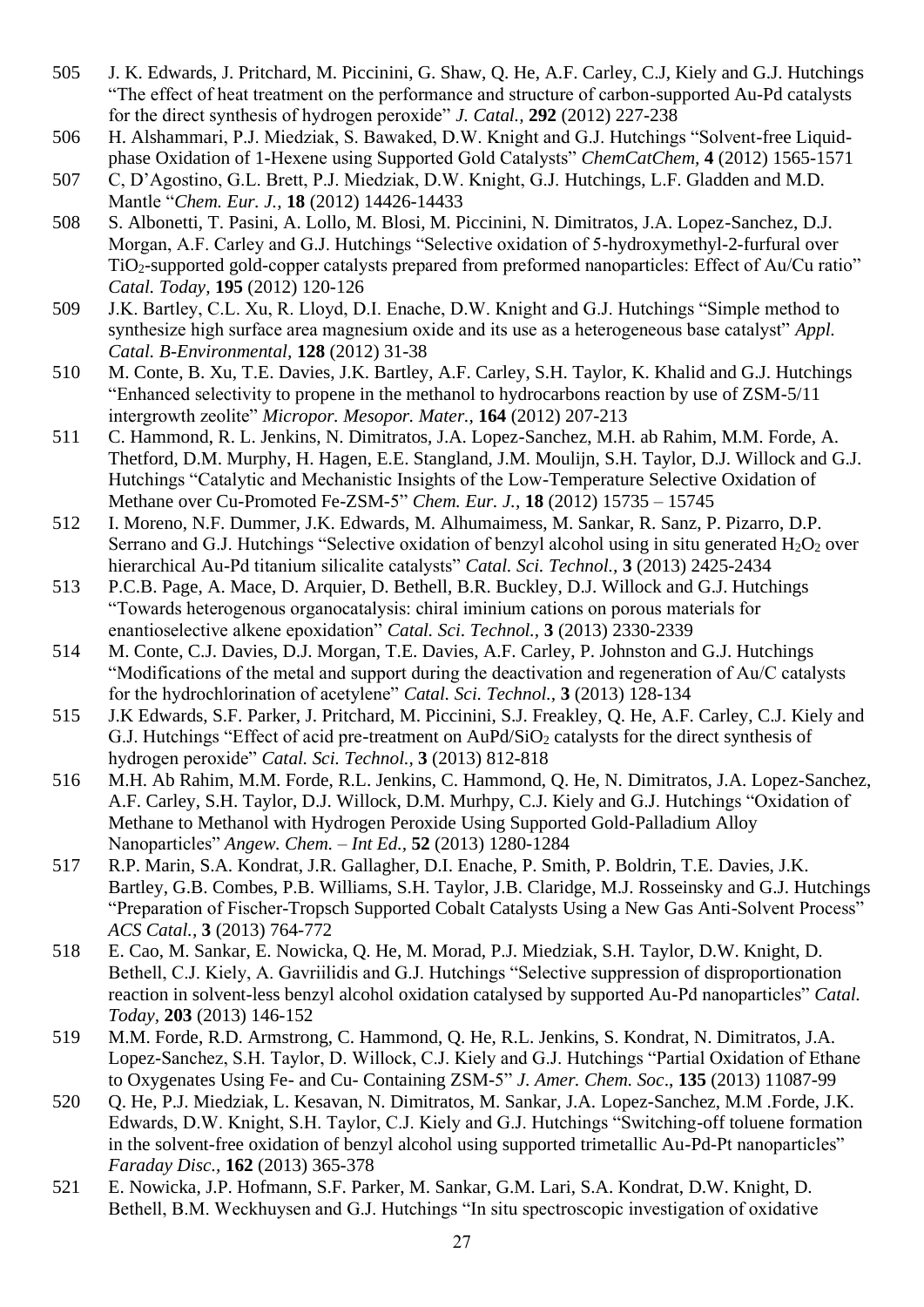505 J. K. Edwards, J. Pritchard, M. Piccinini, G. Shaw, Q. He, A.F. Carley, C.J, Kiely and G.J. Hutchings "The effect of heat treatment on the performance and structure of carbon-supported Au-Pd catalysts for the direct synthesis of hydrogen peroxide" *J. Catal.*, **292** (2012) 227-238

506 H. Alshammari, P.J. Miedziak, S. Bawaked, D.W. Knight and G.J. Hutchings "Solvent-free Liquid-phase Oxidation of 1-Hexene using Supported Gold Catalysts" *ChemCatChem*, **4** (2012) 1565-1571

507 C, D'Agostino, G.L. Brett, P.J. Miedziak, D.W. Knight, G.J. Hutchings, L.F. Gladden and M.D. Mantle "*Chem. Eur. J.*, **18** (2012) 14426-14433

508 S. Albonetti, T. Pasini, A. Lollo, M. Blosi, M. Piccinini, N. Dimitratos, J.A. Lopez-Sanchez, D.J. Morgan, A.F. Carley and G.J. Hutchings "Selective oxidation of 5-hydroxymethyl-2-furfural over $TiO_2$-supported gold-copper catalysts prepared from preformed nanoparticles: Effect of Au/Cu ratio" *Catal. Today*, **195** (2012) 120-126

509 J.K. Bartley, C.L. Xu, R. Lloyd, D.I. Enache, D.W. Knight and G.J. Hutchings "Simple method to synthesize high surface area magnesium oxide and its use as a heterogeneous base catalyst" *Appl. Catal. B-Environmental*, **128** (2012) 31-38

510 M. Conte, B. Xu, T.E. Davies, J.K. Bartley, A.F. Carley, S.H. Taylor, K. Khalid and G.J. Hutchings "Enhanced selectivity to propene in the methanol to hydrocarbons reaction by use of ZSM-5/11 intergrowth zeolite" *Micropor. Mesopor. Mater.*, **164** (2012) 207-213

511 C. Hammond, R. L. Jenkins, N. Dimitratos, J.A. Lopez-Sanchez, M.H. ab Rahim, M.M. Forde, A. Thetford, D.M. Murphy, H. Hagen, E.E. Stangland, J.M. Moulijn, S.H. Taylor, D.J. Willock and G.J. Hutchings "Catalytic and Mechanistic Insights of the Low-Temperature Selective Oxidation of Methane over Cu-Promoted Fe-ZSM-5" *Chem. Eur. J.*, **18** (2012) 15735 – 15745

512 I. Moreno, N.F. Dummer, J.K. Edwards, M. Alhumaimess, M. Sankar, R. Sanz, P. Pizarro, D.P. Serrano and G.J. Hutchings "Selective oxidation of benzyl alcohol using in situ generated $H_2O_2$ over hierarchical Au-Pd titanium silicalite catalysts" *Catal. Sci. Technol.*, **3** (2013) 2425-2434

513 P.C.B. Page, A. Mace, D. Arquier, D. Bethell, B.R. Buckley, D.J. Willock and G.J. Hutchings "Towards heterogenous organocatalysis: chiral iminium cations on porous materials for enantioselective alkene epoxidation" *Catal. Sci. Technol.*, **3** (2013) 2330-2339

514 M. Conte, C.J. Davies, D.J. Morgan, T.E. Davies, A.F. Carley, P. Johnston and G.J. Hutchings "Modifications of the metal and support during the deactivation and regeneration of Au/C catalysts for the hydrochlorination of acetylene" *Catal. Sci. Technol.*, **3** (2013) 128-134

515 J.K Edwards, S.F. Parker, J. Pritchard, M. Piccinini, S.J. Freakley, Q. He, A.F. Carley, C.J. Kiely and G.J. Hutchings "Effect of acid pre-treatment on $AuPd/SiO_2$ catalysts for the direct synthesis of hydrogen peroxide" *Catal. Sci. Technol.*, **3** (2013) 812-818

516 M.H. Ab Rahim, M.M. Forde, R.L. Jenkins, C. Hammond, Q. He, N. Dimitratos, J.A. Lopez-Sanchez, A.F. Carley, S.H. Taylor, D.J. Willock, D.M. Murhpy, C.J. Kiely and G.J. Hutchings "Oxidation of Methane to Methanol with Hydrogen Peroxide Using Supported Gold-Palladium Alloy Nanoparticles" *Angew. Chem. – Int Ed.*, **52** (2013) 1280-1284

517 R.P. Marin, S.A. Kondrat, J.R. Gallagher, D.I. Enache, P. Smith, P. Boldrin, T.E. Davies, J.K. Bartley, G.B. Combes, P.B. Williams, S.H. Taylor, J.B. Claridge, M.J. Rosseinsky and G.J. Hutchings "Preparation of Fischer-Tropsch Supported Cobalt Catalysts Using a New Gas Anti-Solvent Process" *ACS Catal.*, **3** (2013) 764-772

518 E. Cao, M. Sankar, E. Nowicka, Q. He, M. Morad, P.J. Miedziak, S.H. Taylor, D.W. Knight, D. Bethell, C.J. Kiely, A. Gavriilidis and G.J. Hutchings "Selective suppression of disproportionation reaction in solvent-less benzyl alcohol oxidation catalysed by supported Au-Pd nanoparticles" *Catal. Today*, **203** (2013) 146-152

519 M.M. Forde, R.D. Armstrong, C. Hammond, Q. He, R.L. Jenkins, S. Kondrat, N. Dimitratos, J.A. Lopez-Sanchez, S.H. Taylor, D. Willock, C.J. Kiely and G.J. Hutchings "Partial Oxidation of Ethane to Oxygenates Using Fe- and Cu- Containing ZSM-5" *J. Amer. Chem. Soc*., **135** (2013) 11087-99

520 Q. He, P.J. Miedziak, L. Kesavan, N. Dimitratos, M. Sankar, J.A. Lopez-Sanchez, M.M .Forde, J.K. Edwards, D.W. Knight, S.H. Taylor, C.J. Kiely and G.J. Hutchings "Switching-off toluene formation in the solvent-free oxidation of benzyl alcohol using supported trimetallic Au-Pd-Pt nanoparticles" *Faraday Disc.*, **162** (2013) 365-378

521 E. Nowicka, J.P. Hofmann, S.F. Parker, M. Sankar, G.M. Lari, S.A. Kondrat, D.W. Knight, D. Bethell, B.M. Weckhuysen and G.J. Hutchings "In situ spectroscopic investigation of oxidative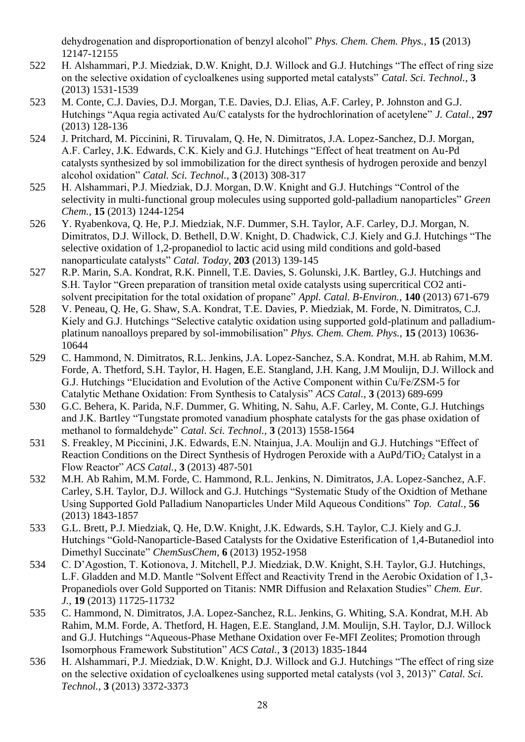dehydrogenation and disproportionation of benzyl alcohol" *Phys. Chem. Chem. Phys.,* **15** (2013) 12147-12155

522 H. Alshammari, P.J. Miedziak, D.W. Knight, D.J. Willock and G.J. Hutchings "The effect of ring size on the selective oxidation of cycloalkenes using supported metal catalysts" *Catal. Sci. Technol.,* **3** (2013) 1531-1539

523 M. Conte, C.J. Davies, D.J. Morgan, T.E. Davies, D.J. Elias, A.F. Carley, P. Johnston and G.J. Hutchings "Aqua regia activated Au/C catalysts for the hydrochlorination of acetylene" *J. Catal.,* **297** (2013) 128-136

524 J. Pritchard, M. Piccinini, R. Tiruvalam, Q. He, N. Dimitratos, J.A. Lopez-Sanchez, D.J. Morgan, A.F. Carley, J.K. Edwards, C.K. Kiely and G.J. Hutchings "Effect of heat treatment on Au-Pd catalysts synthesized by sol immobilization for the direct synthesis of hydrogen peroxide and benzyl alcohol oxidation" *Catal. Sci. Technol.,* **3** (2013) 308-317

525 H. Alshammari, P.J. Miedziak, D.J. Morgan, D.W. Knight and G.J. Hutchings "Control of the selectivity in multi-functional group molecules using supported gold-palladium nanoparticles" *Green Chem.,* **15** (2013) 1244-1254

526 Y. Ryabenkova, Q. He, P.J. Miedziak, N.F. Dummer, S.H. Taylor, A.F. Carley, D.J. Morgan, N. Dimitratos, D.J. Willock, D. Bethell, D.W. Knight, D. Chadwick, C.J. Kiely and G.J. Hutchings "The selective oxidation of 1,2-propanediol to lactic acid using mild conditions and gold-based nanoparticulate catalysts" *Catal. Today,* **203** (2013) 139-145

527 R.P. Marin, S.A. Kondrat, R.K. Pinnell, T.E. Davies, S. Golunski, J.K. Bartley, G.J. Hutchings and S.H. Taylor "Green preparation of transition metal oxide catalysts using supercritical CO2 anti-solvent precipitation for the total oxidation of propane" *Appl. Catal. B-Environ.,* **140** (2013) 671-679

528 V. Peneau, Q. He, G. Shaw, S.A. Kondrat, T.E. Davies, P. Miedziak, M. Forde, N. Dimitratos, C.J. Kiely and G.J. Hutchings "Selective catalytic oxidation using supported gold-platinum and palladium-platinum nanoalloys prepared by sol-immobilisation" *Phys. Chem. Chem. Phys.,* **15** (2013) 10636-10644

529 C. Hammond, N. Dimitratos, R.L. Jenkins, J.A. Lopez-Sanchez, S.A. Kondrat, M.H. ab Rahim, M.M. Forde, A. Thetford, S.H. Taylor, H. Hagen, E.E. Stangland, J.H. Kang, J.M Moulijn, D.J. Willock and G.J. Hutchings "Elucidation and Evolution of the Active Component within Cu/Fe/ZSM-5 for Catalytic Methane Oxidation: From Synthesis to Catalysis" *ACS Catal.,* **3** (2013) 689-699

530 G.C. Behera, K. Parida, N.F. Dummer, G. Whiting, N. Sahu, A.F. Carley, M. Conte, G.J. Hutchings and J.K. Bartley "Tungstate promoted vanadium phosphate catalysts for the gas phase oxidation of methanol to formaldehyde" *Catal. Sci. Technol.,* **3** (2013) 1558-1564

531 S. Freakley, M Piccinini, J.K. Edwards, E.N. Ntainjua, J.A. Moulijn and G.J. Hutchings "Effect of Reaction Conditions on the Direct Synthesis of Hydrogen Peroxide with a $AuPd/TiO_2$ Catalyst in a Flow Reactor" *ACS Catal.,* **3** (2013) 487-501

532 M.H. Ab Rahim, M.M. Forde, C. Hammond, R.L. Jenkins, N. Dimitratos, J.A. Lopez-Sanchez, A.F. Carley, S.H. Taylor, D.J. Willock and G.J. Hutchings "Systematic Study of the Oxidtion of Methane Using Supported Gold Palladium Nanoparticles Under Mild Aqueous Conditions" *Top. Catal.,* **56** (2013) 1843-1857

533 G.L. Brett, P.J. Miedziak, Q. He, D.W. Knight, J.K. Edwards, S.H. Taylor, C.J. Kiely and G.J. Hutchings "Gold-Nanoparticle-Based Catalysts for the Oxidative Esterification of 1,4-Butanediol into Dimethyl Succinate" *ChemSusChem,* **6** (2013) 1952-1958

534 C. D'Agostion, T. Kotionova, J. Mitchell, P.J. Miedziak, D.W. Knight, S.H. Taylor, G.J. Hutchings, L.F. Gladden and M.D. Mantle "Solvent Effect and Reactivity Trend in the Aerobic Oxidation of 1,3-Propanediols over Gold Supported on Titanis: NMR Diffusion and Relaxation Studies" *Chem. Eur. J.,* **19** (2013) 11725-11732

535 C. Hammond, N. Dimitratos, J.A. Lopez-Sanchez, R.L. Jenkins, G. Whiting, S.A. Kondrat, M.H. Ab Rahim, M.M. Forde, A. Thetford, H. Hagen, E.E. Stangland, J.M. Moulijn, S.H. Taylor, D.J. Willock and G.J. Hutchings "Aqueous-Phase Methane Oxidation over Fe-MFI Zeolites; Promotion through Isomorphous Framework Substitution" *ACS Catal.,* **3** (2013) 1835-1844

536 H. Alshammari, P.J. Miedziak, D.W. Knight, D.J. Willock and G.J. Hutchings "The effect of ring size on the selective oxidation of cycloalkenes using supported metal catalysts (vol 3, 2013)" *Catal. Sci. Technol.,* **3** (2013) 3372-3373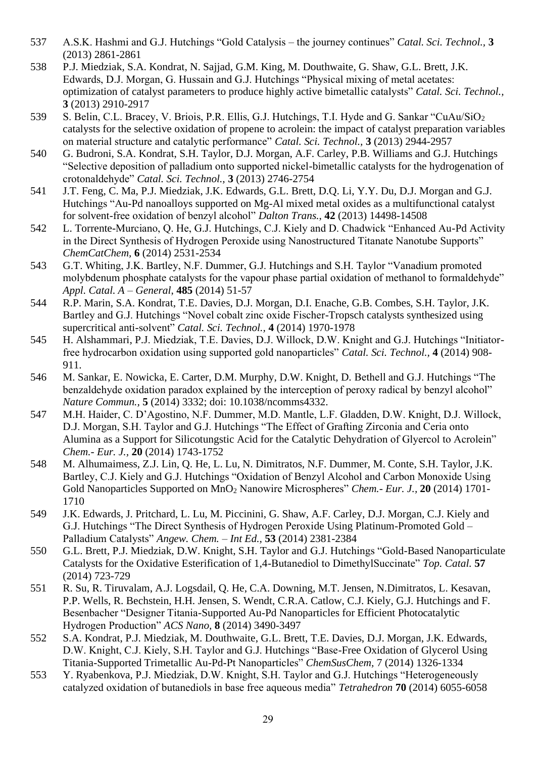537 A.S.K. Hashmi and G.J. Hutchings "Gold Catalysis – the journey continues" *Catal. Sci. Technol.,* **3** (2013) 2861-2861

538 P.J. Miedziak, S.A. Kondrat, N. Sajjad, G.M. King, M. Douthwaite, G. Shaw, G.L. Brett, J.K. Edwards, D.J. Morgan, G. Hussain and G.J. Hutchings "Physical mixing of metal acetates: optimization of catalyst parameters to produce highly active bimetallic catalysts" *Catal. Sci. Technol.,* **3** (2013) 2910-2917

539 S. Belin, C.L. Bracey, V. Briois, P.R. Ellis, G.J. Hutchings, T.I. Hyde and G. Sankar "CuAu/$SiO_2$ catalysts for the selective oxidation of propene to acrolein: the impact of catalyst preparation variables on material structure and catalytic performance" *Catal. Sci. Technol.,* **3** (2013) 2944-2957

540 G. Budroni, S.A. Kondrat, S.H. Taylor, D.J. Morgan, A.F. Carley, P.B. Williams and G.J. Hutchings "Selective deposition of palladium onto supported nickel-bimetallic catalysts for the hydrogenation of crotonaldehyde" *Catal. Sci. Technol.,* **3** (2013) 2746-2754

541 J.T. Feng, C. Ma, P.J. Miedziak, J.K. Edwards, G.L. Brett, D.Q. Li, Y.Y. Du, D.J. Morgan and G.J. Hutchings "Au-Pd nanoalloys supported on Mg-Al mixed metal oxides as a multifunctional catalyst for solvent-free oxidation of benzyl alcohol" *Dalton Trans.*, **42** (2013) 14498-14508

542 L. Torrente-Murciano, Q. He, G.J. Hutchings, C.J. Kiely and D. Chadwick "Enhanced Au-Pd Activity in the Direct Synthesis of Hydrogen Peroxide using Nanostructured Titanate Nanotube Supports" *ChemCatChem,* **6** (2014) 2531-2534

543 G.T. Whiting, J.K. Bartley, N.F. Dummer, G.J. Hutchings and S.H. Taylor "Vanadium promoted molybdenum phosphate catalysts for the vapour phase partial oxidation of methanol to formaldehyde" *Appl. Catal. A – General*, **485** (2014) 51-57

544 R.P. Marin, S.A. Kondrat, T.E. Davies, D.J. Morgan, D.I. Enache, G.B. Combes, S.H. Taylor, J.K. Bartley and G.J. Hutchings "Novel cobalt zinc oxide Fischer-Tropsch catalysts synthesized using supercritical anti-solvent" *Catal. Sci. Technol.*, **4** (2014) 1970-1978

545 H. Alshammari, P.J. Miedziak, T.E. Davies, D.J. Willock, D.W. Knight and G.J. Hutchings "Initiator-free hydrocarbon oxidation using supported gold nanoparticles" *Catal. Sci. Technol.,* **4** (2014) 908-911.

546 M. Sankar, E. Nowicka, E. Carter, D.M. Murphy, D.W. Knight, D. Bethell and G.J. Hutchings "The benzaldehyde oxidation paradox explained by the interception of peroxy radical by benzyl alcohol" *Nature Commun.,* **5** (2014) 3332; doi: 10.1038/ncomms4332.

547 M.H. Haider, C. D'Agostino, N.F. Dummer, M.D. Mantle, L.F. Gladden, D.W. Knight, D.J. Willock, D.J. Morgan, S.H. Taylor and G.J. Hutchings "The Effect of Grafting Zirconia and Ceria onto Alumina as a Support for Silicotungstic Acid for the Catalytic Dehydration of Glyercol to Acrolein" *Chem.- Eur. J.,* **20** (2014) 1743-1752

548 M. Alhumaimess, Z.J. Lin, Q. He, L. Lu, N. Dimitratos, N.F. Dummer, M. Conte, S.H. Taylor, J.K. Bartley, C.J. Kiely and G.J. Hutchings "Oxidation of Benzyl Alcohol and Carbon Monoxide Using Gold Nanoparticles Supported on $MnO_2$ Nanowire Microspheres" *Chem.- Eur. J.,* **20** (2014) 1701-1710

549 J.K. Edwards, J. Pritchard, L. Lu, M. Piccinini, G. Shaw, A.F. Carley, D.J. Morgan, C.J. Kiely and G.J. Hutchings "The Direct Synthesis of Hydrogen Peroxide Using Platinum-Promoted Gold – Palladium Catalysts" *Angew. Chem. – Int Ed.,* **53** (2014) 2381-2384

550 G.L. Brett, P.J. Miedziak, D.W. Knight, S.H. Taylor and G.J. Hutchings "Gold-Based Nanoparticulate Catalysts for the Oxidative Esterification of 1,4-Butanediol to DimethylSuccinate" *Top. Catal.* **57** (2014) 723-729

551 R. Su, R. Tiruvalam, A.J. Logsdail, Q. He, C.A. Downing, M.T. Jensen, N.Dimitratos, L. Kesavan, P.P. Wells, R. Bechstein, H.H. Jensen, S. Wendt, C.R.A. Catlow, C.J. Kiely, G.J. Hutchings and F. Besenbacher "Designer Titania-Supported Au-Pd Nanoparticles for Efficient Photocatalytic Hydrogen Production" *ACS Nano,* **8** (2014) 3490-3497

552 S.A. Kondrat, P.J. Miedziak, M. Douthwaite, G.L. Brett, T.E. Davies, D.J. Morgan, J.K. Edwards, D.W. Knight, C.J. Kiely, S.H. Taylor and G.J. Hutchings "Base-Free Oxidation of Glycerol Using Titania-Supported Trimetallic Au-Pd-Pt Nanoparticles" *ChemSusChem,* 7 (2014) 1326-1334

553 Y. Ryabenkova, P.J. Miedziak, D.W. Knight, S.H. Taylor and G.J. Hutchings "Heterogeneously catalyzed oxidation of butanediols in base free aqueous media" *Tetrahedron* **70** (2014) 6055-6058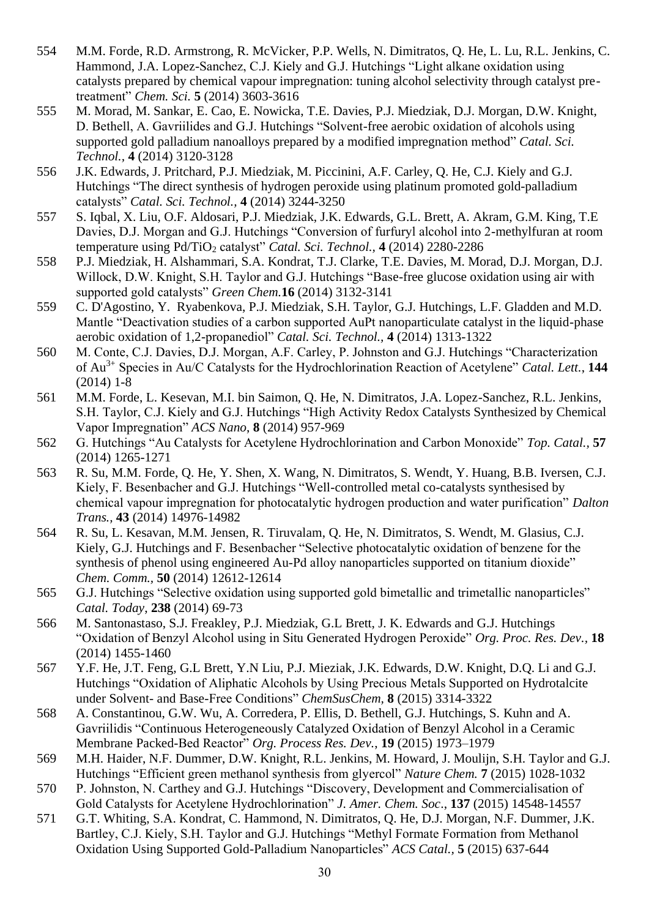554 M.M. Forde, R.D. Armstrong, R. McVicker, P.P. Wells, N. Dimitratos, Q. He, L. Lu, R.L. Jenkins, C. Hammond, J.A. Lopez-Sanchez, C.J. Kiely and G.J. Hutchings "Light alkane oxidation using catalysts prepared by chemical vapour impregnation: tuning alcohol selectivity through catalyst pre-treatment" *Chem. Sci.* **5** (2014) 3603-3616

555 M. Morad, M. Sankar, E. Cao, E. Nowicka, T.E. Davies, P.J. Miedziak, D.J. Morgan, D.W. Knight, D. Bethell, A. Gavriilides and G.J. Hutchings "Solvent-free aerobic oxidation of alcohols using supported gold palladium nanoalloys prepared by a modified impregnation method" *Catal. Sci. Technol.,* **4** (2014) 3120-3128

556 J.K. Edwards, J. Pritchard, P.J. Miedziak, M. Piccinini, A.F. Carley, Q. He, C.J. Kiely and G.J. Hutchings "The direct synthesis of hydrogen peroxide using platinum promoted gold-palladium catalysts" *Catal. Sci. Technol.,* **4** (2014) 3244-3250

557 S. Iqbal, X. Liu, O.F. Aldosari, P.J. Miedziak, J.K. Edwards, G.L. Brett, A. Akram, G.M. King, T.E Davies, D.J. Morgan and G.J. Hutchings "Conversion of furfuryl alcohol into 2-methylfuran at room temperature using Pd/$TiO_2$ catalyst" *Catal. Sci. Technol.,* **4** (2014) 2280-2286

558 P.J. Miedziak, H. Alshammari, S.A. Kondrat, T.J. Clarke, T.E. Davies, M. Morad, D.J. Morgan, D.J. Willock, D.W. Knight, S.H. Taylor and G.J. Hutchings "Base-free glucose oxidation using air with supported gold catalysts" *Green Chem.***16** (2014) 3132-3141

559 C. D'Agostino, Y. Ryabenkova, P.J. Miedziak, S.H. Taylor, G.J. Hutchings, L.F. Gladden and M.D. Mantle "Deactivation studies of a carbon supported AuPt nanoparticulate catalyst in the liquid-phase aerobic oxidation of 1,2-propanediol" *Catal. Sci. Technol.,* **4** (2014) 1313-1322

560 M. Conte, C.J. Davies, D.J. Morgan, A.F. Carley, P. Johnston and G.J. Hutchings "Characterization of $Au^{3+}$ Species in Au/C Catalysts for the Hydrochlorination Reaction of Acetylene" *Catal. Lett.*, **144** (2014) 1-8

561 M.M. Forde, L. Kesevan, M.I. bin Saimon, Q. He, N. Dimitratos, J.A. Lopez-Sanchez, R.L. Jenkins, S.H. Taylor, C.J. Kiely and G.J. Hutchings "High Activity Redox Catalysts Synthesized by Chemical Vapor Impregnation" *ACS Nano*, **8** (2014) 957-969

562 G. Hutchings "Au Catalysts for Acetylene Hydrochlorination and Carbon Monoxide" *Top. Catal.,* **57** (2014) 1265-1271

563 R. Su, M.M. Forde, Q. He, Y. Shen, X. Wang, N. Dimitratos, S. Wendt, Y. Huang, B.B. Iversen, C.J. Kiely, F. Besenbacher and G.J. Hutchings "Well-controlled metal co-catalysts synthesised by chemical vapour impregnation for photocatalytic hydrogen production and water purification" *Dalton Trans.,* **43** (2014) 14976-14982

564 R. Su, L. Kesavan, M.M. Jensen, R. Tiruvalam, Q. He, N. Dimitratos, S. Wendt, M. Glasius, C.J. Kiely, G.J. Hutchings and F. Besenbacher "Selective photocatalytic oxidation of benzene for the synthesis of phenol using engineered Au-Pd alloy nanoparticles supported on titanium dioxide" *Chem. Comm.,* **50** (2014) 12612-12614

565 G.J. Hutchings "Selective oxidation using supported gold bimetallic and trimetallic nanoparticles" *Catal. Today*, **238** (2014) 69-73

566 M. Santonastaso, S.J. Freakley, P.J. Miedziak, G.L Brett, J. K. Edwards and G.J. Hutchings "Oxidation of Benzyl Alcohol using in Situ Generated Hydrogen Peroxide" *Org. Proc. Res. Dev.,* **18** (2014) 1455-1460

567 Y.F. He, J.T. Feng, G.L Brett, Y.N Liu, P.J. Mieziak, J.K. Edwards, D.W. Knight, D.Q. Li and G.J. Hutchings "Oxidation of Aliphatic Alcohols by Using Precious Metals Supported on Hydrotalcite under Solvent- and Base-Free Conditions" *ChemSusChem,* **8** (2015) 3314-3322

568 A. Constantinou, G.W. Wu, A. Corredera, P. Ellis, D. Bethell, G.J. Hutchings, S. Kuhn and A. Gavriilidis "Continuous Heterogeneously Catalyzed Oxidation of Benzyl Alcohol in a Ceramic Membrane Packed-Bed Reactor" *Org. Process Res. Dev.,* **19** (2015) 1973–1979

569 M.H. Haider, N.F. Dummer, D.W. Knight, R.L. Jenkins, M. Howard, J. Moulijn, S.H. Taylor and G.J. Hutchings "Efficient green methanol synthesis from glyercol" *Nature Chem.* **7** (2015) 1028-1032

570 P. Johnston, N. Carthey and G.J. Hutchings "Discovery, Development and Commercialisation of Gold Catalysts for Acetylene Hydrochlorination" *J. Amer. Chem. Soc*., **137** (2015) 14548-14557

571 G.T. Whiting, S.A. Kondrat, C. Hammond, N. Dimitratos, Q. He, D.J. Morgan, N.F. Dummer, J.K. Bartley, C.J. Kiely, S.H. Taylor and G.J. Hutchings "Methyl Formate Formation from Methanol Oxidation Using Supported Gold-Palladium Nanoparticles" *ACS Catal.,* **5** (2015) 637-644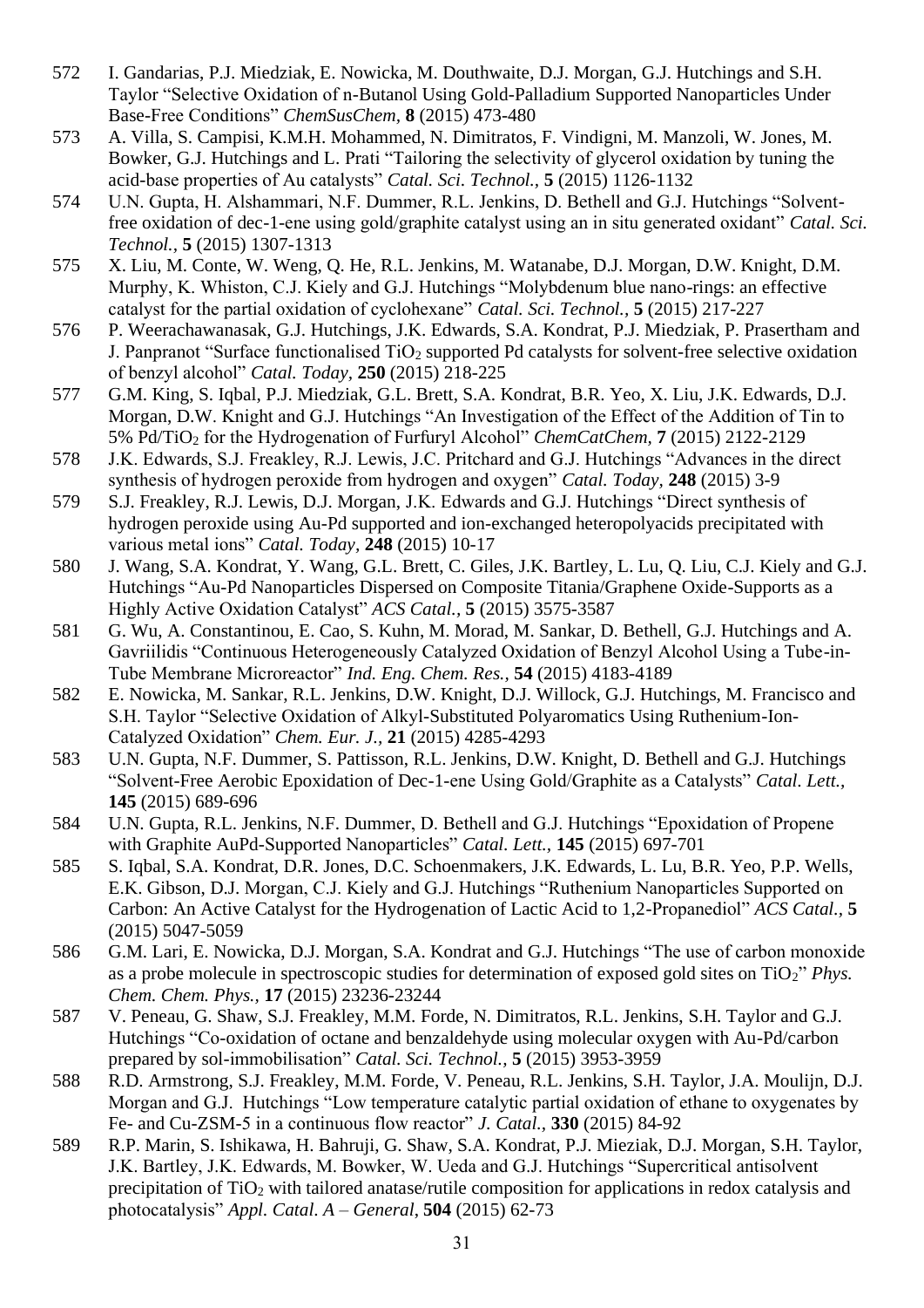572 I. Gandarias, P.J. Miedziak, E. Nowicka, M. Douthwaite, D.J. Morgan, G.J. Hutchings and S.H. Taylor "Selective Oxidation of n-Butanol Using Gold-Palladium Supported Nanoparticles Under Base-Free Conditions" *ChemSusChem,* **8** (2015) 473-480

573 A. Villa, S. Campisi, K.M.H. Mohammed, N. Dimitratos, F. Vindigni, M. Manzoli, W. Jones, M. Bowker, G.J. Hutchings and L. Prati "Tailoring the selectivity of glycerol oxidation by tuning the acid-base properties of Au catalysts" *Catal. Sci. Technol.,* **5** (2015) 1126-1132

574 U.N. Gupta, H. Alshammari, N.F. Dummer, R.L. Jenkins, D. Bethell and G.J. Hutchings "Solvent-free oxidation of dec-1-ene using gold/graphite catalyst using an in situ generated oxidant" *Catal. Sci. Technol.,* **5** (2015) 1307-1313

575 X. Liu, M. Conte, W. Weng, Q. He, R.L. Jenkins, M. Watanabe, D.J. Morgan, D.W. Knight, D.M. Murphy, K. Whiston, C.J. Kiely and G.J. Hutchings "Molybdenum blue nano-rings: an effective catalyst for the partial oxidation of cyclohexane" *Catal. Sci. Technol.,* **5** (2015) 217-227

576 P. Weerachawanasak, G.J. Hutchings, J.K. Edwards, S.A. Kondrat, P.J. Miedziak, P. Prasertham and J. Panpranot "Surface functionalised $TiO_2$ supported Pd catalysts for solvent-free selective oxidation of benzyl alcohol" *Catal. Today,* **250** (2015) 218-225

577 G.M. King, S. Iqbal, P.J. Miedziak, G.L. Brett, S.A. Kondrat, B.R. Yeo, X. Liu, J.K. Edwards, D.J. Morgan, D.W. Knight and G.J. Hutchings "An Investigation of the Effect of the Addition of Tin to 5% Pd/$TiO_2$ for the Hydrogenation of Furfuryl Alcohol" *ChemCatChem,* **7** (2015) 2122-2129

578 J.K. Edwards, S.J. Freakley, R.J. Lewis, J.C. Pritchard and G.J. Hutchings "Advances in the direct synthesis of hydrogen peroxide from hydrogen and oxygen" *Catal. Today,* **248** (2015) 3-9

579 S.J. Freakley, R.J. Lewis, D.J. Morgan, J.K. Edwards and G.J. Hutchings "Direct synthesis of hydrogen peroxide using Au-Pd supported and ion-exchanged heteropolyacids precipitated with various metal ions" *Catal. Today,* **248** (2015) 10-17

580 J. Wang, S.A. Kondrat, Y. Wang, G.L. Brett, C. Giles, J.K. Bartley, L. Lu, Q. Liu, C.J. Kiely and G.J. Hutchings "Au-Pd Nanoparticles Dispersed on Composite Titania/Graphene Oxide-Supports as a Highly Active Oxidation Catalyst" *ACS Catal.,* **5** (2015) 3575-3587

581 G. Wu, A. Constantinou, E. Cao, S. Kuhn, M. Morad, M. Sankar, D. Bethell, G.J. Hutchings and A. Gavriilidis "Continuous Heterogeneously Catalyzed Oxidation of Benzyl Alcohol Using a Tube-in-Tube Membrane Microreactor" *Ind. Eng. Chem. Res.,* **54** (2015) 4183-4189

582 E. Nowicka, M. Sankar, R.L. Jenkins, D.W. Knight, D.J. Willock, G.J. Hutchings, M. Francisco and S.H. Taylor "Selective Oxidation of Alkyl-Substituted Polyaromatics Using Ruthenium-Ion-Catalyzed Oxidation" *Chem. Eur. J.,* **21** (2015) 4285-4293

583 U.N. Gupta, N.F. Dummer, S. Pattisson, R.L. Jenkins, D.W. Knight, D. Bethell and G.J. Hutchings "Solvent-Free Aerobic Epoxidation of Dec-1-ene Using Gold/Graphite as a Catalysts" *Catal. Lett.,* **145** (2015) 689-696

584 U.N. Gupta, R.L. Jenkins, N.F. Dummer, D. Bethell and G.J. Hutchings "Epoxidation of Propene with Graphite AuPd-Supported Nanoparticles" *Catal. Lett.,* **145** (2015) 697-701

585 S. Iqbal, S.A. Kondrat, D.R. Jones, D.C. Schoenmakers, J.K. Edwards, L. Lu, B.R. Yeo, P.P. Wells, E.K. Gibson, D.J. Morgan, C.J. Kiely and G.J. Hutchings "Ruthenium Nanoparticles Supported on Carbon: An Active Catalyst for the Hydrogenation of Lactic Acid to 1,2-Propanediol" *ACS Catal.,* **5** (2015) 5047-5059

586 G.M. Lari, E. Nowicka, D.J. Morgan, S.A. Kondrat and G.J. Hutchings "The use of carbon monoxide as a probe molecule in spectroscopic studies for determination of exposed gold sites on $TiO_2$" *Phys. Chem. Chem. Phys.,* **17** (2015) 23236-23244

587 V. Peneau, G. Shaw, S.J. Freakley, M.M. Forde, N. Dimitratos, R.L. Jenkins, S.H. Taylor and G.J. Hutchings "Co-oxidation of octane and benzaldehyde using molecular oxygen with Au-Pd/carbon prepared by sol-immobilisation" *Catal. Sci. Technol.,* **5** (2015) 3953-3959

588 R.D. Armstrong, S.J. Freakley, M.M. Forde, V. Peneau, R.L. Jenkins, S.H. Taylor, J.A. Moulijn, D.J. Morgan and G.J. Hutchings "Low temperature catalytic partial oxidation of ethane to oxygenates by Fe- and Cu-ZSM-5 in a continuous flow reactor" *J. Catal.,* **330** (2015) 84-92

589 R.P. Marin, S. Ishikawa, H. Bahruji, G. Shaw, S.A. Kondrat, P.J. Mieziak, D.J. Morgan, S.H. Taylor, J.K. Bartley, J.K. Edwards, M. Bowker, W. Ueda and G.J. Hutchings "Supercritical antisolvent precipitation of $TiO_2$ with tailored anatase/rutile composition for applications in redox catalysis and photocatalysis" *Appl. Catal. A – General,* **504** (2015) 62-73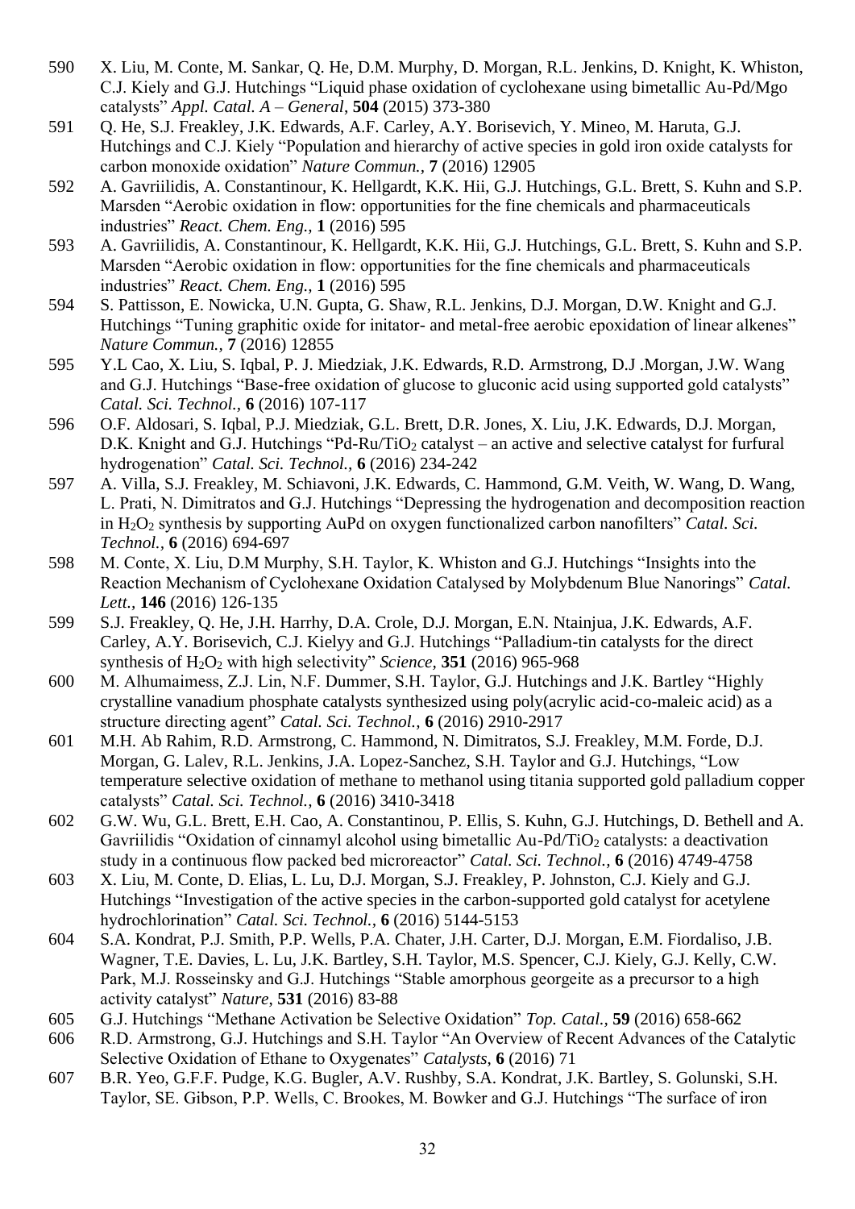590 X. Liu, M. Conte, M. Sankar, Q. He, D.M. Murphy, D. Morgan, R.L. Jenkins, D. Knight, K. Whiston, C.J. Kiely and G.J. Hutchings "Liquid phase oxidation of cyclohexane using bimetallic Au-Pd/Mgo catalysts" *Appl. Catal. A – General*, **504** (2015) 373-380

591 Q. He, S.J. Freakley, J.K. Edwards, A.F. Carley, A.Y. Borisevich, Y. Mineo, M. Haruta, G.J. Hutchings and C.J. Kiely "Population and hierarchy of active species in gold iron oxide catalysts for carbon monoxide oxidation" *Nature Commun.*, **7** (2016) 12905

592 A. Gavriilidis, A. Constantinour, K. Hellgardt, K.K. Hii, G.J. Hutchings, G.L. Brett, S. Kuhn and S.P. Marsden "Aerobic oxidation in flow: opportunities for the fine chemicals and pharmaceuticals industries" *React. Chem. Eng.*, **1** (2016) 595

593 A. Gavriilidis, A. Constantinour, K. Hellgardt, K.K. Hii, G.J. Hutchings, G.L. Brett, S. Kuhn and S.P. Marsden "Aerobic oxidation in flow: opportunities for the fine chemicals and pharmaceuticals industries" *React. Chem. Eng.*, **1** (2016) 595

594 S. Pattisson, E. Nowicka, U.N. Gupta, G. Shaw, R.L. Jenkins, D.J. Morgan, D.W. Knight and G.J. Hutchings "Tuning graphitic oxide for initator- and metal-free aerobic epoxidation of linear alkenes" *Nature Commun.*, **7** (2016) 12855

595 Y.L Cao, X. Liu, S. Iqbal, P. J. Miedziak, J.K. Edwards, R.D. Armstrong, D.J .Morgan, J.W. Wang and G.J. Hutchings "Base-free oxidation of glucose to gluconic acid using supported gold catalysts" *Catal. Sci. Technol.*, **6** (2016) 107-117

596 O.F. Aldosari, S. Iqbal, P.J. Miedziak, G.L. Brett, D.R. Jones, X. Liu, J.K. Edwards, D.J. Morgan, D.K. Knight and G.J. Hutchings "Pd-Ru/$TiO_2$ catalyst – an active and selective catalyst for furfural hydrogenation" *Catal. Sci. Technol.*, **6** (2016) 234-242

597 A. Villa, S.J. Freakley, M. Schiavoni, J.K. Edwards, C. Hammond, G.M. Veith, W. Wang, D. Wang, L. Prati, N. Dimitratos and G.J. Hutchings "Depressing the hydrogenation and decomposition reaction in $H_2O_2$ synthesis by supporting AuPd on oxygen functionalized carbon nanofilters" *Catal. Sci. Technol.*, **6** (2016) 694-697

598 M. Conte, X. Liu, D.M Murphy, S.H. Taylor, K. Whiston and G.J. Hutchings "Insights into the Reaction Mechanism of Cyclohexane Oxidation Catalysed by Molybdenum Blue Nanorings" *Catal. Lett.*, **146** (2016) 126-135

599 S.J. Freakley, Q. He, J.H. Harrhy, D.A. Crole, D.J. Morgan, E.N. Ntainjua, J.K. Edwards, A.F. Carley, A.Y. Borisevich, C.J. Kielyy and G.J. Hutchings "Palladium-tin catalysts for the direct synthesis of $H_2O_2$ with high selectivity" *Science*, **351** (2016) 965-968

600 M. Alhumaimess, Z.J. Lin, N.F. Dummer, S.H. Taylor, G.J. Hutchings and J.K. Bartley "Highly crystalline vanadium phosphate catalysts synthesized using poly(acrylic acid-co-maleic acid) as a structure directing agent" *Catal. Sci. Technol.*, **6** (2016) 2910-2917

601 M.H. Ab Rahim, R.D. Armstrong, C. Hammond, N. Dimitratos, S.J. Freakley, M.M. Forde, D.J. Morgan, G. Lalev, R.L. Jenkins, J.A. Lopez-Sanchez, S.H. Taylor and G.J. Hutchings, "Low temperature selective oxidation of methane to methanol using titania supported gold palladium copper catalysts" *Catal. Sci. Technol.*, **6** (2016) 3410-3418

602 G.W. Wu, G.L. Brett, E.H. Cao, A. Constantinou, P. Ellis, S. Kuhn, G.J. Hutchings, D. Bethell and A. Gavriilidis "Oxidation of cinnamyl alcohol using bimetallic Au-Pd/$TiO_2$ catalysts: a deactivation study in a continuous flow packed bed microreactor" *Catal. Sci. Technol.*, **6** (2016) 4749-4758

603 X. Liu, M. Conte, D. Elias, L. Lu, D.J. Morgan, S.J. Freakley, P. Johnston, C.J. Kiely and G.J. Hutchings "Investigation of the active species in the carbon-supported gold catalyst for acetylene hydrochlorination" *Catal. Sci. Technol.*, **6** (2016) 5144-5153

604 S.A. Kondrat, P.J. Smith, P.P. Wells, P.A. Chater, J.H. Carter, D.J. Morgan, E.M. Fiordaliso, J.B. Wagner, T.E. Davies, L. Lu, J.K. Bartley, S.H. Taylor, M.S. Spencer, C.J. Kiely, G.J. Kelly, C.W. Park, M.J. Rosseinsky and G.J. Hutchings "Stable amorphous georgeite as a precursor to a high activity catalyst" *Nature*, **531** (2016) 83-88

605 G.J. Hutchings "Methane Activation be Selective Oxidation" *Top. Catal.*, **59** (2016) 658-662

606 R.D. Armstrong, G.J. Hutchings and S.H. Taylor "An Overview of Recent Advances of the Catalytic Selective Oxidation of Ethane to Oxygenates" *Catalysts*, **6** (2016) 71

607 B.R. Yeo, G.F.F. Pudge, K.G. Bugler, A.V. Rushby, S.A. Kondrat, J.K. Bartley, S. Golunski, S.H. Taylor, SE. Gibson, P.P. Wells, C. Brookes, M. Bowker and G.J. Hutchings "The surface of iron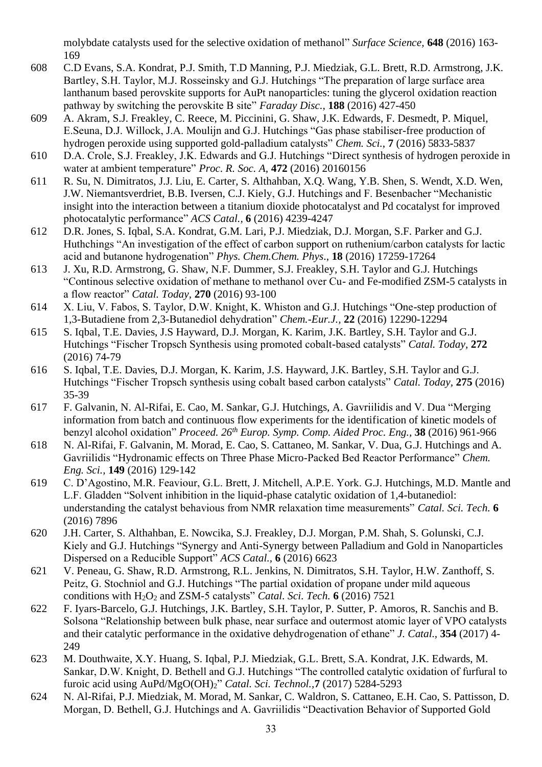molybdate catalysts used for the selective oxidation of methanol" *Surface Science*, **648** (2016) 163-169

608 C.D Evans, S.A. Kondrat, P.J. Smith, T.D Manning, P.J. Miedziak, G.L. Brett, R.D. Armstrong, J.K. Bartley, S.H. Taylor, M.J. Rosseinsky and G.J. Hutchings "The preparation of large surface area lanthanum based perovskite supports for AuPt nanoparticles: tuning the glycerol oxidation reaction pathway by switching the perovskite B site" *Faraday Disc.*, **188** (2016) 427-450

609 A. Akram, S.J. Freakley, C. Reece, M. Piccinini, G. Shaw, J.K. Edwards, F. Desmedt, P. Miquel, E.Seuna, D.J. Willock, J.A. Moulijn and G.J. Hutchings "Gas phase stabiliser-free production of hydrogen peroxide using supported gold-palladium catalysts" *Chem. Sci.*, **7** (2016) 5833-5837

610 D.A. Crole, S.J. Freakley, J.K. Edwards and G.J. Hutchings "Direct synthesis of hydrogen peroxide in water at ambient temperature" *Proc. R. Soc. A*, **472** (2016) 20160156

611 R. Su, N. Dimitratos, J.J. Liu, E. Carter, S. Althahban, X.Q. Wang, Y.B. Shen, S. Wendt, X.D. Wen, J.W. Niemantsverdriet, B.B. Iversen, C.J. Kiely, G.J. Hutchings and F. Besenbacher "Mechanistic insight into the interaction between a titanium dioxide photocatalyst and Pd cocatalyst for improved photocatalytic performance" *ACS Catal.*, **6** (2016) 4239-4247

612 D.R. Jones, S. Iqbal, S.A. Kondrat, G.M. Lari, P.J. Miedziak, D.J. Morgan, S.F. Parker and G.J. Huthchings "An investigation of the effect of carbon support on ruthenium/carbon catalysts for lactic acid and butanone hydrogenation" *Phys. Chem.Chem. Phys*., **18** (2016) 17259-17264

613 J. Xu, R.D. Armstrong, G. Shaw, N.F. Dummer, S.J. Freakley, S.H. Taylor and G.J. Hutchings "Continous selective oxidation of methane to methanol over Cu- and Fe-modified ZSM-5 catalysts in a flow reactor" *Catal. Today*, **270** (2016) 93-100

614 X. Liu, V. Fabos, S. Taylor, D.W. Knight, K. Whiston and G.J. Hutchings "One-step production of 1,3-Butadiene from 2,3-Butanediol dehydration" *Chem.-Eur.J.*, **22** (2016) 12290-12294

615 S. Iqbal, T.E. Davies, J.S Hayward, D.J. Morgan, K. Karim, J.K. Bartley, S.H. Taylor and G.J. Hutchings "Fischer Tropsch Synthesis using promoted cobalt-based catalysts" *Catal. Today*, **272** (2016) 74-79

616 S. Iqbal, T.E. Davies, D.J. Morgan, K. Karim, J.S. Hayward, J.K. Bartley, S.H. Taylor and G.J. Hutchings "Fischer Tropsch synthesis using cobalt based carbon catalysts" *Catal. Today*, **275** (2016) 35-39

617 F. Galvanin, N. Al-Rifai, E. Cao, M. Sankar, G.J. Hutchings, A. Gavriilidis and V. Dua "Merging information from batch and continuous flow experiments for the identification of kinetic models of benzyl alcohol oxidation" *Proceed. 26th Europ. Symp. Comp. Aided Proc. Eng.*, **38** (2016) 961-966

618 N. Al-Rifai, F. Galvanin, M. Morad, E. Cao, S. Cattaneo, M. Sankar, V. Dua, G.J. Hutchings and A. Gavriilidis "Hydronamic effects on Three Phase Micro-Packed Bed Reactor Performance" *Chem. Eng. Sci.*, **149** (2016) 129-142

619 C. D'Agostino, M.R. Feaviour, G.L. Brett, J. Mitchell, A.P.E. York. G.J. Hutchings, M.D. Mantle and L.F. Gladden "Solvent inhibition in the liquid-phase catalytic oxidation of 1,4-butanediol: understanding the catalyst behavious from NMR relaxation time measurements" *Catal. Sci. Tech.* **6** (2016) 7896

620 J.H. Carter, S. Althahban, E. Nowcika, S.J. Freakley, D.J. Morgan, P.M. Shah, S. Golunski, C.J. Kiely and G.J. Hutchings "Synergy and Anti-Synergy between Palladium and Gold in Nanoparticles Dispersed on a Reducible Support" *ACS Catal.*, **6** (2016) 6623

621 V. Peneau, G. Shaw, R.D. Armstrong, R.L. Jenkins, N. Dimitratos, S.H. Taylor, H.W. Zanthoff, S. Peitz, G. Stochniol and G.J. Hutchings "The partial oxidation of propane under mild aqueous conditions with $H_2O_2$ and ZSM-5 catalysts" *Catal. Sci. Tech.* **6** (2016) 7521

622 F. Iyars-Barcelo, G.J. Hutchings, J.K. Bartley, S.H. Taylor, P. Sutter, P. Amoros, R. Sanchis and B. Solsona "Relationship between bulk phase, near surface and outermost atomic layer of VPO catalysts and their catalytic performance in the oxidative dehydrogenation of ethane" *J. Catal.*, **354** (2017) 4-249

623 M. Douthwaite, X.Y. Huang, S. Iqbal, P.J. Miedziak, G.L. Brett, S.A. Kondrat, J.K. Edwards, M. Sankar, D.W. Knight, D. Bethell and G.J. Hutchings "The controlled catalytic oxidation of furfural to furoic acid using AuPd/$Mg(OH)_2$" *Catal. Sci. Technol.*,**7** (2017) 5284-5293

624 N. Al-Rifai, P.J. Miedziak, M. Morad, M. Sankar, C. Waldron, S. Cattaneo, E.H. Cao, S. Pattisson, D. Morgan, D. Bethell, G.J. Hutchings and A. Gavriilidis "Deactivation Behavior of Supported Gold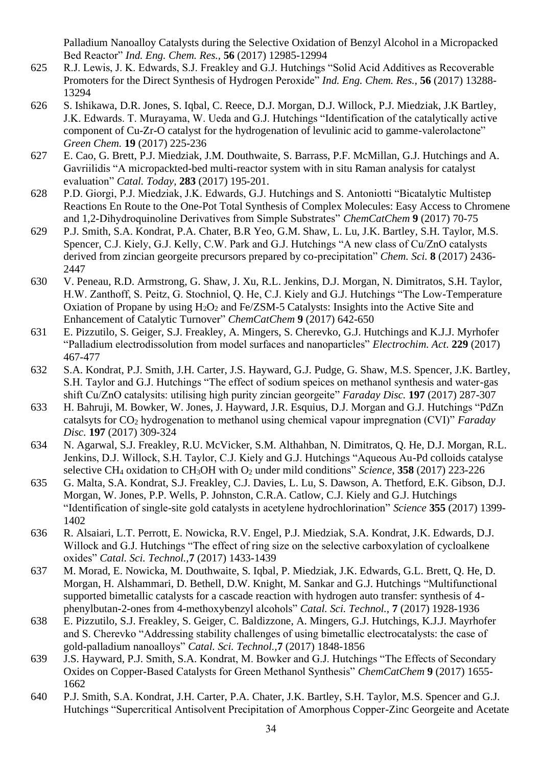Palladium Nanoalloy Catalysts during the Selective Oxidation of Benzyl Alcohol in a Micropacked Bed Reactor" *Ind. Eng. Chem. Res.*, **56** (2017) 12985-12994

625 R.J. Lewis, J. K. Edwards, S.J. Freakley and G.J. Hutchings "Solid Acid Additives as Recoverable Promoters for the Direct Synthesis of Hydrogen Peroxide" *Ind. Eng. Chem. Res.*, **56** (2017) 13288-13294

626 S. Ishikawa, D.R. Jones, S. Iqbal, C. Reece, D.J. Morgan, D.J. Willock, P.J. Miedziak, J.K Bartley, J.K. Edwards. T. Murayama, W. Ueda and G.J. Hutchings "Identification of the catalytically active component of Cu-Zr-O catalyst for the hydrogenation of levulinic acid to gamme-valerolactone" *Green Chem.* **19** (2017) 225-236

627 E. Cao, G. Brett, P.J. Miedziak, J.M. Douthwaite, S. Barrass, P.F. McMillan, G.J. Hutchings and A. Gavriilidis "A micropackted-bed multi-reactor system with in situ Raman analysis for catalyst evaluation" *Catal. Today*, **283** (2017) 195-201.

628 P.D. Giorgi, P.J. Miedziak, J.K. Edwards, G.J. Hutchings and S. Antoniotti "Bicatalytic Multistep Reactions En Route to the One-Pot Total Synthesis of Complex Molecules: Easy Access to Chromene and 1,2-Dihydroquinoline Derivatives from Simple Substrates" *ChemCatChem* **9** (2017) 70-75

629 P.J. Smith, S.A. Kondrat, P.A. Chater, B.R Yeo, G.M. Shaw, L. Lu, J.K. Bartley, S.H. Taylor, M.S. Spencer, C.J. Kiely, G.J. Kelly, C.W. Park and G.J. Hutchings "A new class of Cu/ZnO catalysts derived from zincian georgeite precursors prepared by co-precipitation" *Chem. Sci.* **8** (2017) 2436-2447

630 V. Peneau, R.D. Armstrong, G. Shaw, J. Xu, R.L. Jenkins, D.J. Morgan, N. Dimitratos, S.H. Taylor, H.W. Zanthoff, S. Peitz, G. Stochniol, Q. He, C.J. Kiely and G.J. Hutchings "The Low-Temperature Oxiation of Propane by using $H_2O_2$ and Fe/ZSM-5 Catalysts: Insights into the Active Site and Enhancement of Catalytic Turnover" *ChemCatChem* **9** (2017) 642-650

631 E. Pizzutilo, S. Geiger, S.J. Freakley, A. Mingers, S. Cherevko, G.J. Hutchings and K.J.J. Myrhofer "Palladium electrodissolution from model surfaces and nanoparticles" *Electrochim. Act.* **229** (2017) 467-477

632 S.A. Kondrat, P.J. Smith, J.H. Carter, J.S. Hayward, G.J. Pudge, G. Shaw, M.S. Spencer, J.K. Bartley, S.H. Taylor and G.J. Hutchings "The effect of sodium speices on methanol synthesis and water-gas shift Cu/ZnO catalysits: utilising high purity zincian georgeite" *Faraday Disc.* **197** (2017) 287-307

633 H. Bahruji, M. Bowker, W. Jones, J. Hayward, J.R. Esquius, D.J. Morgan and G.J. Hutchings "PdZn catalsyts for $CO_2$ hydrogenation to methanol using chemical vapour impregnation (CVI)" *Faraday Disc.* **197** (2017) 309-324

634 N. Agarwal, S.J. Freakley, R.U. McVicker, S.M. Althahban, N. Dimitratos, Q. He, D.J. Morgan, R.L. Jenkins, D.J. Willock, S.H. Taylor, C.J. Kiely and G.J. Hutchings "Aqueous Au-Pd colloids catalyse selective $CH_4$ oxidation to $CH_3OH$ with $O_2$ under mild conditions" *Science*, **358** (2017) 223-226

635 G. Malta, S.A. Kondrat, S.J. Freakley, C.J. Davies, L. Lu, S. Dawson, A. Thetford, E.K. Gibson, D.J. Morgan, W. Jones, P.P. Wells, P. Johnston, C.R.A. Catlow, C.J. Kiely and G.J. Hutchings "Identification of single-site gold catalysts in acetylene hydrochlorination" *Science* **355** (2017) 1399-1402

636 R. Alsaiari, L.T. Perrott, E. Nowicka, R.V. Engel, P.J. Miedziak, S.A. Kondrat, J.K. Edwards, D.J. Willock and G.J. Hutchings "The effect of ring size on the selective carboxylation of cycloalkene oxides" *Catal. Sci. Technol.*,**7** (2017) 1433-1439

637 M. Morad, E. Nowicka, M. Douthwaite, S. Iqbal, P. Miedziak, J.K. Edwards, G.L. Brett, Q. He, D. Morgan, H. Alshammari, D. Bethell, D.W. Knight, M. Sankar and G.J. Hutchings "Multifunctional supported bimetallic catalysts for a cascade reaction with hydrogen auto transfer: synthesis of 4-phenylbutan-2-ones from 4-methoxybenzyl alcohols" *Catal. Sci. Technol.*, **7** (2017) 1928-1936

638 E. Pizzutilo, S.J. Freakley, S. Geiger, C. Baldizzone, A. Mingers, G.J. Hutchings, K.J.J. Mayrhofer and S. Cherevko "Addressing stability challenges of using bimetallic electrocatalysts: the case of gold-palladium nanoalloys" *Catal. Sci. Technol.*,**7** (2017) 1848-1856

639 J.S. Hayward, P.J. Smith, S.A. Kondrat, M. Bowker and G.J. Hutchings "The Effects of Secondary Oxides on Copper-Based Catalysts for Green Methanol Synthesis" *ChemCatChem* **9** (2017) 1655-1662

640 P.J. Smith, S.A. Kondrat, J.H. Carter, P.A. Chater, J.K. Bartley, S.H. Taylor, M.S. Spencer and G.J. Hutchings "Supercritical Antisolvent Precipitation of Amorphous Copper-Zinc Georgeite and Acetate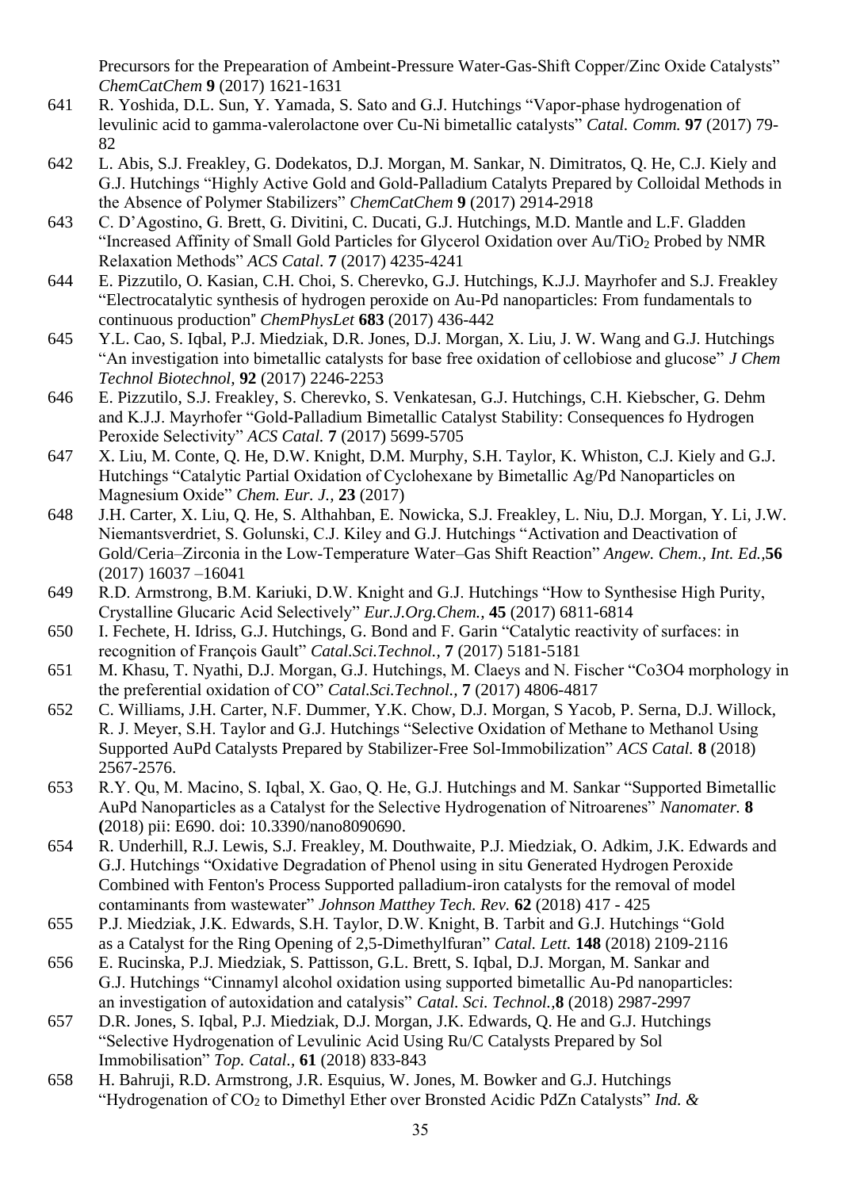Precursors for the Prepearation of Ambeint-Pressure Water-Gas-Shift Copper/Zinc Oxide Catalysts" *ChemCatChem* **9** (2017) 1621-1631

641 R. Yoshida, D.L. Sun, Y. Yamada, S. Sato and G.J. Hutchings "Vapor-phase hydrogenation of levulinic acid to gamma-valerolactone over Cu-Ni bimetallic catalysts" *Catal. Comm.* **97** (2017) 79-82

642 L. Abis, S.J. Freakley, G. Dodekatos, D.J. Morgan, M. Sankar, N. Dimitratos, Q. He, C.J. Kiely and G.J. Hutchings "Highly Active Gold and Gold-Palladium Catalyts Prepared by Colloidal Methods in the Absence of Polymer Stabilizers" *ChemCatChem* **9** (2017) 2914-2918

643 C. D'Agostino, G. Brett, G. Divitini, C. Ducati, G.J. Hutchings, M.D. Mantle and L.F. Gladden "Increased Affinity of Small Gold Particles for Glycerol Oxidation over Au/$TiO_2$ Probed by NMR Relaxation Methods" *ACS Catal.* **7** (2017) 4235-4241

644 E. Pizzutilo, O. Kasian, C.H. Choi, S. Cherevko, G.J. Hutchings, K.J.J. Mayrhofer and S.J. Freakley "Electrocatalytic synthesis of hydrogen peroxide on Au-Pd nanoparticles: From fundamentals to continuous production" *ChemPhysLet* **683** (2017) 436-442

645 Y.L. Cao, S. Iqbal, P.J. Miedziak, D.R. Jones, D.J. Morgan, X. Liu, J. W. Wang and G.J. Hutchings "An investigation into bimetallic catalysts for base free oxidation of cellobiose and glucose" *J Chem Technol Biotechnol,* **92** (2017) 2246-2253

646 E. Pizzutilo, S.J. Freakley, S. Cherevko, S. Venkatesan, G.J. Hutchings, C.H. Kiebscher, G. Dehm and K.J.J. Mayrhofer "Gold-Palladium Bimetallic Catalyst Stability: Consequences fo Hydrogen Peroxide Selectivity" *ACS Catal.* **7** (2017) 5699-5705

647 X. Liu, M. Conte, Q. He, D.W. Knight, D.M. Murphy, S.H. Taylor, K. Whiston, C.J. Kiely and G.J. Hutchings "Catalytic Partial Oxidation of Cyclohexane by Bimetallic Ag/Pd Nanoparticles on Magnesium Oxide" *Chem. Eur. J.,* **23** (2017)

648 J.H. Carter, X. Liu, Q. He, S. Althahban, E. Nowicka, S.J. Freakley, L. Niu, D.J. Morgan, Y. Li, J.W. Niemantsverdriet, S. Golunski, C.J. Kiley and G.J. Hutchings "Activation and Deactivation of Gold/Ceria–Zirconia in the Low-Temperature Water–Gas Shift Reaction" *Angew. Chem., Int. Ed.,***56** (2017) 16037 –16041

649 R.D. Armstrong, B.M. Kariuki, D.W. Knight and G.J. Hutchings "How to Synthesise High Purity, Crystalline Glucaric Acid Selectively" *Eur.J.Org.Chem.,* **45** (2017) 6811-6814

650 I. Fechete, H. Idriss, G.J. Hutchings, G. Bond and F. Garin "Catalytic reactivity of surfaces: in recognition of François Gault" *Catal.Sci.Technol.,* **7** (2017) 5181-5181

651 M. Khasu, T. Nyathi, D.J. Morgan, G.J. Hutchings, M. Claeys and N. Fischer "Co3O4 morphology in the preferential oxidation of CO" *Catal.Sci.Technol.,* **7** (2017) 4806-4817

652 C. Williams, J.H. Carter, N.F. Dummer, Y.K. Chow, D.J. Morgan, S Yacob, P. Serna, D.J. Willock, R. J. Meyer, S.H. Taylor and G.J. Hutchings "Selective Oxidation of Methane to Methanol Using Supported AuPd Catalysts Prepared by Stabilizer-Free Sol-Immobilization" *ACS Catal.* **8** (2018) 2567-2576.

653 R.Y. Qu, M. Macino, S. Iqbal, X. Gao, Q. He, G.J. Hutchings and M. Sankar "Supported Bimetallic AuPd Nanoparticles as a Catalyst for the Selective Hydrogenation of Nitroarenes" *Nanomater.* **8 (**2018) pii: E690. doi: 10.3390/nano8090690.

654 R. Underhill, R.J. Lewis, S.J. Freakley, M. Douthwaite, P.J. Miedziak, O. Adkim, J.K. Edwards and G.J. Hutchings "Oxidative Degradation of Phenol using in situ Generated Hydrogen Peroxide Combined with Fenton's Process Supported palladium-iron catalysts for the removal of model contaminants from wastewater" *Johnson Matthey Tech. Rev.* **62** (2018) 417 - 425

655 P.J. Miedziak, J.K. Edwards, S.H. Taylor, D.W. Knight, B. Tarbit and G.J. Hutchings "Gold as a Catalyst for the Ring Opening of 2,5-Dimethylfuran" *Catal. Lett.* **148** (2018) 2109-2116

656 E. Rucinska, P.J. Miedziak, S. Pattisson, G.L. Brett, S. Iqbal, D.J. Morgan, M. Sankar and G.J. Hutchings "Cinnamyl alcohol oxidation using supported bimetallic Au-Pd nanoparticles: an investigation of autoxidation and catalysis" *Catal. Sci. Technol.,***8** (2018) 2987-2997

657 D.R. Jones, S. Iqbal, P.J. Miedziak, D.J. Morgan, J.K. Edwards, Q. He and G.J. Hutchings "Selective Hydrogenation of Levulinic Acid Using Ru/C Catalysts Prepared by Sol Immobilisation" *Top. Catal.,* **61** (2018) 833-843

658 H. Bahruji, R.D. Armstrong, J.R. Esquius, W. Jones, M. Bowker and G.J. Hutchings "Hydrogenation of $CO_2$ to Dimethyl Ether over Bronsted Acidic PdZn Catalysts" *Ind. &*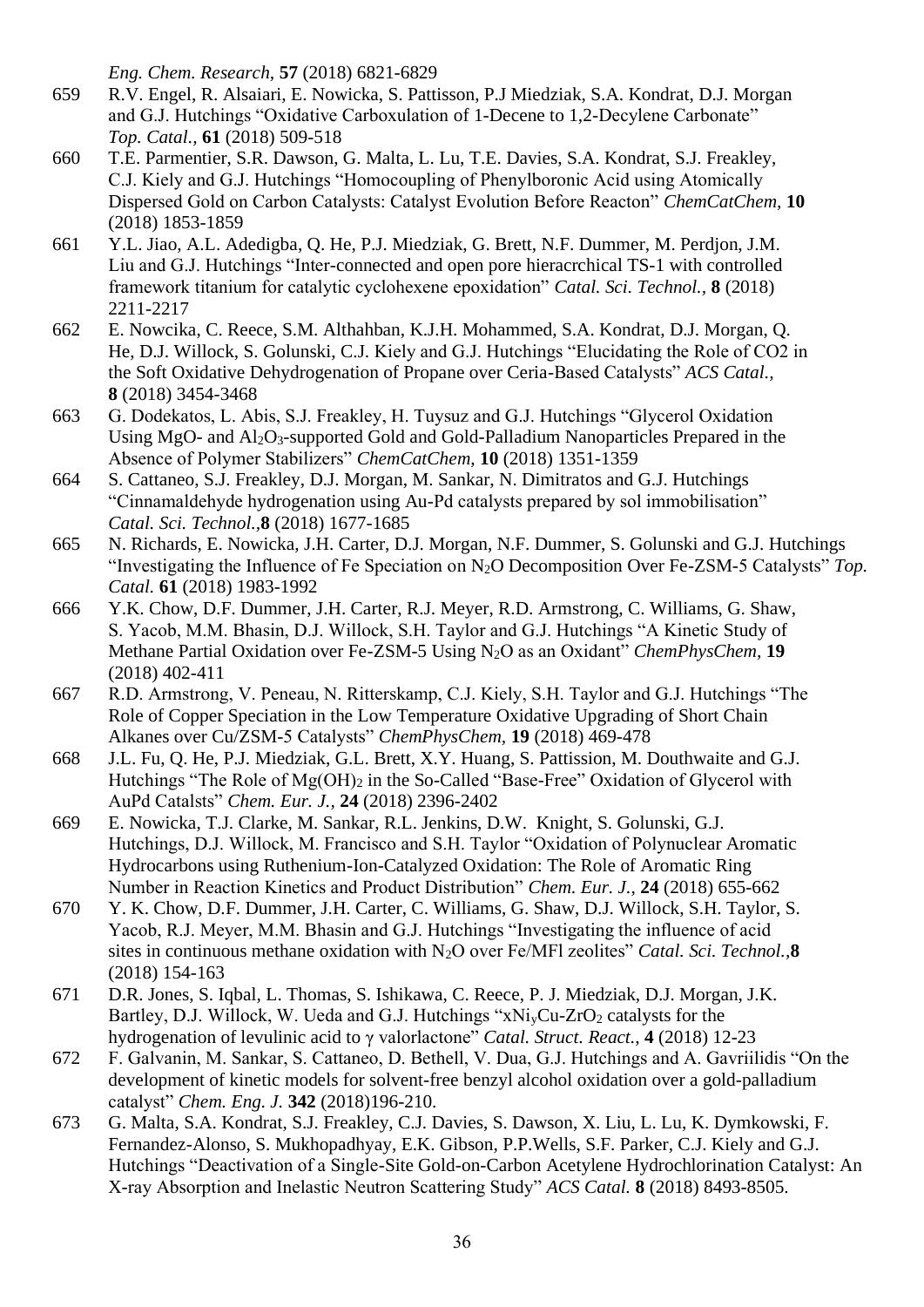*Eng. Chem. Research,* **57** (2018) 6821-6829

659 R.V. Engel, R. Alsaiari, E. Nowicka, S. Pattisson, P.J Miedziak, S.A. Kondrat, D.J. Morgan and G.J. Hutchings "Oxidative Carboxulation of 1-Decene to 1,2-Decylene Carbonate" *Top. Catal*., **61** (2018) 509-518

660 T.E. Parmentier, S.R. Dawson, G. Malta, L. Lu, T.E. Davies, S.A. Kondrat, S.J. Freakley, C.J. Kiely and G.J. Hutchings "Homocoupling of Phenylboronic Acid using Atomically Dispersed Gold on Carbon Catalysts: Catalyst Evolution Before Reacton" *ChemCatChem*, **10** (2018) 1853-1859

661 Y.L. Jiao, A.L. Adedigba, Q. He, P.J. Miedziak, G. Brett, N.F. Dummer, M. Perdjon, J.M. Liu and G.J. Hutchings "Inter-connected and open pore hieracrchical TS-1 with controlled framework titanium for catalytic cyclohexene epoxidation" *Catal. Sci. Technol.,* **8** (2018) 2211-2217

662 E. Nowcika, C. Reece, S.M. Althahban, K.J.H. Mohammed, S.A. Kondrat, D.J. Morgan, Q. He, D.J. Willock, S. Golunski, C.J. Kiely and G.J. Hutchings "Elucidating the Role of CO2 in the Soft Oxidative Dehydrogenation of Propane over Ceria-Based Catalysts" *ACS Catal.,* **8** (2018) 3454-3468

663 G. Dodekatos, L. Abis, S.J. Freakley, H. Tuysuz and G.J. Hutchings "Glycerol Oxidation Using MgO- and $Al_2O_3$-supported Gold and Gold-Palladium Nanoparticles Prepared in the Absence of Polymer Stabilizers" *ChemCatChem,* **10** (2018) 1351-1359

664 S. Cattaneo, S.J. Freakley, D.J. Morgan, M. Sankar, N. Dimitratos and G.J. Hutchings "Cinnamaldehyde hydrogenation using Au-Pd catalysts prepared by sol immobilisation" *Catal. Sci. Technol.,***8** (2018) 1677-1685

665 N. Richards, E. Nowicka, J.H. Carter, D.J. Morgan, N.F. Dummer, S. Golunski and G.J. Hutchings "Investigating the Influence of Fe Speciation on $N_2O$ Decomposition Over Fe-ZSM-5 Catalysts" *Top. Catal.* **61** (2018) 1983-1992

666 Y.K. Chow, D.F. Dummer, J.H. Carter, R.J. Meyer, R.D. Armstrong, C. Williams, G. Shaw, S. Yacob, M.M. Bhasin, D.J. Willock, S.H. Taylor and G.J. Hutchings "A Kinetic Study of Methane Partial Oxidation over Fe-ZSM-5 Using $N_2O$ as an Oxidant" *ChemPhysChem*, **19** (2018) 402-411

667 R.D. Armstrong, V. Peneau, N. Ritterskamp, C.J. Kiely, S.H. Taylor and G.J. Hutchings "The Role of Copper Speciation in the Low Temperature Oxidative Upgrading of Short Chain Alkanes over Cu/ZSM-5 Catalysts" *ChemPhysChem,* **19** (2018) 469-478

668 J.L. Fu, Q. He, P.J. Miedziak, G.L. Brett, X.Y. Huang, S. Pattission, M. Douthwaite and G.J. Hutchings "The Role of $Mg(OH)_2$ in the So-Called "Base-Free" Oxidation of Glycerol with AuPd Catalsts" *Chem. Eur. J.,* **24** (2018) 2396-2402

669 E. Nowicka, T.J. Clarke, M. Sankar, R.L. Jenkins, D.W. Knight, S. Golunski, G.J. Hutchings, D.J. Willock, M. Francisco and S.H. Taylor "Oxidation of Polynuclear Aromatic Hydrocarbons using Ruthenium-Ion-Catalyzed Oxidation: The Role of Aromatic Ring Number in Reaction Kinetics and Product Distribution" *Chem. Eur. J.,* **24** (2018) 655-662

670 Y. K. Chow, D.F. Dummer, J.H. Carter, C. Williams, G. Shaw, D.J. Willock, S.H. Taylor, S. Yacob, R.J. Meyer, M.M. Bhasin and G.J. Hutchings "Investigating the influence of acid sites in continuous methane oxidation with $N_2O$ over Fe/MFl zeolites" *Catal. Sci. Technol.,***8** (2018) 154-163

671 D.R. Jones, S. Iqbal, L. Thomas, S. Ishikawa, C. Reece, P. J. Miedziak, D.J. Morgan, J.K. Bartley, D.J. Willock, W. Ueda and G.J. Hutchings "$xNi_yCu$-$ZrO_2$ catalysts for the hydrogenation of levulinic acid to $\gamma$ valorlactone" *Catal. Struct. React.*, **4** (2018) 12-23

672 F. Galvanin, M. Sankar, S. Cattaneo, D. Bethell, V. Dua, G.J. Hutchings and A. Gavriilidis "On the development of kinetic models for solvent-free benzyl alcohol oxidation over a gold-palladium catalyst" *Chem. Eng. J.* **342** (2018)196-210.

673 G. Malta, S.A. Kondrat, S.J. Freakley, C.J. Davies, S. Dawson, X. Liu, L. Lu, K. Dymkowski, F. Fernandez-Alonso, S. Mukhopadhyay, E.K. Gibson, P.P.Wells, S.F. Parker, C.J. Kiely and G.J. Hutchings "Deactivation of a Single-Site Gold-on-Carbon Acetylene Hydrochlorination Catalyst: An X-ray Absorption and Inelastic Neutron Scattering Study" *ACS Catal.* **8** (2018) 8493-8505.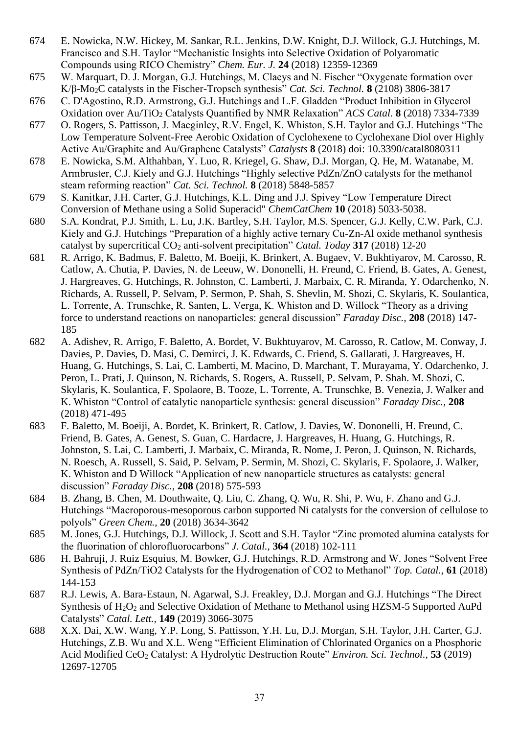674 E. Nowicka, N.W. Hickey, M. Sankar, R.L. Jenkins, D.W. Knight, D.J. Willock, G.J. Hutchings, M. Francisco and S.H. Taylor "Mechanistic Insights into Selective Oxidation of Polyaromatic Compounds using RICO Chemistry" *Chem. Eur. J.* **24** (2018) 12359-12369

675 W. Marquart, D. J. Morgan, G.J. Hutchings, M. Claeys and N. Fischer "Oxygenate formation over K/β-$Mo_2C$ catalysts in the Fischer-Tropsch synthesis" *Cat. Sci. Technol.* **8** (2108) 3806-3817

676 C. D'Agostino, R.D. Armstrong, G.J. Hutchings and L.F. Gladden "Product Inhibition in Glycerol Oxidation over Au/$TiO_2$ Catalysts Quantified by NMR Relaxation" *ACS Catal.* **8** (2018) 7334-7339

677 O. Rogers, S. Pattisson, J. Macginley, R.V. Engel, K. Whiston, S.H. Taylor and G.J. Hutchings "The Low Temperature Solvent-Free Aerobic Oxidation of Cyclohexene to Cyclohexane Diol over Highly Active Au/Graphite and Au/Graphene Catalysts" *Catalysts* **8** (2018) doi: 10.3390/catal8080311

678 E. Nowicka, S.M. Althahban, Y. Luo, R. Kriegel, G. Shaw, D.J. Morgan, Q. He, M. Watanabe, M. Armbruster, C.J. Kiely and G.J. Hutchings "Highly selective PdZn/ZnO catalysts for the methanol steam reforming reaction" *Cat. Sci. Technol.* **8** (2018) 5848-5857

679 S. Kanitkar, J.H. Carter, G.J. Hutchings, K.L. Ding and J.J. Spivey "Low Temperature Direct Conversion of Methane using a Solid Superacid" *ChemCatChem* **10** (2018) 5033-5038.

680 S.A. Kondrat, P.J. Smith, L. Lu, J.K. Bartley, S.H. Taylor, M.S. Spencer, G.J. Kelly, C.W. Park, C.J. Kiely and G.J. Hutchings "Preparation of a highly active ternary Cu-Zn-Al oxide methanol synthesis catalyst by supercritical $CO_2$ anti-solvent precipitation" *Catal. Today* **317** (2018) 12-20

681 R. Arrigo, K. Badmus, F. Baletto, M. Boeiji, K. Brinkert, A. Bugaev, V. Bukhtiyarov, M. Carosso, R. Catlow, A. Chutia, P. Davies, N. de Leeuw, W. Dononelli, H. Freund, C. Friend, B. Gates, A. Genest, J. Hargreaves, G. Hutchings, R. Johnston, C. Lamberti, J. Marbaix, C. R. Miranda, Y. Odarchenko, N. Richards, A. Russell, P. Selvam, P. Sermon, P. Shah, S. Shevlin, M. Shozi, C. Skylaris, K. Soulantica, L. Torrente, A. Trunschke, R. Santen, L. Verga, K. Whiston and D. Willock "Theory as a driving force to understand reactions on nanoparticles: general discussion" *Faraday Disc.*, **208** (2018) 147-185

682 A. Adishev, R. Arrigo, F. Baletto, A. Bordet, V. Bukhtuyarov, M. Carosso, R. Catlow, M. Conway, J. Davies, P. Davies, D. Masi, C. Demirci, J. K. Edwards, C. Friend, S. Gallarati, J. Hargreaves, H. Huang, G. Hutchings, S. Lai, C. Lamberti, M. Macino, D. Marchant, T. Murayama, Y. Odarchenko, J. Peron, L. Prati, J. Quinson, N. Richards, S. Rogers, A. Russell, P. Selvam, P. Shah. M. Shozi, C. Skylaris, K. Soulantica, F. Spolaore, B. Tooze, L. Torrente, A. Trunschke, B. Venezia, J. Walker and K. Whiston "Control of catalytic nanoparticle synthesis: general discussion" *Faraday Disc.*, **208** (2018) 471-495

683 F. Baletto, M. Boeiji, A. Bordet, K. Brinkert, R. Catlow, J. Davies, W. Dononelli, H. Freund, C. Friend, B. Gates, A. Genest, S. Guan, C. Hardacre, J. Hargreaves, H. Huang, G. Hutchings, R. Johnston, S. Lai, C. Lamberti, J. Marbaix, C. Miranda, R. Nome, J. Peron, J. Quinson, N. Richards, N. Roesch, A. Russell, S. Said, P. Selvam, P. Sermin, M. Shozi, C. Skylaris, F. Spolaore, J. Walker, K. Whiston and D Willock "Application of new nanoparticle structures as catalysts: general discussion" *Faraday Disc.*, **208** (2018) 575-593

684 B. Zhang, B. Chen, M. Douthwaite, Q. Liu, C. Zhang, Q. Wu, R. Shi, P. Wu, F. Zhano and G.J. Hutchings "Macroporous-mesoporous carbon supported Ni catalysts for the conversion of cellulose to polyols" *Green Chem.*, **20** (2018) 3634-3642

685 M. Jones, G.J. Hutchings, D.J. Willock, J. Scott and S.H. Taylor "Zinc promoted alumina catalysts for the fluorination of chlorofluorocarbons" *J. Catal.*, **364** (2018) 102-111

686 H. Bahruji, J. Ruiz Esquius, M. Bowker, G.J. Hutchings, R.D. Armstrong and W. Jones "Solvent Free Synthesis of PdZn/TiO2 Catalysts for the Hydrogenation of CO2 to Methanol" *Top. Catal.*, **61** (2018) 144-153

687 R.J. Lewis, A. Bara-Estaun, N. Agarwal, S.J. Freakley, D.J. Morgan and G.J. Hutchings "The Direct Synthesis of $H_2O_2$ and Selective Oxidation of Methane to Methanol using HZSM-5 Supported AuPd Catalysts" *Catal. Lett.*, **149** (2019) 3066-3075

688 X.X. Dai, X.W. Wang, Y.P. Long, S. Pattisson, Y.H. Lu, D.J. Morgan, S.H. Taylor, J.H. Carter, G.J. Hutchings, Z.B. Wu and X.L. Weng "Efficient Elimination of Chlorinated Organics on a Phosphoric Acid Modified $CeO_2$ Catalyst: A Hydrolytic Destruction Route" *Environ. Sci. Technol.*, **53** (2019) 12697-12705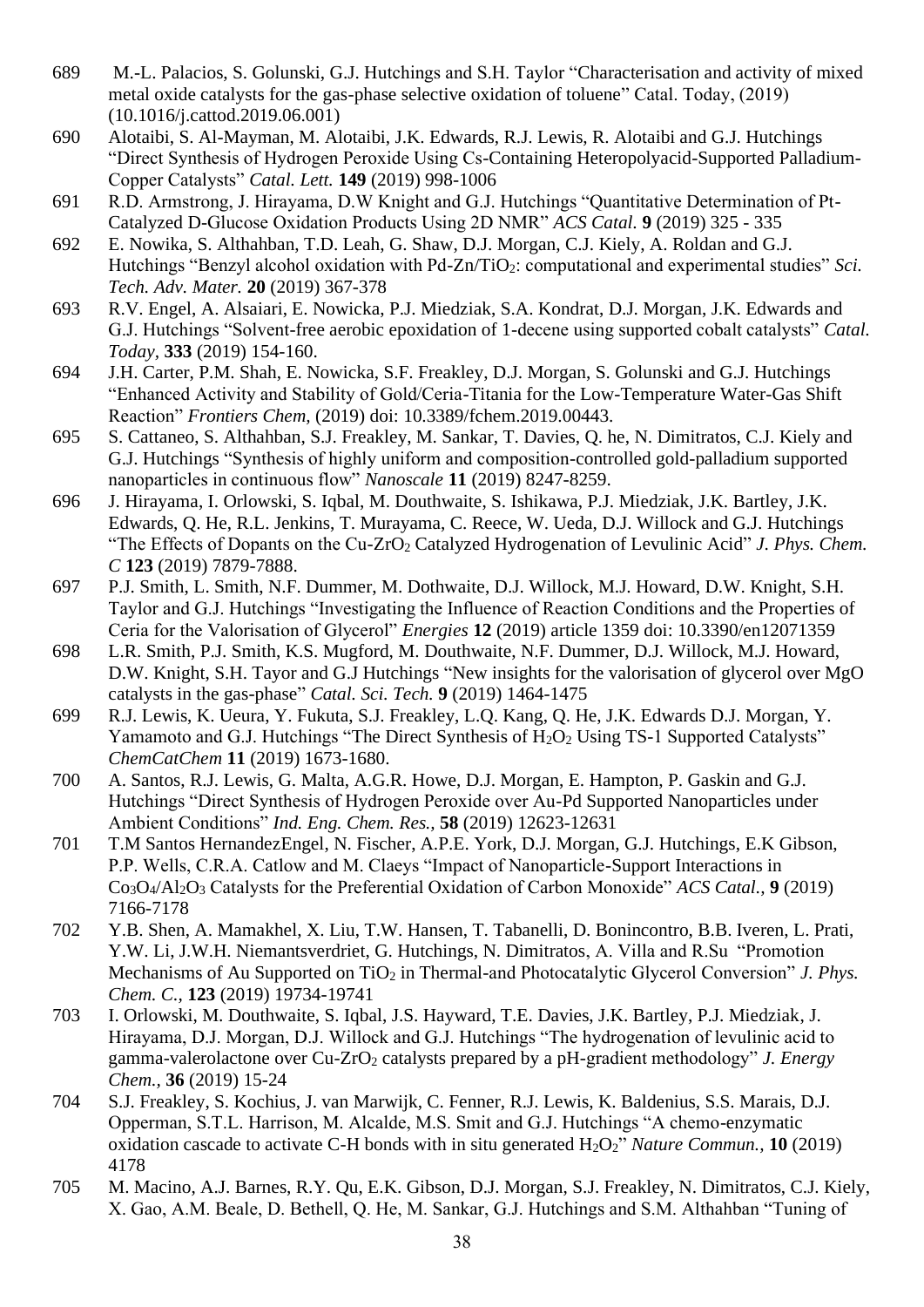689 M.-L. Palacios, S. Golunski, G.J. Hutchings and S.H. Taylor "Characterisation and activity of mixed metal oxide catalysts for the gas-phase selective oxidation of toluene" Catal. Today, (2019) (10.1016/j.cattod.2019.06.001)

690 Alotaibi, S. Al-Mayman, M. Alotaibi, J.K. Edwards, R.J. Lewis, R. Alotaibi and G.J. Hutchings "Direct Synthesis of Hydrogen Peroxide Using Cs-Containing Heteropolyacid-Supported Palladium-Copper Catalysts" *Catal. Lett.* **149** (2019) 998-1006

691 R.D. Armstrong, J. Hirayama, D.W Knight and G.J. Hutchings "Quantitative Determination of Pt-Catalyzed D-Glucose Oxidation Products Using 2D NMR" *ACS Catal.* **9** (2019) 325 - 335

692 E. Nowika, S. Althahban, T.D. Leah, G. Shaw, D.J. Morgan, C.J. Kiely, A. Roldan and G.J. Hutchings "Benzyl alcohol oxidation with Pd-Zn/$TiO_2$: computational and experimental studies" *Sci. Tech. Adv. Mater.* **20** (2019) 367-378

693 R.V. Engel, A. Alsaiari, E. Nowicka, P.J. Miedziak, S.A. Kondrat, D.J. Morgan, J.K. Edwards and G.J. Hutchings "Solvent-free aerobic epoxidation of 1-decene using supported cobalt catalysts" *Catal. Today*, **333** (2019) 154-160.

694 J.H. Carter, P.M. Shah, E. Nowicka, S.F. Freakley, D.J. Morgan, S. Golunski and G.J. Hutchings "Enhanced Activity and Stability of Gold/Ceria-Titania for the Low-Temperature Water-Gas Shift Reaction" *Frontiers Chem,* (2019) doi: 10.3389/fchem.2019.00443.

695 S. Cattaneo, S. Althahban, S.J. Freakley, M. Sankar, T. Davies, Q. he, N. Dimitratos, C.J. Kiely and G.J. Hutchings "Synthesis of highly uniform and composition-controlled gold-palladium supported nanoparticles in continuous flow" *Nanoscale* **11** (2019) 8247-8259.

696 J. Hirayama, I. Orlowski, S. Iqbal, M. Douthwaite, S. Ishikawa, P.J. Miedziak, J.K. Bartley, J.K. Edwards, Q. He, R.L. Jenkins, T. Murayama, C. Reece, W. Ueda, D.J. Willock and G.J. Hutchings "The Effects of Dopants on the Cu-$ZrO_2$ Catalyzed Hydrogenation of Levulinic Acid" *J. Phys. Chem. C* **123** (2019) 7879-7888.

697 P.J. Smith, L. Smith, N.F. Dummer, M. Dothwaite, D.J. Willock, M.J. Howard, D.W. Knight, S.H. Taylor and G.J. Hutchings "Investigating the Influence of Reaction Conditions and the Properties of Ceria for the Valorisation of Glycerol" *Energies* **12** (2019) article 1359 doi: 10.3390/en12071359

698 L.R. Smith, P.J. Smith, K.S. Mugford, M. Douthwaite, N.F. Dummer, D.J. Willock, M.J. Howard, D.W. Knight, S.H. Tayor and G.J Hutchings "New insights for the valorisation of glycerol over MgO catalysts in the gas-phase" *Catal. Sci. Tech.* **9** (2019) 1464-1475

699 R.J. Lewis, K. Ueura, Y. Fukuta, S.J. Freakley, L.Q. Kang, Q. He, J.K. Edwards D.J. Morgan, Y. Yamamoto and G.J. Hutchings "The Direct Synthesis of $H_2O_2$ Using TS-1 Supported Catalysts" *ChemCatChem* **11** (2019) 1673-1680.

700 A. Santos, R.J. Lewis, G. Malta, A.G.R. Howe, D.J. Morgan, E. Hampton, P. Gaskin and G.J. Hutchings "Direct Synthesis of Hydrogen Peroxide over Au-Pd Supported Nanoparticles under Ambient Conditions" *Ind. Eng. Chem. Res.,* **58** (2019) 12623-12631

701 T.M Santos HernandezEngel, N. Fischer, A.P.E. York, D.J. Morgan, G.J. Hutchings, E.K Gibson, P.P. Wells, C.R.A. Catlow and M. Claeys "Impact of Nanoparticle-Support Interactions in $Co_3O_4$/$Al_2O_3$ Catalysts for the Preferential Oxidation of Carbon Monoxide" *ACS Catal.,* **9** (2019) 7166-7178

702 Y.B. Shen, A. Mamakhel, X. Liu, T.W. Hansen, T. Tabanelli, D. Bonincontro, B.B. Iveren, L. Prati, Y.W. Li, J.W.H. Niemantsverdriet, G. Hutchings, N. Dimitratos, A. Villa and R.Su "Promotion Mechanisms of Au Supported on $TiO_2$ in Thermal-and Photocatalytic Glycerol Conversion" *J. Phys. Chem. C.,* **123** (2019) 19734-19741

703 I. Orlowski, M. Douthwaite, S. Iqbal, J.S. Hayward, T.E. Davies, J.K. Bartley, P.J. Miedziak, J. Hirayama, D.J. Morgan, D.J. Willock and G.J. Hutchings "The hydrogenation of levulinic acid to gamma-valerolactone over Cu-$ZrO_2$ catalysts prepared by a pH-gradient methodology" *J. Energy Chem.,* **36** (2019) 15-24

704 S.J. Freakley, S. Kochius, J. van Marwijk, C. Fenner, R.J. Lewis, K. Baldenius, S.S. Marais, D.J. Opperman, S.T.L. Harrison, M. Alcalde, M.S. Smit and G.J. Hutchings "A chemo-enzymatic oxidation cascade to activate C-H bonds with in situ generated $H_2O_2$" *Nature Commun.,* **10** (2019) 4178

705 M. Macino, A.J. Barnes, R.Y. Qu, E.K. Gibson, D.J. Morgan, S.J. Freakley, N. Dimitratos, C.J. Kiely, X. Gao, A.M. Beale, D. Bethell, Q. He, M. Sankar, G.J. Hutchings and S.M. Althahban "Tuning of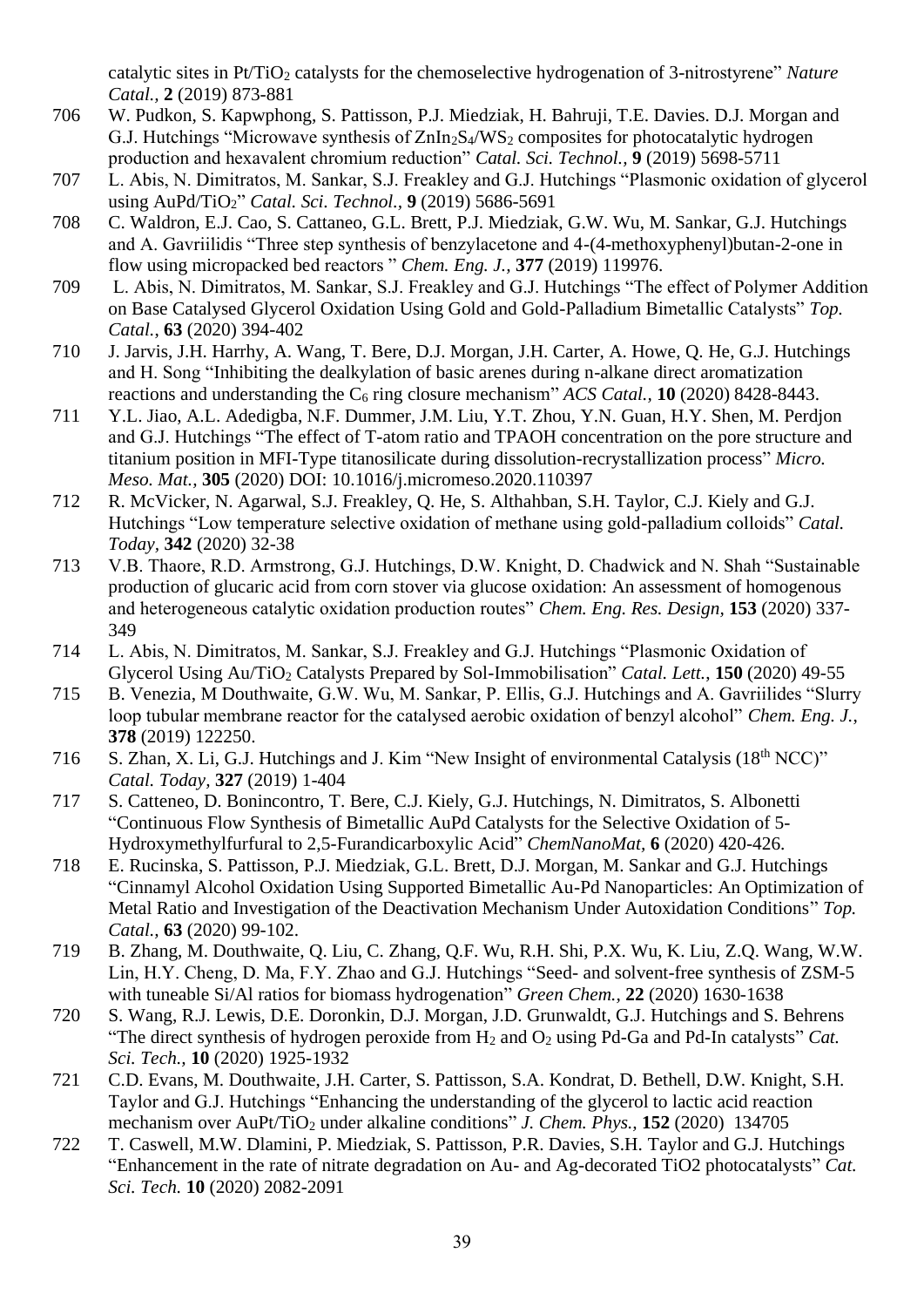catalytic sites in Pt/$TiO_2$ catalysts for the chemoselective hydrogenation of 3-nitrostyrene" *Nature Catal.,* **2** (2019) 873-881

706 W. Pudkon, S. Kapwphong, S. Pattisson, P.J. Miedziak, H. Bahruji, T.E. Davies. D.J. Morgan and G.J. Hutchings "Microwave synthesis of $ZnIn_2S_4$/$WS_2$ composites for photocatalytic hydrogen production and hexavalent chromium reduction" *Catal. Sci. Technol.,* **9** (2019) 5698-5711

707 L. Abis, N. Dimitratos, M. Sankar, S.J. Freakley and G.J. Hutchings "Plasmonic oxidation of glycerol using AuPd/$TiO_2$" *Catal. Sci. Technol.,* **9** (2019) 5686-5691

708 C. Waldron, E.J. Cao, S. Cattaneo, G.L. Brett, P.J. Miedziak, G.W. Wu, M. Sankar, G.J. Hutchings and A. Gavriilidis "Three step synthesis of benzylacetone and 4-(4-methoxyphenyl)butan-2-one in flow using micropacked bed reactors " *Chem. Eng. J.,* **377** (2019) 119976.

709 L. Abis, N. Dimitratos, M. Sankar, S.J. Freakley and G.J. Hutchings "The effect of Polymer Addition on Base Catalysed Glycerol Oxidation Using Gold and Gold-Palladium Bimetallic Catalysts" *Top. Catal.,* **63** (2020) 394-402

710 J. Jarvis, J.H. Harrhy, A. Wang, T. Bere, D.J. Morgan, J.H. Carter, A. Howe, Q. He, G.J. Hutchings and H. Song "Inhibiting the dealkylation of basic arenes during n-alkane direct aromatization reactions and understanding the $C_6$ ring closure mechanism" *ACS Catal.,* **10** (2020) 8428-8443.

711 Y.L. Jiao, A.L. Adedigba, N.F. Dummer, J.M. Liu, Y.T. Zhou, Y.N. Guan, H.Y. Shen, M. Perdjon and G.J. Hutchings "The effect of T-atom ratio and TPAOH concentration on the pore structure and titanium position in MFI-Type titanosilicate during dissolution-recrystallization process" *Micro. Meso. Mat.,* **305** (2020) DOI: 10.1016/j.micromeso.2020.110397

712 R. McVicker, N. Agarwal, S.J. Freakley, Q. He, S. Althahban, S.H. Taylor, C.J. Kiely and G.J. Hutchings "Low temperature selective oxidation of methane using gold-palladium colloids" *Catal. Today,* **342** (2020) 32-38

713 V.B. Thaore, R.D. Armstrong, G.J. Hutchings, D.W. Knight, D. Chadwick and N. Shah "Sustainable production of glucaric acid from corn stover via glucose oxidation: An assessment of homogenous and heterogeneous catalytic oxidation production routes" *Chem. Eng. Res. Design,* **153** (2020) 337-349

714 L. Abis, N. Dimitratos, M. Sankar, S.J. Freakley and G.J. Hutchings "Plasmonic Oxidation of Glycerol Using Au/$TiO_2$ Catalysts Prepared by Sol-Immobilisation" *Catal. Lett.,* **150** (2020) 49-55

715 B. Venezia, M Douthwaite, G.W. Wu, M. Sankar, P. Ellis, G.J. Hutchings and A. Gavriilides "Slurry loop tubular membrane reactor for the catalysed aerobic oxidation of benzyl alcohol" *Chem. Eng. J.,* **378** (2019) 122250.

716 S. Zhan, X. Li, G.J. Hutchings and J. Kim "New Insight of environmental Catalysis (18th NCC)" *Catal. Today,* **327** (2019) 1-404

717 S. Catteneo, D. Bonincontro, T. Bere, C.J. Kiely, G.J. Hutchings, N. Dimitratos, S. Albonetti "Continuous Flow Synthesis of Bimetallic AuPd Catalysts for the Selective Oxidation of 5-Hydroxymethylfurfural to 2,5-Furandicarboxylic Acid" *ChemNanoMat,* **6** (2020) 420-426.

718 E. Rucinska, S. Pattisson, P.J. Miedziak, G.L. Brett, D.J. Morgan, M. Sankar and G.J. Hutchings "Cinnamyl Alcohol Oxidation Using Supported Bimetallic Au-Pd Nanoparticles: An Optimization of Metal Ratio and Investigation of the Deactivation Mechanism Under Autoxidation Conditions" *Top. Catal.,* **63** (2020) 99-102.

719 B. Zhang, M. Douthwaite, Q. Liu, C. Zhang, Q.F. Wu, R.H. Shi, P.X. Wu, K. Liu, Z.Q. Wang, W.W. Lin, H.Y. Cheng, D. Ma, F.Y. Zhao and G.J. Hutchings "Seed- and solvent-free synthesis of ZSM-5 with tuneable Si/Al ratios for biomass hydrogenation" *Green Chem.,* **22** (2020) 1630-1638

720 S. Wang, R.J. Lewis, D.E. Doronkin, D.J. Morgan, J.D. Grunwaldt, G.J. Hutchings and S. Behrens "The direct synthesis of hydrogen peroxide from $H_2$ and $O_2$ using Pd-Ga and Pd-In catalysts" *Cat. Sci. Tech.,* **10** (2020) 1925-1932

721 C.D. Evans, M. Douthwaite, J.H. Carter, S. Pattisson, S.A. Kondrat, D. Bethell, D.W. Knight, S.H. Taylor and G.J. Hutchings "Enhancing the understanding of the glycerol to lactic acid reaction mechanism over AuPt/$TiO_2$ under alkaline conditions" *J. Chem. Phys.,* **152** (2020) 134705

722 T. Caswell, M.W. Dlamini, P. Miedziak, S. Pattisson, P.R. Davies, S.H. Taylor and G.J. Hutchings "Enhancement in the rate of nitrate degradation on Au- and Ag-decorated TiO2 photocatalysts" *Cat. Sci. Tech.* **10** (2020) 2082-2091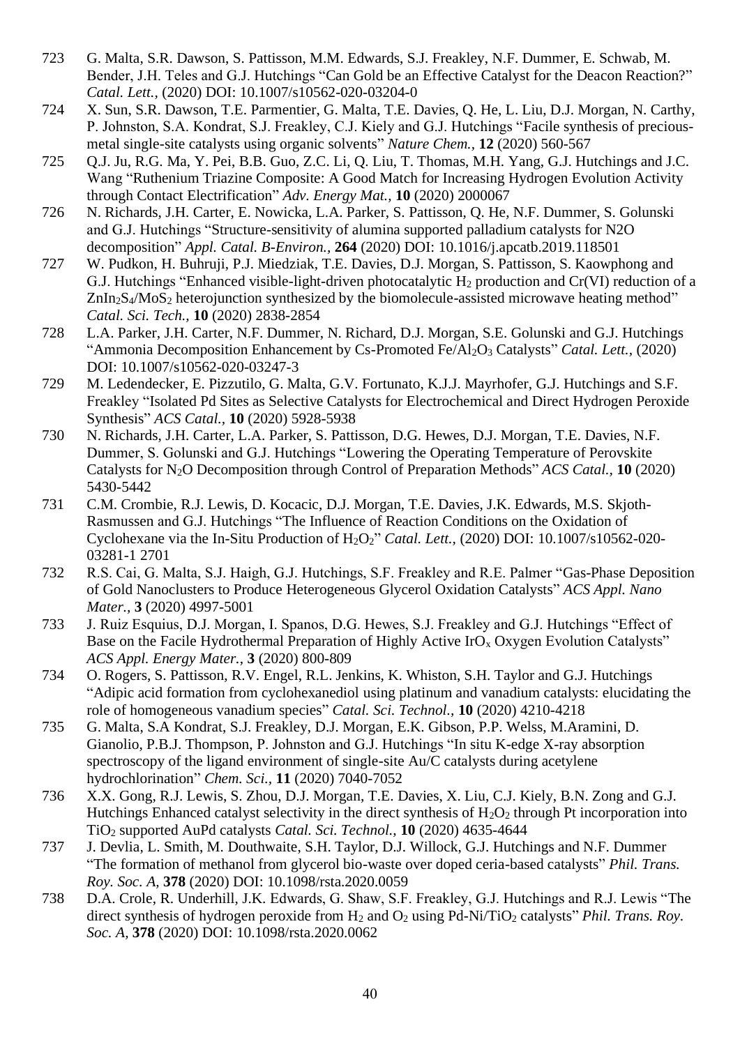723 G. Malta, S.R. Dawson, S. Pattisson, M.M. Edwards, S.J. Freakley, N.F. Dummer, E. Schwab, M. Bender, J.H. Teles and G.J. Hutchings "Can Gold be an Effective Catalyst for the Deacon Reaction?" *Catal. Lett.,* (2020) DOI: 10.1007/s10562-020-03204-0

724 X. Sun, S.R. Dawson, T.E. Parmentier, G. Malta, T.E. Davies, Q. He, L. Liu, D.J. Morgan, N. Carthy, P. Johnston, S.A. Kondrat, S.J. Freakley, C.J. Kiely and G.J. Hutchings "Facile synthesis of precious-metal single-site catalysts using organic solvents" *Nature Chem.,* **12** (2020) 560-567

725 Q.J. Ju, R.G. Ma, Y. Pei, B.B. Guo, Z.C. Li, Q. Liu, T. Thomas, M.H. Yang, G.J. Hutchings and J.C. Wang "Ruthenium Triazine Composite: A Good Match for Increasing Hydrogen Evolution Activity through Contact Electrification" *Adv. Energy Mat.,* **10** (2020) 2000067

726 N. Richards, J.H. Carter, E. Nowicka, L.A. Parker, S. Pattisson, Q. He, N.F. Dummer, S. Golunski and G.J. Hutchings "Structure-sensitivity of alumina supported palladium catalysts for N2O decomposition" *Appl. Catal. B-Environ.,* **264** (2020) DOI: 10.1016/j.apcatb.2019.118501

727 W. Pudkon, H. Buhruji, P.J. Miedziak, T.E. Davies, D.J. Morgan, S. Pattisson, S. Kaowphong and G.J. Hutchings "Enhanced visible-light-driven photocatalytic $H_2$ production and Cr(VI) reduction of a $ZnIn_2S_4$/$MoS_2$ heterojunction synthesized by the biomolecule-assisted microwave heating method" *Catal. Sci. Tech.,* **10** (2020) 2838-2854

728 L.A. Parker, J.H. Carter, N.F. Dummer, N. Richard, D.J. Morgan, S.E. Golunski and G.J. Hutchings "Ammonia Decomposition Enhancement by Cs-Promoted Fe/$Al_2O_3$ Catalysts" *Catal. Lett.,* (2020) DOI: 10.1007/s10562-020-03247-3

729 M. Ledendecker, E. Pizzutilo, G. Malta, G.V. Fortunato, K.J.J. Mayrhofer, G.J. Hutchings and S.F. Freakley "Isolated Pd Sites as Selective Catalysts for Electrochemical and Direct Hydrogen Peroxide Synthesis" *ACS Catal.,* **10** (2020) 5928-5938

730 N. Richards, J.H. Carter, L.A. Parker, S. Pattisson, D.G. Hewes, D.J. Morgan, T.E. Davies, N.F. Dummer, S. Golunski and G.J. Hutchings "Lowering the Operating Temperature of Perovskite Catalysts for $N_2O$ Decomposition through Control of Preparation Methods" *ACS Catal.,* **10** (2020) 5430-5442

731 C.M. Crombie, R.J. Lewis, D. Kocacic, D.J. Morgan, T.E. Davies, J.K. Edwards, M.S. Skjoth-Rasmussen and G.J. Hutchings "The Influence of Reaction Conditions on the Oxidation of Cyclohexane via the In-Situ Production of $H_2O_2$" *Catal. Lett.,* (2020) DOI: 10.1007/s10562-020-03281-1 2701

732 R.S. Cai, G. Malta, S.J. Haigh, G.J. Hutchings, S.F. Freakley and R.E. Palmer "Gas-Phase Deposition of Gold Nanoclusters to Produce Heterogeneous Glycerol Oxidation Catalysts" *ACS Appl. Nano Mater.,* **3** (2020) 4997-5001

733 J. Ruiz Esquius, D.J. Morgan, I. Spanos, D.G. Hewes, S.J. Freakley and G.J. Hutchings "Effect of Base on the Facile Hydrothermal Preparation of Highly Active $IrO_x$ Oxygen Evolution Catalysts" *ACS Appl. Energy Mater.,* **3** (2020) 800-809

734 O. Rogers, S. Pattisson, R.V. Engel, R.L. Jenkins, K. Whiston, S.H. Taylor and G.J. Hutchings "Adipic acid formation from cyclohexanediol using platinum and vanadium catalysts: elucidating the role of homogeneous vanadium species" *Catal. Sci. Technol.,* **10** (2020) 4210-4218

735 G. Malta, S.A Kondrat, S.J. Freakley, D.J. Morgan, E.K. Gibson, P.P. Welss, M.Aramini, D. Gianolio, P.B.J. Thompson, P. Johnston and G.J. Hutchings "In situ K-edge X-ray absorption spectroscopy of the ligand environment of single-site Au/C catalysts during acetylene hydrochlorination" *Chem. Sci.,* **11** (2020) 7040-7052

736 X.X. Gong, R.J. Lewis, S. Zhou, D.J. Morgan, T.E. Davies, X. Liu, C.J. Kiely, B.N. Zong and G.J. Hutchings Enhanced catalyst selectivity in the direct synthesis of $H_2O_2$ through Pt incorporation into $TiO_2$ supported AuPd catalysts *Catal. Sci. Technol.,* **10** (2020) 4635-4644

737 J. Devlia, L. Smith, M. Douthwaite, S.H. Taylor, D.J. Willock, G.J. Hutchings and N.F. Dummer "The formation of methanol from glycerol bio-waste over doped ceria-based catalysts" *Phil. Trans. Roy. Soc. A,* **378** (2020) DOI: 10.1098/rsta.2020.0059

738 D.A. Crole, R. Underhill, J.K. Edwards, G. Shaw, S.F. Freakley, G.J. Hutchings and R.J. Lewis "The direct synthesis of hydrogen peroxide from $H_2$ and $O_2$ using Pd-Ni/$TiO_2$ catalysts" *Phil. Trans. Roy. Soc. A,* **378** (2020) DOI: 10.1098/rsta.2020.0062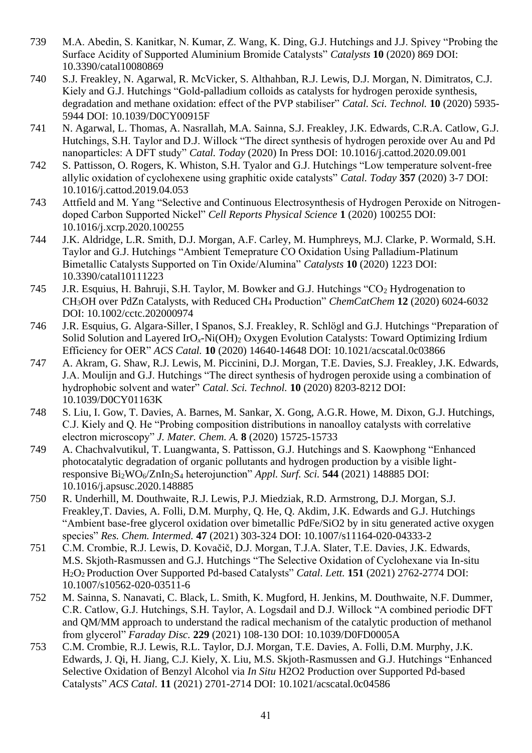739 M.A. Abedin, S. Kanitkar, N. Kumar, Z. Wang, K. Ding, G.J. Hutchings and J.J. Spivey "Probing the Surface Acidity of Supported Aluminium Bromide Catalysts" *Catalysts* **10** (2020) 869 DOI: 10.3390/catal10080869

740 S.J. Freakley, N. Agarwal, R. McVicker, S. Althahban, R.J. Lewis, D.J. Morgan, N. Dimitratos, C.J. Kiely and G.J. Hutchings "Gold-palladium colloids as catalysts for hydrogen peroxide synthesis, degradation and methane oxidation: effect of the PVP stabiliser" *Catal. Sci. Technol.* **10** (2020) 5935-5944 DOI: 10.1039/D0CY00915F

741 N. Agarwal, L. Thomas, A. Nasrallah, M.A. Sainna, S.J. Freakley, J.K. Edwards, C.R.A. Catlow, G.J. Hutchings, S.H. Taylor and D.J. Willock "The direct synthesis of hydrogen peroxide over Au and Pd nanoparticles: A DFT study" *Catal. Today* (2020) In Press DOI: 10.1016/j.cattod.2020.09.001

742 S. Pattisson, O. Rogers, K. Whiston, S.H. Tyalor and G.J. Hutchings "Low temperature solvent-free allylic oxidation of cyclohexene using graphitic oxide catalysts" *Catal. Today* **357** (2020) 3-7 DOI: 10.1016/j.cattod.2019.04.053

743 Attfield and M. Yang "Selective and Continuous Electrosynthesis of Hydrogen Peroxide on Nitrogen-doped Carbon Supported Nickel" *Cell Reports Physical Science* **1** (2020) 100255 DOI: 10.1016/j.xcrp.2020.100255

744 J.K. Aldridge, L.R. Smith, D.J. Morgan, A.F. Carley, M. Humphreys, M.J. Clarke, P. Wormald, S.H. Taylor and G.J. Hutchings "Ambient Temeprature CO Oxidation Using Palladium-Platinum Bimetallic Catalysts Supported on Tin Oxide/Alumina" *Catalysts* **10** (2020) 1223 DOI: 10.3390/catal10111223

745 J.R. Esquius, H. Bahruji, S.H. Taylor, M. Bowker and G.J. Hutchings "$CO_2$ Hydrogenation to $CH_3OH$ over PdZn Catalysts, with Reduced $CH_4$ Production" *ChemCatChem* **12** (2020) 6024-6032 DOI: 10.1002/cctc.202000974

746 J.R. Esquius, G. Algara-Siller, I Spanos, S.J. Freakley, R. Schlögl and G.J. Hutchings "Preparation of Solid Solution and Layered $IrO_x$-$Ni(OH)_2$ Oxygen Evolution Catalysts: Toward Optimizing Irdium Efficiency for OER" *ACS Catal.* **10** (2020) 14640-14648 DOI: 10.1021/acscatal.0c03866

747 A. Akram, G. Shaw, R.J. Lewis, M. Piccinini, D.J. Morgan, T.E. Davies, S.J. Freakley, J.K. Edwards, J.A. Moulijn and G.J. Hutchings "The direct synthesis of hydrogen peroxide using a combination of hydrophobic solvent and water" *Catal. Sci. Technol.* **10** (2020) 8203-8212 DOI: 10.1039/D0CY01163K

748 S. Liu, I. Gow, T. Davies, A. Barnes, M. Sankar, X. Gong, A.G.R. Howe, M. Dixon, G.J. Hutchings, C.J. Kiely and Q. He "Probing composition distributions in nanoalloy catalysts with correlative electron microscopy" *J. Mater. Chem. A.* **8** (2020) 15725-15733

749 A. Chachvalvutikul, T. Luangwanta, S. Pattisson, G.J. Hutchings and S. Kaowphong "Enhanced photocatalytic degradation of organic pollutants and hydrogen production by a visible light-responsive $Bi_2WO_6$/$ZnIn_2S_4$ heterojunction" *Appl. Surf. Sci.* **544** (2021) 148885 DOI: 10.1016/j.apsusc.2020.148885

750 R. Underhill, M. Douthwaite, R.J. Lewis, P.J. Miedziak, R.D. Armstrong, D.J. Morgan, S.J. Freakley,T. Davies, A. Folli, D.M. Murphy, Q. He, Q. Akdim, J.K. Edwards and G.J. Hutchings "Ambient base-free glycerol oxidation over bimetallic PdFe/SiO2 by in situ generated active oxygen species" *Res. Chem. Intermed.* **47** (2021) 303-324 DOI: 10.1007/s11164-020-04333-2

751 C.M. Crombie, R.J. Lewis, D. Kovačič, D.J. Morgan, T.J.A. Slater, T.E. Davies, J.K. Edwards, M.S. Skjoth-Rasmussen and G.J. Hutchings "The Selective Oxidation of Cyclohexane via In-situ $H_2O_2$ Production Over Supported Pd-based Catalysts" *Catal. Lett.* **151** (2021) 2762-2774 DOI: 10.1007/s10562-020-03511-6

752 M. Sainna, S. Nanavati, C. Black, L. Smith, K. Mugford, H. Jenkins, M. Douthwaite, N.F. Dummer, C.R. Catlow, G.J. Hutchings, S.H. Taylor, A. Logsdail and D.J. Willock "A combined periodic DFT and QM/MM approach to understand the radical mechanism of the catalytic production of methanol from glycerol" *Faraday Disc.* **229** (2021) 108-130 DOI: 10.1039/D0FD0005A

753 C.M. Crombie, R.J. Lewis, R.L. Taylor, D.J. Morgan, T.E. Davies, A. Folli, D.M. Murphy, J.K. Edwards, J. Qi, H. Jiang, C.J. Kiely, X. Liu, M.S. Skjoth-Rasmussen and G.J. Hutchings "Enhanced Selective Oxidation of Benzyl Alcohol via *In Situ* H2O2 Production over Supported Pd-based Catalysts" *ACS Catal.* **11** (2021) 2701-2714 DOI: 10.1021/acscatal.0c04586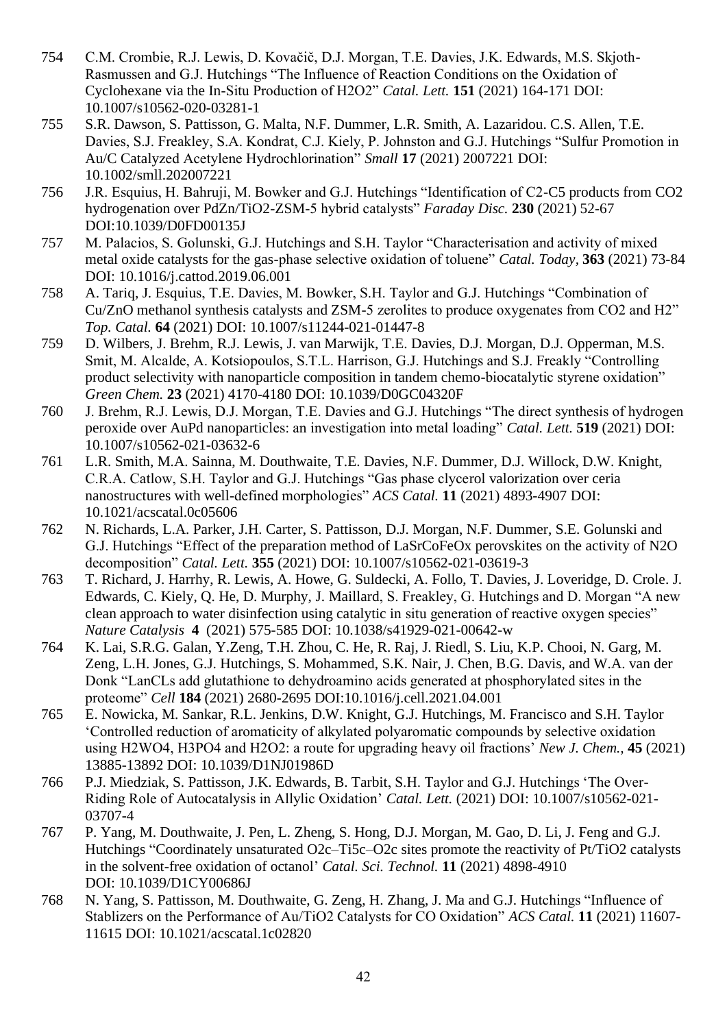754 C.M. Crombie, R.J. Lewis, D. Kovačič, D.J. Morgan, T.E. Davies, J.K. Edwards, M.S. Skjoth-Rasmussen and G.J. Hutchings "The Influence of Reaction Conditions on the Oxidation of Cyclohexane via the In-Situ Production of H2O2" *Catal. Lett.* **151** (2021) 164-171 DOI: 10.1007/s10562-020-03281-1

755 S.R. Dawson, S. Pattisson, G. Malta, N.F. Dummer, L.R. Smith, A. Lazaridou. C.S. Allen, T.E. Davies, S.J. Freakley, S.A. Kondrat, C.J. Kiely, P. Johnston and G.J. Hutchings "Sulfur Promotion in Au/C Catalyzed Acetylene Hydrochlorination" *Small* **17** (2021) 2007221 DOI: 10.1002/smll.202007221

756 J.R. Esquius, H. Bahruji, M. Bowker and G.J. Hutchings "Identification of C2-C5 products from CO2 hydrogenation over PdZn/TiO2-ZSM-5 hybrid catalysts" *Faraday Disc.* **230** (2021) 52-67 DOI:10.1039/D0FD00135J

757 M. Palacios, S. Golunski, G.J. Hutchings and S.H. Taylor "Characterisation and activity of mixed metal oxide catalysts for the gas-phase selective oxidation of toluene" *Catal. Today,* **363** (2021) 73-84 DOI: 10.1016/j.cattod.2019.06.001

758 A. Tariq, J. Esquius, T.E. Davies, M. Bowker, S.H. Taylor and G.J. Hutchings "Combination of Cu/ZnO methanol synthesis catalysts and ZSM-5 zerolites to produce oxygenates from CO2 and H2" *Top. Catal.* **64** (2021) DOI: 10.1007/s11244-021-01447-8

759 D. Wilbers, J. Brehm, R.J. Lewis, J. van Marwijk, T.E. Davies, D.J. Morgan, D.J. Opperman, M.S. Smit, M. Alcalde, A. Kotsiopoulos, S.T.L. Harrison, G.J. Hutchings and S.J. Freakly "Controlling product selectivity with nanoparticle composition in tandem chemo-biocatalytic styrene oxidation" *Green Chem.* **23** (2021) 4170-4180 DOI: 10.1039/D0GC04320F

760 J. Brehm, R.J. Lewis, D.J. Morgan, T.E. Davies and G.J. Hutchings "The direct synthesis of hydrogen peroxide over AuPd nanoparticles: an investigation into metal loading" *Catal. Lett.* **519** (2021) DOI: 10.1007/s10562-021-03632-6

761 L.R. Smith, M.A. Sainna, M. Douthwaite, T.E. Davies, N.F. Dummer, D.J. Willock, D.W. Knight, C.R.A. Catlow, S.H. Taylor and G.J. Hutchings "Gas phase clycerol valorization over ceria nanostructures with well-defined morphologies" *ACS Catal.* **11** (2021) 4893-4907 DOI: 10.1021/acscatal.0c05606

762 N. Richards, L.A. Parker, J.H. Carter, S. Pattisson, D.J. Morgan, N.F. Dummer, S.E. Golunski and G.J. Hutchings "Effect of the preparation method of LaSrCoFeOx perovskites on the activity of N2O decomposition" *Catal. Lett.* **355** (2021) DOI: 10.1007/s10562-021-03619-3

763 T. Richard, J. Harrhy, R. Lewis, A. Howe, G. Suldecki, A. Follo, T. Davies, J. Loveridge, D. Crole. J. Edwards, C. Kiely, Q. He, D. Murphy, J. Maillard, S. Freakley, G. Hutchings and D. Morgan "A new clean approach to water disinfection using catalytic in situ generation of reactive oxygen species" *Nature Catalysis* **4** (2021) 575-585 DOI: 10.1038/s41929-021-00642-w

764 K. Lai, S.R.G. Galan, Y.Zeng, T.H. Zhou, C. He, R. Raj, J. Riedl, S. Liu, K.P. Chooi, N. Garg, M. Zeng, L.H. Jones, G.J. Hutchings, S. Mohammed, S.K. Nair, J. Chen, B.G. Davis, and W.A. van der Donk "LanCLs add glutathione to dehydroamino acids generated at phosphorylated sites in the proteome" *Cell* **184** (2021) 2680-2695 DOI:10.1016/j.cell.2021.04.001

765 E. Nowicka, M. Sankar, R.L. Jenkins, D.W. Knight, G.J. Hutchings, M. Francisco and S.H. Taylor 'Controlled reduction of aromaticity of alkylated polyaromatic compounds by selective oxidation using H2WO4, H3PO4 and H2O2: a route for upgrading heavy oil fractions' *New J. Chem.,* **45** (2021) 13885-13892 DOI: 10.1039/D1NJ01986D

766 P.J. Miedziak, S. Pattisson, J.K. Edwards, B. Tarbit, S.H. Taylor and G.J. Hutchings 'The Over-Riding Role of Autocatalysis in Allylic Oxidation' *Catal. Lett.* (2021) DOI: 10.1007/s10562-021-03707-4

767 P. Yang, M. Douthwaite, J. Pen, L. Zheng, S. Hong, D.J. Morgan, M. Gao, D. Li, J. Feng and G.J. Hutchings "Coordinately unsaturated O2c–Ti5c–O2c sites promote the reactivity of Pt/TiO2 catalysts in the solvent-free oxidation of octanol' *Catal. Sci. Technol.* **11** (2021) 4898-4910 DOI: 10.1039/D1CY00686J

768 N. Yang, S. Pattisson, M. Douthwaite, G. Zeng, H. Zhang, J. Ma and G.J. Hutchings "Influence of Stablizers on the Performance of Au/TiO2 Catalysts for CO Oxidation" *ACS Catal.* **11** (2021) 11607-11615 DOI: 10.1021/acscatal.1c02820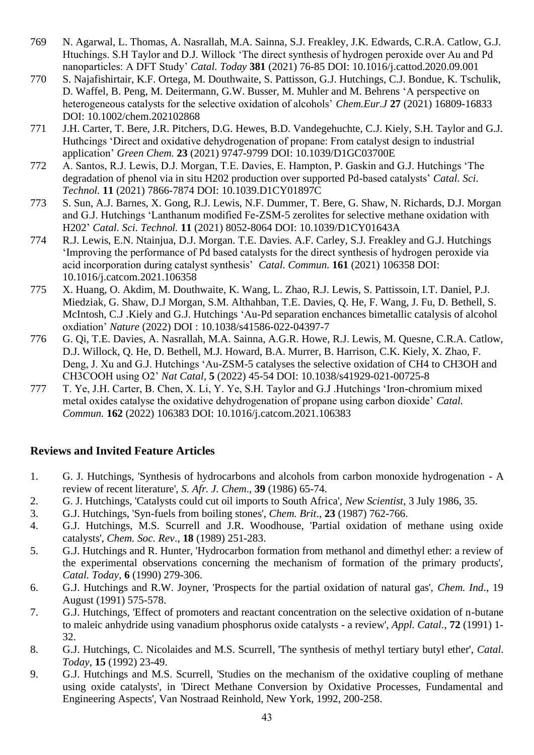769 N. Agarwal, L. Thomas, A. Nasrallah, M.A. Sainna, S.J. Freakley, J.K. Edwards, C.R.A. Catlow, G.J. Htuchings. S.H Taylor and D.J. Willock 'The direct synthesis of hydrogen peroxide over Au and Pd nanoparticles: A DFT Study' *Catal. Today* **381** (2021) 76-85 DOI: 10.1016/j.cattod.2020.09.001

770 S. Najafishirtair, K.F. Ortega, M. Douthwaite, S. Pattisson, G.J. Hutchings, C.J. Bondue, K. Tschulik, D. Waffel, B. Peng, M. Deitermann, G.W. Busser, M. Muhler and M. Behrens 'A perspective on heterogeneous catalysts for the selective oxidation of alcohols' *Chem.Eur.J* **27** (2021) 16809-16833 DOI: 10.1002/chem.202102868

771 J.H. Carter, T. Bere, J.R. Pitchers, D.G. Hewes, B.D. Vandegehuchte, C.J. Kiely, S.H. Taylor and G.J. Huthcings 'Direct and oxidative dehydrogenation of propane: From catalyst design to industrial application' *Green Chem.* **23** (2021) 9747-9799 DOI: 10.1039/D1GC03700E

772 A. Santos, R.J. Lewis, D.J. Morgan, T.E. Davies, E. Hampton, P. Gaskin and G.J. Hutchings 'The degradation of phenol via in situ H202 production over supported Pd-based catalysts' *Catal. Sci. Technol.* **11** (2021) 7866-7874 DOI: 10.1039.D1CY01897C

773 S. Sun, A.J. Barnes, X. Gong, R.J. Lewis, N.F. Dummer, T. Bere, G. Shaw, N. Richards, D.J. Morgan and G.J. Hutchings 'Lanthanum modified Fe-ZSM-5 zerolites for selective methane oxidation with H202' *Catal. Sci. Technol.* **11** (2021) 8052-8064 DOI: 10.1039/D1CY01643A

774 R.J. Lewis, E.N. Ntainjua, D.J. Morgan. T.E. Davies. A.F. Carley, S.J. Freakley and G.J. Hutchings 'Improving the performance of Pd based catalysts for the direct synthesis of hydrogen peroxide via acid incorporation during catalyst synthesis' *Catal. Commun.* **161** (2021) 106358 DOI: 10.1016/j.catcom.2021.106358

775 X. Huang, O. Akdim, M. Douthwaite, K. Wang, L. Zhao, R.J. Lewis, S. Pattissoin, I.T. Daniel, P.J. Miedziak, G. Shaw, D.J Morgan, S.M. Althahban, T.E. Davies, Q. He, F. Wang, J. Fu, D. Bethell, S. McIntosh, C.J .Kiely and G.J. Hutchings 'Au-Pd separation enchances bimetallic catalysis of alcohol oxdiation' *Nature* (2022) DOI : 10.1038/s41586-022-04397-7

776 G. Qi, T.E. Davies, A. Nasrallah, M.A. Sainna, A.G.R. Howe, R.J. Lewis, M. Quesne, C.R.A. Catlow, D.J. Willock, Q. He, D. Bethell, M.J. Howard, B.A. Murrer, B. Harrison, C.K. Kiely, X. Zhao, F. Deng, J. Xu and G.J. Hutchings 'Au-ZSM-5 catalyses the selective oxidation of CH4 to CH3OH and CH3COOH using O2' *Nat Catal*, **5** (2022) 45-54 DOI: 10.1038/s41929-021-00725-8

777 T. Ye, J.H. Carter, B. Chen, X. Li, Y. Ye, S.H. Taylor and G.J .Hutchings 'Iron-chromium mixed metal oxides catalyse the oxidative dehydrogenation of propane using carbon dioxide' *Catal. Commun.* **162** (2022) 106383 DOI: 10.1016/j.catcom.2021.106383

## Reviews and Invited Feature Articles

1. G. J. Hutchings, 'Synthesis of hydrocarbons and alcohols from carbon monoxide hydrogenation - A review of recent literature', *S. Afr. J. Chem*., **39** (1986) 65-74.
2. G. J. Hutchings, 'Catalysts could cut oil imports to South Africa', *New Scientist*, 3 July 1986, 35.
3. G.J. Hutchings, 'Syn-fuels from boiling stones', *Chem. Brit*., **23** (1987) 762-766.
4. G.J. Hutchings, M.S. Scurrell and J.R. Woodhouse, 'Partial oxidation of methane using oxide catalysts', *Chem. Soc. Rev*., **18** (1989) 251-283.
5. G.J. Hutchings and R. Hunter, 'Hydrocarbon formation from methanol and dimethyl ether: a review of the experimental observations concerning the mechanism of formation of the primary products', *Catal. Today*, **6** (1990) 279-306.
6. G.J. Hutchings and R.W. Joyner, 'Prospects for the partial oxidation of natural gas', *Chem. Ind*., 19 August (1991) 575-578.
7. G.J. Hutchings, 'Effect of promoters and reactant concentration on the selective oxidation of n-butane to maleic anhydride using vanadium phosphorus oxide catalysts - a review', *Appl. Catal.*, **72** (1991) 1-32.
8. G.J. Hutchings, C. Nicolaides and M.S. Scurrell, 'The synthesis of methyl tertiary butyl ether', *Catal. Today*, **15** (1992) 23-49.
9. G.J. Hutchings and M.S. Scurrell, 'Studies on the mechanism of the oxidative coupling of methane using oxide catalysts', in 'Direct Methane Conversion by Oxidative Processes, Fundamental and Engineering Aspects', Van Nostraad Reinhold, New York, 1992, 200-258.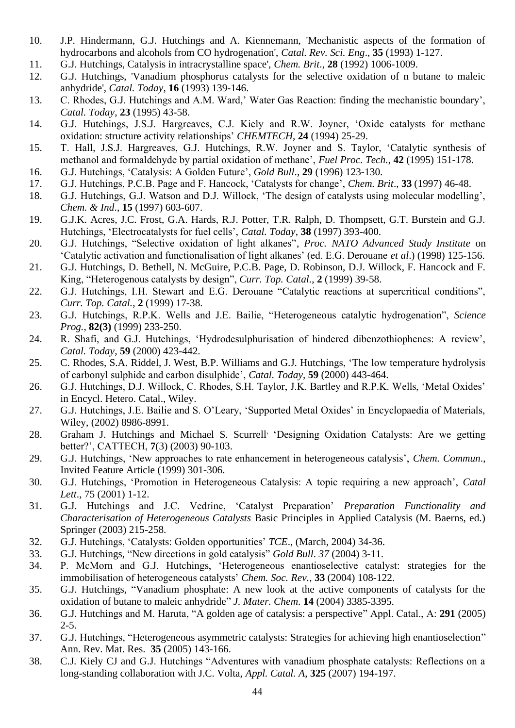10. J.P. Hindermann, G.J. Hutchings and A. Kiennemann, 'Mechanistic aspects of the formation of hydrocarbons and alcohols from CO hydrogenation', *Catal. Rev. Sci. Eng*., **35** (1993) 1-127.
11. G.J. Hutchings, Catalysis in intracrystalline space', *Chem. Brit*., **28** (1992) 1006-1009.
12. G.J. Hutchings, 'Vanadium phosphorus catalysts for the selective oxidation of n butane to maleic anhydride', *Catal. Today*, **16** (1993) 139-146.
13. C. Rhodes, G.J. Hutchings and A.M. Ward,' Water Gas Reaction: finding the mechanistic boundary', *Catal. Today*, **23** (1995) 43-58.
14. G.J. Hutchings, J.S.J. Hargreaves, C.J. Kiely and R.W. Joyner, 'Oxide catalysts for methane oxidation: structure activity relationships' *CHEMTECH*, **24** (1994) 25-29.
15. T. Hall, J.S.J. Hargreaves, G.J. Hutchings, R.W. Joyner and S. Taylor, 'Catalytic synthesis of methanol and formaldehyde by partial oxidation of methane', *Fuel Proc. Tech.*, **42** (1995) 151-178.
16. G.J. Hutchings, 'Catalysis: A Golden Future', *Gold Bull*., **29** (1996) 123-130.
17. G.J. Hutchings, P.C.B. Page and F. Hancock, 'Catalysts for change', *Chem. Brit*., **33** (1997) 46-48.
18. G.J. Hutchings, G.J. Watson and D.J. Willock, 'The design of catalysts using molecular modelling', *Chem. & Ind*., **15** (1997) 603-607.
19. G.J.K. Acres, J.C. Frost, G.A. Hards, R.J. Potter, T.R. Ralph, D. Thompsett, G.T. Burstein and G.J. Hutchings, 'Electrocatalysts for fuel cells', *Catal. Today*, **38** (1997) 393-400.
20. G.J. Hutchings, "Selective oxidation of light alkanes", *Proc. NATO Advanced Study Institute* on 'Catalytic activation and functionalisation of light alkanes' (ed. E.G. Derouane *et al*.) (1998) 125-156.
21. G.J. Hutchings, D. Bethell, N. McGuire, P.C.B. Page, D. Robinson, D.J. Willock, F. Hancock and F. King, "Heterogenous catalysts by design", *Curr. Top. Catal*., **2** (1999) 39-58.
22. G.J. Hutchings, I.H. Stewart and E.G. Derouane "Catalytic reactions at supercritical conditions", *Curr. Top. Catal.*, **2** (1999) 17-38.
23. G.J. Hutchings, R.P.K. Wells and J.E. Bailie, "Heterogeneous catalytic hydrogenation", *Science Prog.*, **82(3)** (1999) 233-250.
24. R. Shafi, and G.J. Hutchings, 'Hydrodesulphurisation of hindered dibenzothiophenes: A review', *Catal. Today*, **59** (2000) 423-442.
25. C. Rhodes, S.A. Riddel, J. West, B.P. Williams and G.J. Hutchings, 'The low temperature hydrolysis of carbonyl sulphide and carbon disulphide', *Catal. Today*, **59** (2000) 443-464.
26. G.J. Hutchings, D.J. Willock, C. Rhodes, S.H. Taylor, J.K. Bartley and R.P.K. Wells, 'Metal Oxides' in Encycl. Hetero. Catal., Wiley.
27. G.J. Hutchings, J.E. Bailie and S. O'Leary, 'Supported Metal Oxides' in Encyclopaedia of Materials, Wiley, (2002) 8986-8991.
28. Graham J. Hutchings and Michael S. Scurrell, 'Designing Oxidation Catalysts: Are we getting better?', CATTECH, **7**(3) (2003) 90-103.
29. G.J. Hutchings, 'New approaches to rate enhancement in heterogeneous catalysis', *Chem. Commun*., Invited Feature Article (1999) 301-306.
30. G.J. Hutchings, 'Promotion in Heterogeneous Catalysis: A topic requiring a new approach', *Catal Lett*., 75 (2001) 1-12.
31. G.J. Hutchings and J.C. Vedrine, 'Catalyst Preparation' *Preparation Functionality and Characterisation of Heterogeneous Catalysts* Basic Principles in Applied Catalysis (M. Baerns, ed.) Springer (2003) 215-258.
32. G.J. Hutchings, 'Catalysts: Golden opportunities' *TCE*., (March, 2004) 34-36.
33. G.J. Hutchings, "New directions in gold catalysis" *Gold Bull. 37* (2004) 3-11.
34. P. McMorn and G.J. Hutchings, 'Heterogeneous enantioselective catalyst: strategies for the immobilisation of heterogeneous catalysts' *Chem. Soc. Rev.*, **33** (2004) 108-122.
35. G.J. Hutchings, "Vanadium phosphate: A new look at the active components of catalysts for the oxidation of butane to maleic anhydride" *J. Mater. Chem*. **14** (2004) 3385-3395.
36. G.J. Hutchings and M. Haruta, "A golden age of catalysis: a perspective" Appl. Catal., A: **291** (2005) 2-5.
37. G.J. Hutchings, "Heterogeneous asymmetric catalysts: Strategies for achieving high enantioselection" Ann. Rev. Mat. Res. **35** (2005) 143-166.
38. C.J. Kiely CJ and G.J. Hutchings "Adventures with vanadium phosphate catalysts: Reflections on a long-standing collaboration with J.C. Volta, *Appl. Catal. A*, **325** (2007) 194-197.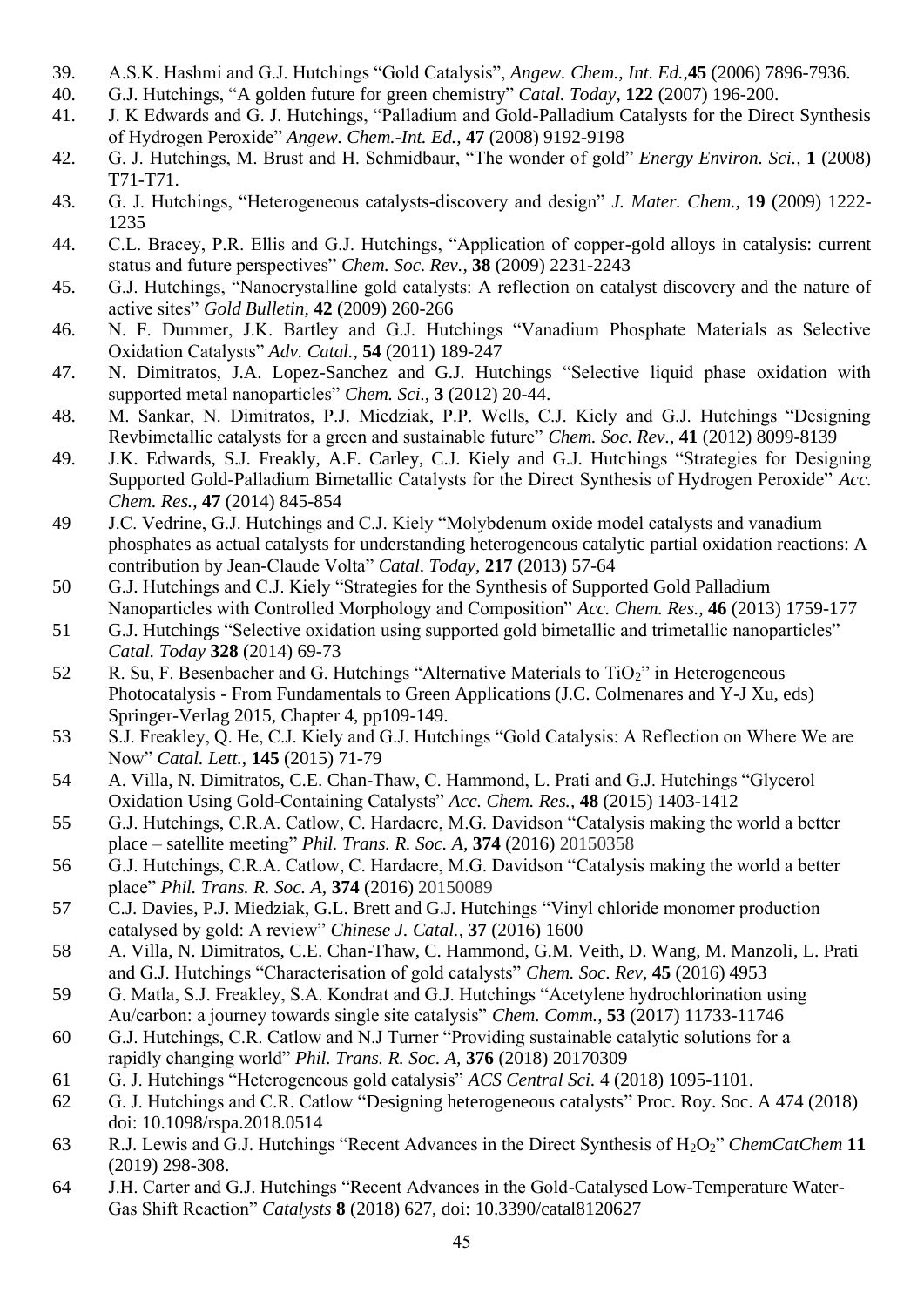39. A.S.K. Hashmi and G.J. Hutchings "Gold Catalysis", *Angew. Chem., Int. Ed.,***45** (2006) 7896-7936.
40. G.J. Hutchings, "A golden future for green chemistry" *Catal. Today,* **122** (2007) 196-200.
41. J. K Edwards and G. J. Hutchings, "Palladium and Gold-Palladium Catalysts for the Direct Synthesis of Hydrogen Peroxide" *Angew. Chem.-Int. Ed.,* **47** (2008) 9192-9198
42. G. J. Hutchings, M. Brust and H. Schmidbaur, "The wonder of gold" *Energy Environ. Sci.,* **1** (2008) T71-T71.
43. G. J. Hutchings, "Heterogeneous catalysts-discovery and design" *J. Mater. Chem.,* **19** (2009) 1222-1235
44. C.L. Bracey, P.R. Ellis and G.J. Hutchings, "Application of copper-gold alloys in catalysis: current status and future perspectives" *Chem. Soc. Rev.,* **38** (2009) 2231-2243
45. G.J. Hutchings, "Nanocrystalline gold catalysts: A reflection on catalyst discovery and the nature of active sites" *Gold Bulletin,* **42** (2009) 260-266
46. N. F. Dummer, J.K. Bartley and G.J. Hutchings "Vanadium Phosphate Materials as Selective Oxidation Catalysts" *Adv. Catal.,* **54** (2011) 189-247
47. N. Dimitratos, J.A. Lopez-Sanchez and G.J. Hutchings "Selective liquid phase oxidation with supported metal nanoparticles" *Chem. Sci.,* **3** (2012) 20-44.
48. M. Sankar, N. Dimitratos, P.J. Miedziak, P.P. Wells, C.J. Kiely and G.J. Hutchings "Designing Revbimetallic catalysts for a green and sustainable future" *Chem. Soc. Rev.,* **41** (2012) 8099-8139
49. J.K. Edwards, S.J. Freakly, A.F. Carley, C.J. Kiely and G.J. Hutchings "Strategies for Designing Supported Gold-Palladium Bimetallic Catalysts for the Direct Synthesis of Hydrogen Peroxide" *Acc. Chem. Res.,* **47** (2014) 845-854
49 J.C. Vedrine, G.J. Hutchings and C.J. Kiely "Molybdenum oxide model catalysts and vanadium phosphates as actual catalysts for understanding heterogeneous catalytic partial oxidation reactions: A contribution by Jean-Claude Volta" *Catal. Today,* **217** (2013) 57-64
50 G.J. Hutchings and C.J. Kiely "Strategies for the Synthesis of Supported Gold Palladium Nanoparticles with Controlled Morphology and Composition" *Acc. Chem. Res.,* **46** (2013) 1759-177
51 G.J. Hutchings "Selective oxidation using supported gold bimetallic and trimetallic nanoparticles" *Catal. Today* **328** (2014) 69-73
52 R. Su, F. Besenbacher and G. Hutchings "Alternative Materials to $TiO_2$" in Heterogeneous Photocatalysis - From Fundamentals to Green Applications (J.C. Colmenares and Y-J Xu, eds) Springer-Verlag 2015, Chapter 4, pp109-149.
53 S.J. Freakley, Q. He, C.J. Kiely and G.J. Hutchings "Gold Catalysis: A Reflection on Where We are Now" *Catal. Lett.,* **145** (2015) 71-79
54 A. Villa, N. Dimitratos, C.E. Chan-Thaw, C. Hammond, L. Prati and G.J. Hutchings "Glycerol Oxidation Using Gold-Containing Catalysts" *Acc. Chem. Res.,* **48** (2015) 1403-1412
55 G.J. Hutchings, C.R.A. Catlow, C. Hardacre, M.G. Davidson "Catalysis making the world a better place – satellite meeting" *Phil. Trans. R. Soc. A,* **374** (2016) 20150358
56 G.J. Hutchings, C.R.A. Catlow, C. Hardacre, M.G. Davidson "Catalysis making the world a better place" *Phil. Trans. R. Soc. A,* **374** (2016) 20150089
57 C.J. Davies, P.J. Miedziak, G.L. Brett and G.J. Hutchings "Vinyl chloride monomer production catalysed by gold: A review" *Chinese J. Catal.,* **37** (2016) 1600
58 A. Villa, N. Dimitratos, C.E. Chan-Thaw, C. Hammond, G.M. Veith, D. Wang, M. Manzoli, L. Prati and G.J. Hutchings "Characterisation of gold catalysts" *Chem. Soc. Rev,* **45** (2016) 4953
59 G. Matla, S.J. Freakley, S.A. Kondrat and G.J. Hutchings "Acetylene hydrochlorination using Au/carbon: a journey towards single site catalysis" *Chem. Comm.,* **53** (2017) 11733-11746
60 G.J. Hutchings, C.R. Catlow and N.J Turner "Providing sustainable catalytic solutions for a rapidly changing world" *Phil. Trans. R. Soc. A,* **376** (2018) 20170309
61 G. J. Hutchings "Heterogeneous gold catalysis" *ACS Central Sci.* 4 (2018) 1095-1101.
62 G. J. Hutchings and C.R. Catlow "Designing heterogeneous catalysts" Proc. Roy. Soc. A 474 (2018) doi: 10.1098/rspa.2018.0514
63 R.J. Lewis and G.J. Hutchings "Recent Advances in the Direct Synthesis of $H_2O_2$" *ChemCatChem* **11** (2019) 298-308.
64 J.H. Carter and G.J. Hutchings "Recent Advances in the Gold-Catalysed Low-Temperature Water-Gas Shift Reaction" *Catalysts* **8** (2018) 627, doi: 10.3390/catal8120627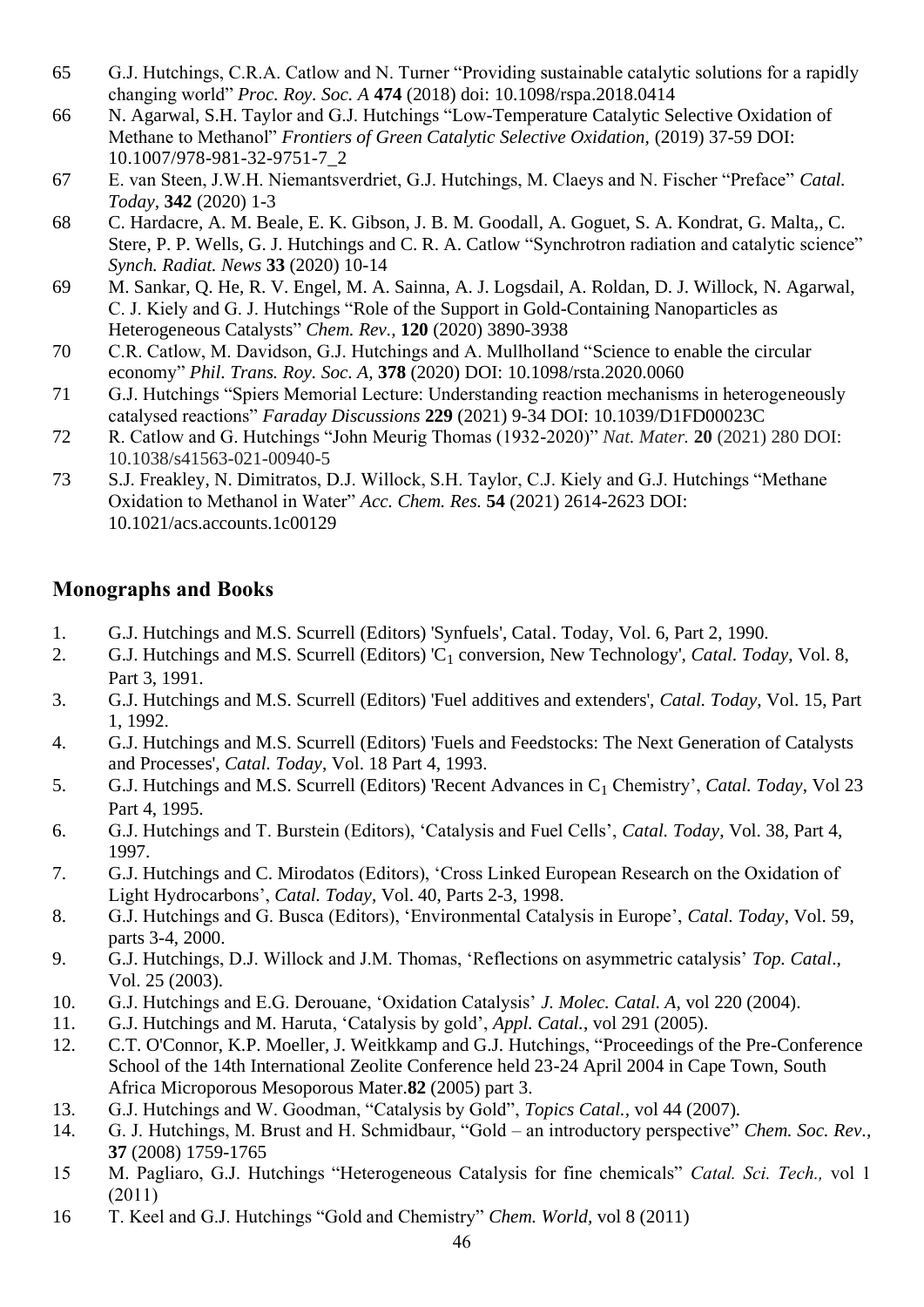65 G.J. Hutchings, C.R.A. Catlow and N. Turner "Providing sustainable catalytic solutions for a rapidly changing world" *Proc. Roy. Soc. A* **474** (2018) doi: 10.1098/rspa.2018.0414

66 N. Agarwal, S.H. Taylor and G.J. Hutchings "Low-Temperature Catalytic Selective Oxidation of Methane to Methanol" *Frontiers of Green Catalytic Selective Oxidation,* (2019) 37-59 DOI: 10.1007/978-981-32-9751-7_2

67 E. van Steen, J.W.H. Niemantsverdriet, G.J. Hutchings, M. Claeys and N. Fischer "Preface" *Catal. Today,* **342** (2020) 1-3

68 C. Hardacre, A. M. Beale, E. K. Gibson, J. B. M. Goodall, A. Goguet, S. A. Kondrat, G. Malta,, C. Stere, P. P. Wells, G. J. Hutchings and C. R. A. Catlow "Synchrotron radiation and catalytic science" *Synch. Radiat. News* **33** (2020) 10-14

69 M. Sankar, Q. He, R. V. Engel, M. A. Sainna, A. J. Logsdail, A. Roldan, D. J. Willock, N. Agarwal, C. J. Kiely and G. J. Hutchings "Role of the Support in Gold-Containing Nanoparticles as Heterogeneous Catalysts" *Chem. Rev.,* **120** (2020) 3890-3938

70 C.R. Catlow, M. Davidson, G.J. Hutchings and A. Mullholland "Science to enable the circular economy" *Phil. Trans. Roy. Soc. A,* **378** (2020) DOI: 10.1098/rsta.2020.0060

71 G.J. Hutchings "Spiers Memorial Lecture: Understanding reaction mechanisms in heterogeneously catalysed reactions" *Faraday Discussions* **229** (2021) 9-34 DOI: 10.1039/D1FD00023C

72 R. Catlow and G. Hutchings "John Meurig Thomas (1932-2020)" *Nat. Mater.* **20** (2021) 280 DOI: 10.1038/s41563-021-00940-5

73 S.J. Freakley, N. Dimitratos, D.J. Willock, S.H. Taylor, C.J. Kiely and G.J. Hutchings "Methane Oxidation to Methanol in Water" *Acc. Chem. Res.* **54** (2021) 2614-2623 DOI: 10.1021/acs.accounts.1c00129

## Monographs and Books

1. G.J. Hutchings and M.S. Scurrell (Editors) 'Synfuels', Catal. Today, Vol. 6, Part 2, 1990.
2. G.J. Hutchings and M.S. Scurrell (Editors) '$C_1$ conversion, New Technology', *Catal. Today*, Vol. 8, Part 3, 1991.
3. G.J. Hutchings and M.S. Scurrell (Editors) 'Fuel additives and extenders', *Catal. Today*, Vol. 15, Part 1, 1992.
4. G.J. Hutchings and M.S. Scurrell (Editors) 'Fuels and Feedstocks: The Next Generation of Catalysts and Processes', *Catal. Today*, Vol. 18 Part 4, 1993.
5. G.J. Hutchings and M.S. Scurrell (Editors) 'Recent Advances in $C_1$ Chemistry', *Catal. Today,* Vol 23 Part 4, 1995.
6. G.J. Hutchings and T. Burstein (Editors), 'Catalysis and Fuel Cells', *Catal. Today*, Vol. 38, Part 4, 1997.
7. G.J. Hutchings and C. Mirodatos (Editors), 'Cross Linked European Research on the Oxidation of Light Hydrocarbons', *Catal. Today*, Vol. 40, Parts 2-3, 1998.
8. G.J. Hutchings and G. Busca (Editors), 'Environmental Catalysis in Europe', *Catal. Today*, Vol. 59, parts 3-4, 2000.
9. G.J. Hutchings, D.J. Willock and J.M. Thomas, 'Reflections on asymmetric catalysis' *Top. Catal*., Vol. 25 (2003).
10. G.J. Hutchings and E.G. Derouane, 'Oxidation Catalysis' *J. Molec. Catal. A,* vol 220 (2004).
11. G.J. Hutchings and M. Haruta, 'Catalysis by gold', *Appl. Catal.,* vol 291 (2005).
12. C.T. O'Connor, K.P. Moeller, J. Weitkkamp and G.J. Hutchings, "Proceedings of the Pre-Conference School of the 14th International Zeolite Conference held 23-24 April 2004 in Cape Town, South Africa Microporous Mesoporous Mater.**82** (2005) part 3.
13. G.J. Hutchings and W. Goodman, "Catalysis by Gold", *Topics Catal.,* vol 44 (2007).
14. G. J. Hutchings, M. Brust and H. Schmidbaur, "Gold – an introductory perspective" *Chem. Soc. Rev.,* **37** (2008) 1759-1765
15. M. Pagliaro, G.J. Hutchings "Heterogeneous Catalysis for fine chemicals" *Catal. Sci. Tech.,* vol 1 (2011)
16. T. Keel and G.J. Hutchings "Gold and Chemistry" *Chem. World*, vol 8 (2011)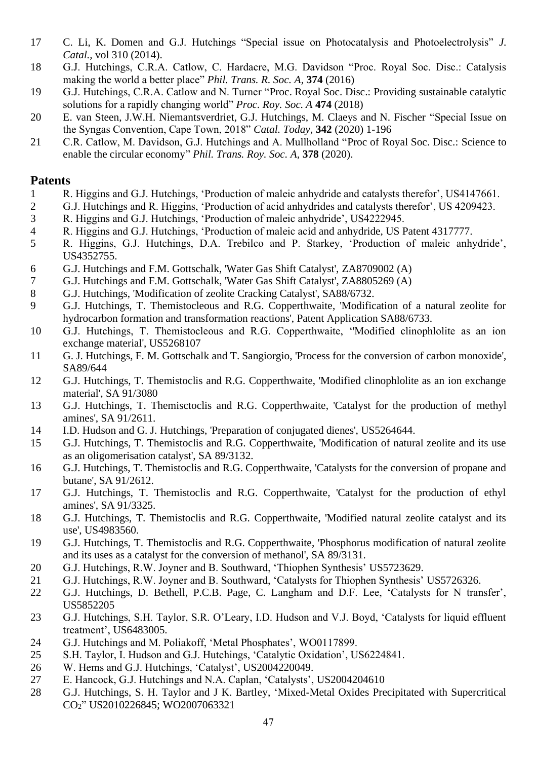17 C. Li, K. Domen and G.J. Hutchings "Special issue on Photocatalysis and Photoelectrolysis" *J. Catal.*, vol 310 (2014).

18 G.J. Hutchings, C.R.A. Catlow, C. Hardacre, M.G. Davidson "Proc. Royal Soc. Disc.: Catalysis making the world a better place" *Phil. Trans. R. Soc. A*, **374** (2016)

19 G.J. Hutchings, C.R.A. Catlow and N. Turner "Proc. Royal Soc. Disc.: Providing sustainable catalytic solutions for a rapidly changing world" *Proc. Roy. Soc. A* **474** (2018)

20 E. van Steen, J.W.H. Niemantsverdriet, G.J. Hutchings, M. Claeys and N. Fischer "Special Issue on the Syngas Convention, Cape Town, 2018" *Catal. Today*, **342** (2020) 1-196

21 C.R. Catlow, M. Davidson, G.J. Hutchings and A. Mullholland "Proc of Royal Soc. Disc.: Science to enable the circular economy" *Phil. Trans. Roy. Soc. A*, **378** (2020).

## Patents

1 R. Higgins and G.J. Hutchings, 'Production of maleic anhydride and catalysts therefor', US4147661.

2 G.J. Hutchings and R. Higgins, 'Production of acid anhydrides and catalysts therefor', US 4209423.

3 R. Higgins and G.J. Hutchings, 'Production of maleic anhydride', US4222945.

4 R. Higgins and G.J. Hutchings, 'Production of maleic acid and anhydride, US Patent 4317777.

5 R. Higgins, G.J. Hutchings, D.A. Trebilco and P. Starkey, 'Production of maleic anhydride', US4352755.

6 G.J. Hutchings and F.M. Gottschalk, 'Water Gas Shift Catalyst', ZA8709002 (A)

7 G.J. Hutchings and F.M. Gottschalk, 'Water Gas Shift Catalyst', ZA8805269 (A)

8 G.J. Hutchings, 'Modification of zeolite Cracking Catalyst', SA88/6732.

9 G.J. Hutchings, T. Themistocleous and R.G. Copperthwaite, 'Modification of a natural zeolite for hydrocarbon formation and transformation reactions', Patent Application SA88/6733.

10 G.J. Hutchings, T. Themistocleous and R.G. Copperthwaite, ''Modified clinophlolite as an ion exchange material', US5268107

11 G. J. Hutchings, F. M. Gottschalk and T. Sangiorgio, 'Process for the conversion of carbon monoxide', SA89/644

12 G.J. Hutchings, T. Themistoclis and R.G. Copperthwaite, 'Modified clinophlolite as an ion exchange material', SA 91/3080

13 G.J. Hutchings, T. Themisctoclis and R.G. Copperthwaite, 'Catalyst for the production of methyl amines', SA 91/2611.

14 I.D. Hudson and G. J. Hutchings, 'Preparation of conjugated dienes', US5264644.

15 G.J. Hutchings, T. Themistoclis and R.G. Copperthwaite, 'Modification of natural zeolite and its use as an oligomerisation catalyst', SA 89/3132.

16 G.J. Hutchings, T. Themistoclis and R.G. Copperthwaite, 'Catalysts for the conversion of propane and butane', SA 91/2612.

17 G.J. Hutchings, T. Themistoclis and R.G. Copperthwaite, 'Catalyst for the production of ethyl amines', SA 91/3325.

18 G.J. Hutchings, T. Themistoclis and R.G. Copperthwaite, 'Modified natural zeolite catalyst and its use', US4983560.

19 G.J. Hutchings, T. Themistoclis and R.G. Copperthwaite, 'Phosphorus modification of natural zeolite and its uses as a catalyst for the conversion of methanol', SA 89/3131.

20 G.J. Hutchings, R.W. Joyner and B. Southward, 'Thiophen Synthesis' US5723629.

21 G.J. Hutchings, R.W. Joyner and B. Southward, 'Catalysts for Thiophen Synthesis' US5726326.

22 G.J. Hutchings, D. Bethell, P.C.B. Page, C. Langham and D.F. Lee, 'Catalysts for N transfer', US5852205

23 G.J. Hutchings, S.H. Taylor, S.R. O'Leary, I.D. Hudson and V.J. Boyd, 'Catalysts for liquid effluent treatment', US6483005.

24 G.J. Hutchings and M. Poliakoff, 'Metal Phosphates', WO0117899.

25 S.H. Taylor, I. Hudson and G.J. Hutchings, 'Catalytic Oxidation', US6224841.

26 W. Hems and G.J. Hutchings, 'Catalyst', US2004220049.

27 E. Hancock, G.J. Hutchings and N.A. Caplan, 'Catalysts', US2004204610

28 G.J. Hutchings, S. H. Taylor and J K. Bartley, 'Mixed-Metal Oxides Precipitated with Supercritical $CO_2$" US2010226845; WO2007063321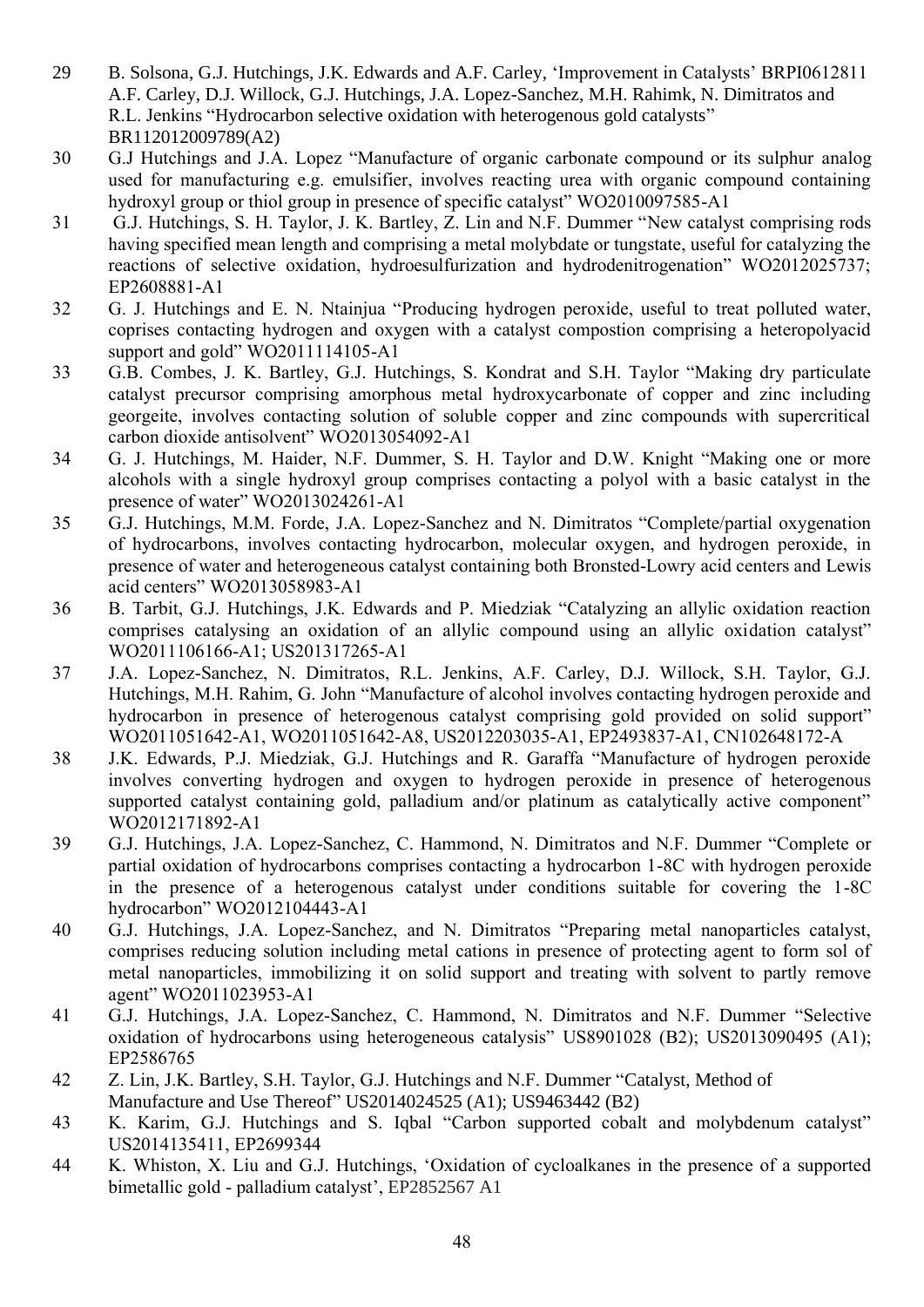29 B. Solsona, G.J. Hutchings, J.K. Edwards and A.F. Carley, 'Improvement in Catalysts' BRPI0612811
A.F. Carley, D.J. Willock, G.J. Hutchings, J.A. Lopez-Sanchez, M.H. Rahimk, N. Dimitratos and R.L. Jenkins "Hydrocarbon selective oxidation with heterogenous gold catalysts" BR112012009789(A2)

30 G.J Hutchings and J.A. Lopez "Manufacture of organic carbonate compound or its sulphur analog used for manufacturing e.g. emulsifier, involves reacting urea with organic compound containing hydroxyl group or thiol group in presence of specific catalyst" WO2010097585-A1

31 G.J. Hutchings, S. H. Taylor, J. K. Bartley, Z. Lin and N.F. Dummer "New catalyst comprising rods having specified mean length and comprising a metal molybdate or tungstate, useful for catalyzing the reactions of selective oxidation, hydroesulfurization and hydrodenitrogenation" WO2012025737; EP2608881-A1

32 G. J. Hutchings and E. N. Ntainjua "Producing hydrogen peroxide, useful to treat polluted water, coprises contacting hydrogen and oxygen with a catalyst compostion comprising a heteropolyacid support and gold" WO2011114105-A1

33 G.B. Combes, J. K. Bartley, G.J. Hutchings, S. Kondrat and S.H. Taylor "Making dry particulate catalyst precursor comprising amorphous metal hydroxycarbonate of copper and zinc including georgeite, involves contacting solution of soluble copper and zinc compounds with supercritical carbon dioxide antisolvent" WO2013054092-A1

34 G. J. Hutchings, M. Haider, N.F. Dummer, S. H. Taylor and D.W. Knight "Making one or more alcohols with a single hydroxyl group comprises contacting a polyol with a basic catalyst in the presence of water" WO2013024261-A1

35 G.J. Hutchings, M.M. Forde, J.A. Lopez-Sanchez and N. Dimitratos "Complete/partial oxygenation of hydrocarbons, involves contacting hydrocarbon, molecular oxygen, and hydrogen peroxide, in presence of water and heterogeneous catalyst containing both Bronsted-Lowry acid centers and Lewis acid centers" WO2013058983-A1

36 B. Tarbit, G.J. Hutchings, J.K. Edwards and P. Miedziak "Catalyzing an allylic oxidation reaction comprises catalysing an oxidation of an allylic compound using an allylic oxidation catalyst" WO2011106166-A1; US201317265-A1

37 J.A. Lopez-Sanchez, N. Dimitratos, R.L. Jenkins, A.F. Carley, D.J. Willock, S.H. Taylor, G.J. Hutchings, M.H. Rahim, G. John "Manufacture of alcohol involves contacting hydrogen peroxide and hydrocarbon in presence of heterogenous catalyst comprising gold provided on solid support" WO2011051642-A1, WO2011051642-A8, US2012203035-A1, EP2493837-A1, CN102648172-A

38 J.K. Edwards, P.J. Miedziak, G.J. Hutchings and R. Garaffa "Manufacture of hydrogen peroxide involves converting hydrogen and oxygen to hydrogen peroxide in presence of heterogenous supported catalyst containing gold, palladium and/or platinum as catalytically active component" WO2012171892-A1

39 G.J. Hutchings, J.A. Lopez-Sanchez, C. Hammond, N. Dimitratos and N.F. Dummer "Complete or partial oxidation of hydrocarbons comprises contacting a hydrocarbon 1-8C with hydrogen peroxide in the presence of a heterogenous catalyst under conditions suitable for covering the 1-8C hydrocarbon" WO2012104443-A1

40 G.J. Hutchings, J.A. Lopez-Sanchez, and N. Dimitratos "Preparing metal nanoparticles catalyst, comprises reducing solution including metal cations in presence of protecting agent to form sol of metal nanoparticles, immobilizing it on solid support and treating with solvent to partly remove agent" WO2011023953-A1

41 G.J. Hutchings, J.A. Lopez-Sanchez, C. Hammond, N. Dimitratos and N.F. Dummer "Selective oxidation of hydrocarbons using heterogeneous catalysis" US8901028 (B2); US2013090495 (A1); EP2586765

42 Z. Lin, J.K. Bartley, S.H. Taylor, G.J. Hutchings and N.F. Dummer "Catalyst, Method of Manufacture and Use Thereof" US2014024525 (A1); US9463442 (B2)

43 K. Karim, G.J. Hutchings and S. Iqbal "Carbon supported cobalt and molybdenum catalyst" US2014135411, EP2699344

44 K. Whiston, X. Liu and G.J. Hutchings, 'Oxidation of cycloalkanes in the presence of a supported bimetallic gold - palladium catalyst', EP2852567 A1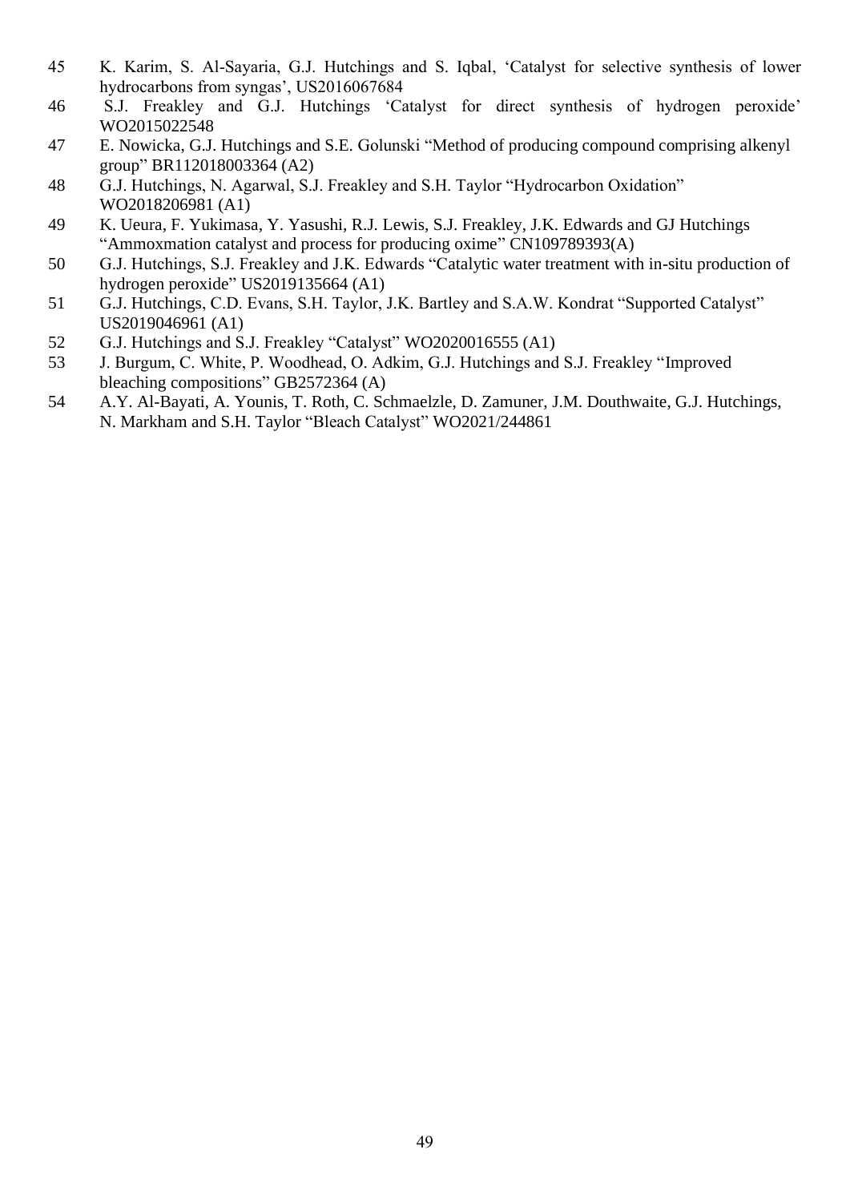45 K. Karim, S. Al-Sayaria, G.J. Hutchings and S. Iqbal, 'Catalyst for selective synthesis of lower hydrocarbons from syngas', US2016067684

46 S.J. Freakley and G.J. Hutchings 'Catalyst for direct synthesis of hydrogen peroxide' WO2015022548

47 E. Nowicka, G.J. Hutchings and S.E. Golunski "Method of producing compound comprising alkenyl group" BR112018003364 (A2)

48 G.J. Hutchings, N. Agarwal, S.J. Freakley and S.H. Taylor "Hydrocarbon Oxidation" WO2018206981 (A1)

49 K. Ueura, F. Yukimasa, Y. Yasushi, R.J. Lewis, S.J. Freakley, J.K. Edwards and GJ Hutchings "Ammoxmation catalyst and process for producing oxime" CN109789393(A)

50 G.J. Hutchings, S.J. Freakley and J.K. Edwards "Catalytic water treatment with in-situ production of hydrogen peroxide" US2019135664 (A1)

51 G.J. Hutchings, C.D. Evans, S.H. Taylor, J.K. Bartley and S.A.W. Kondrat "Supported Catalyst" US2019046961 (A1)

52 G.J. Hutchings and S.J. Freakley "Catalyst" WO2020016555 (A1)

53 J. Burgum, C. White, P. Woodhead, O. Adkim, G.J. Hutchings and S.J. Freakley "Improved bleaching compositions" GB2572364 (A)

54 A.Y. Al-Bayati, A. Younis, T. Roth, C. Schmaelzle, D. Zamuner, J.M. Douthwaite, G.J. Hutchings, N. Markham and S.H. Taylor "Bleach Catalyst" WO2021/244861